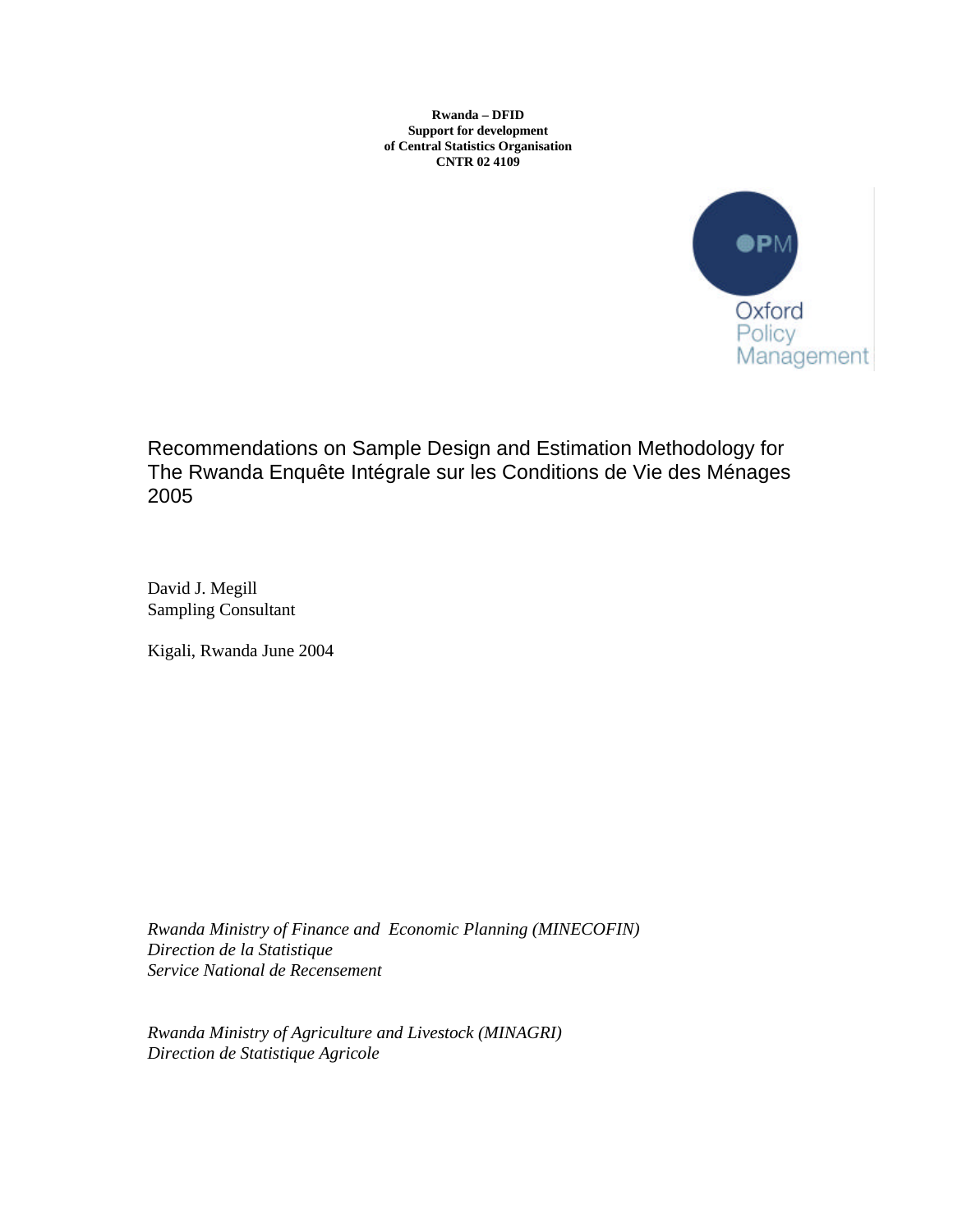**Rwanda – DFID**
**Support for development**
**of Central Statistics Organisation**
**CNTR 02 4109**

OPM
Oxford
Policy
Management

# Recommendations on Sample Design and Estimation Methodology for The Rwanda Enquête Intégrale sur les Conditions de Vie des Ménages 2005

David J. Megill
Sampling Consultant

Kigali, Rwanda June 2004

*Rwanda Ministry of Finance and Economic Planning (MINECOFIN)*
*Direction de la Statistique*
*Service National de Recensement*

*Rwanda Ministry of Agriculture and Livestock (MINAGRI)*
*Direction de Statistique Agricole*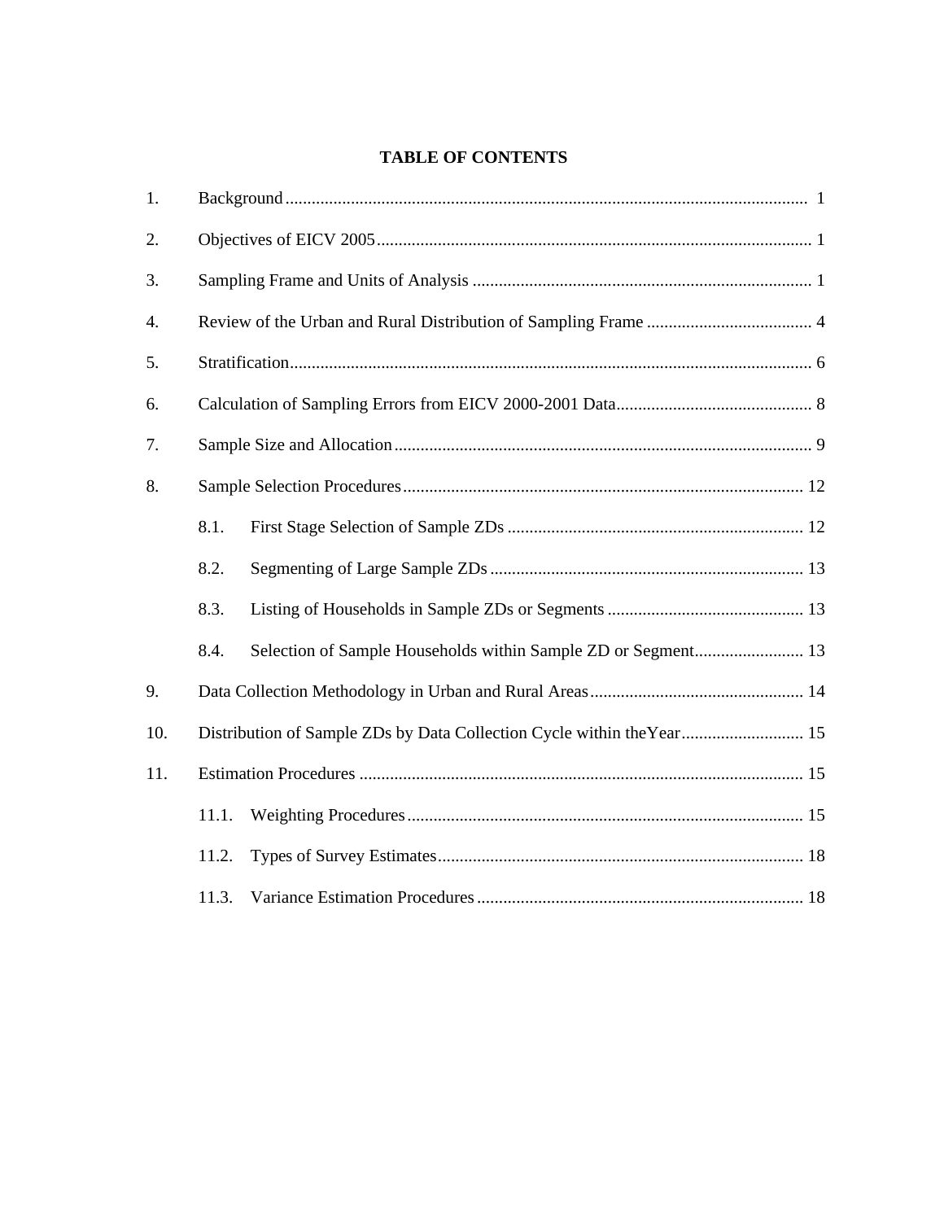# TABLE OF CONTENTS

1. Background ........................................................................................................................ 1
2. Objectives of EICV 2005................................................................................................... 1
3. Sampling Frame and Units of Analysis .............................................................................. 1
4. Review of the Urban and Rural Distribution of Sampling Frame ...................................... 4
5. Stratification....................................................................................................................... 6
6. Calculation of Sampling Errors from EICV 2000-2001 Data............................................. 8
7. Sample Size and Allocation ................................................................................................ 9
8. Sample Selection Procedures............................................................................................ 12
   - 8.1. First Stage Selection of Sample ZDs .................................................................... 12
   - 8.2. Segmenting of Large Sample ZDs ........................................................................ 13
   - 8.3. Listing of Households in Sample ZDs or Segments ............................................. 13
   - 8.4. Selection of Sample Households within Sample ZD or Segment......................... 13
9. Data Collection Methodology in Urban and Rural Areas................................................. 14
10. Distribution of Sample ZDs by Data Collection Cycle within theYear............................ 15
11. Estimation Procedures ..................................................................................................... 15
    - 11.1. Weighting Procedures........................................................................................... 15
    - 11.2. Types of Survey Estimates.................................................................................... 18
    - 11.3. Variance Estimation Procedures ........................................................................... 18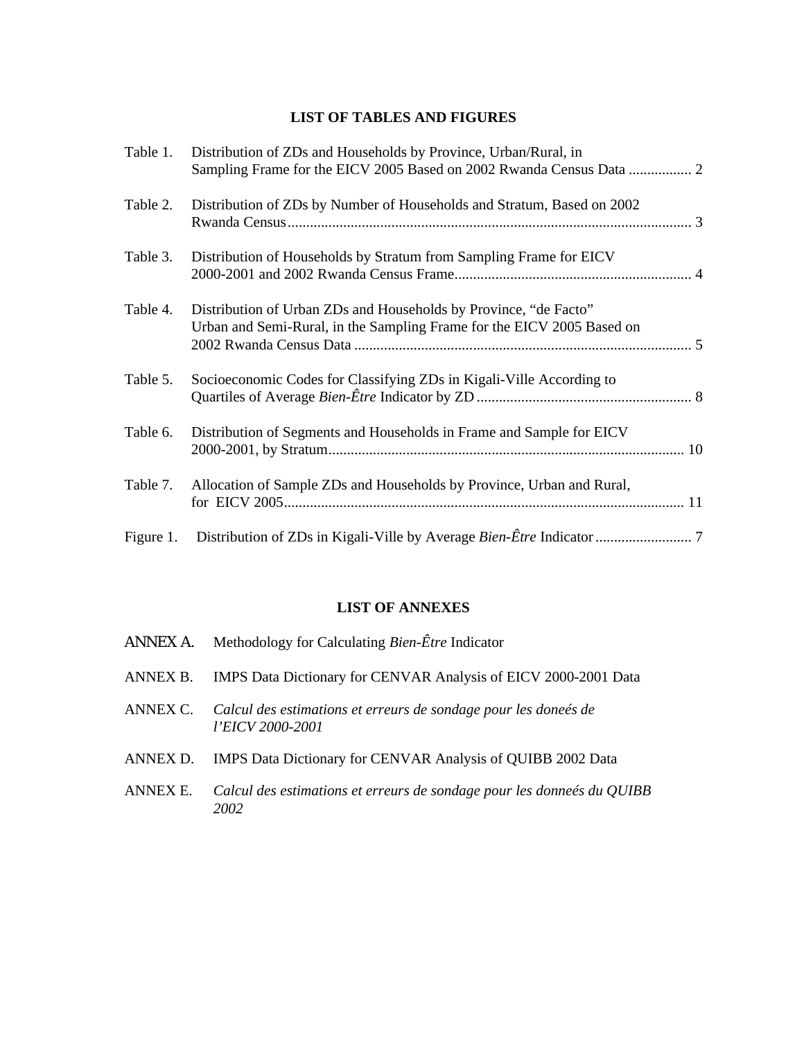## LIST OF TABLES AND FIGURES

Table 1. Distribution of ZDs and Households by Province, Urban/Rural, in Sampling Frame for the EICV 2005 Based on 2002 Rwanda Census Data ................. 2

Table 2. Distribution of ZDs by Number of Households and Stratum, Based on 2002 Rwanda Census ............................................................................................................ 3

Table 3. Distribution of Households by Stratum from Sampling Frame for EICV 2000-2001 and 2002 Rwanda Census Frame................................................................ 4

Table 4. Distribution of Urban ZDs and Households by Province, “de Facto” Urban and Semi-Rural, in the Sampling Frame for the EICV 2005 Based on 2002 Rwanda Census Data ........................................................................................... 5

Table 5. Socioeconomic Codes for Classifying ZDs in Kigali-Ville According to Quartiles of Average *Bien-Être* Indicator by ZD .......................................................... 8

Table 6. Distribution of Segments and Households in Frame and Sample for EICV 2000-2001, by Stratum................................................................................................ 10

Table 7. Allocation of Sample ZDs and Households by Province, Urban and Rural, for EICV 2005........................................................................................................... 11

Figure 1. Distribution of ZDs in Kigali-Ville by Average *Bien-Être* Indicator .......................... 7

## LIST OF ANNEXES

ANNEX A. Methodology for Calculating *Bien-Être* Indicator

ANNEX B. IMPS Data Dictionary for CENVAR Analysis of EICV 2000-2001 Data

ANNEX C. *Calcul des estimations et erreurs de sondage pour les doneés de l’EICV 2000-2001*

ANNEX D. IMPS Data Dictionary for CENVAR Analysis of QUIBB 2002 Data

ANNEX E. *Calcul des estimations et erreurs de sondage pour les donneés du QUIBB 2002*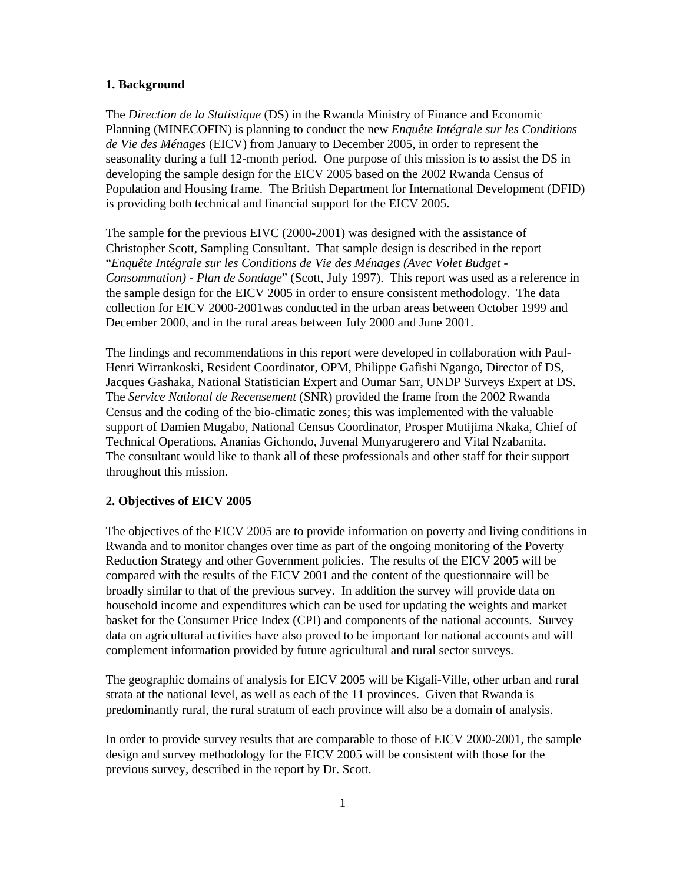## 1. Background

The *Direction de la Statistique* (DS) in the Rwanda Ministry of Finance and Economic Planning (MINECOFIN) is planning to conduct the new *Enquête Intégrale sur les Conditions de Vie des Ménages* (EICV) from January to December 2005, in order to represent the seasonality during a full 12-month period. One purpose of this mission is to assist the DS in developing the sample design for the EICV 2005 based on the 2002 Rwanda Census of Population and Housing frame. The British Department for International Development (DFID) is providing both technical and financial support for the EICV 2005.

The sample for the previous EIVC (2000-2001) was designed with the assistance of Christopher Scott, Sampling Consultant. That sample design is described in the report "*Enquête Intégrale sur les Conditions de Vie des Ménages (Avec Volet Budget - Consommation) - Plan de Sondage*" (Scott, July 1997). This report was used as a reference in the sample design for the EICV 2005 in order to ensure consistent methodology. The data collection for EICV 2000-2001was conducted in the urban areas between October 1999 and December 2000, and in the rural areas between July 2000 and June 2001.

The findings and recommendations in this report were developed in collaboration with Paul-Henri Wirrankoski, Resident Coordinator, OPM, Philippe Gafishi Ngango, Director of DS, Jacques Gashaka, National Statistician Expert and Oumar Sarr, UNDP Surveys Expert at DS. The *Service National de Recensement* (SNR) provided the frame from the 2002 Rwanda Census and the coding of the bio-climatic zones; this was implemented with the valuable support of Damien Mugabo, National Census Coordinator, Prosper Mutijima Nkaka, Chief of Technical Operations, Ananias Gichondo, Juvenal Munyarugerero and Vital Nzabanita. The consultant would like to thank all of these professionals and other staff for their support throughout this mission.

## 2. Objectives of EICV 2005

The objectives of the EICV 2005 are to provide information on poverty and living conditions in Rwanda and to monitor changes over time as part of the ongoing monitoring of the Poverty Reduction Strategy and other Government policies. The results of the EICV 2005 will be compared with the results of the EICV 2001 and the content of the questionnaire will be broadly similar to that of the previous survey. In addition the survey will provide data on household income and expenditures which can be used for updating the weights and market basket for the Consumer Price Index (CPI) and components of the national accounts. Survey data on agricultural activities have also proved to be important for national accounts and will complement information provided by future agricultural and rural sector surveys.

The geographic domains of analysis for EICV 2005 will be Kigali-Ville, other urban and rural strata at the national level, as well as each of the 11 provinces. Given that Rwanda is predominantly rural, the rural stratum of each province will also be a domain of analysis.

In order to provide survey results that are comparable to those of EICV 2000-2001, the sample design and survey methodology for the EICV 2005 will be consistent with those for the previous survey, described in the report by Dr. Scott.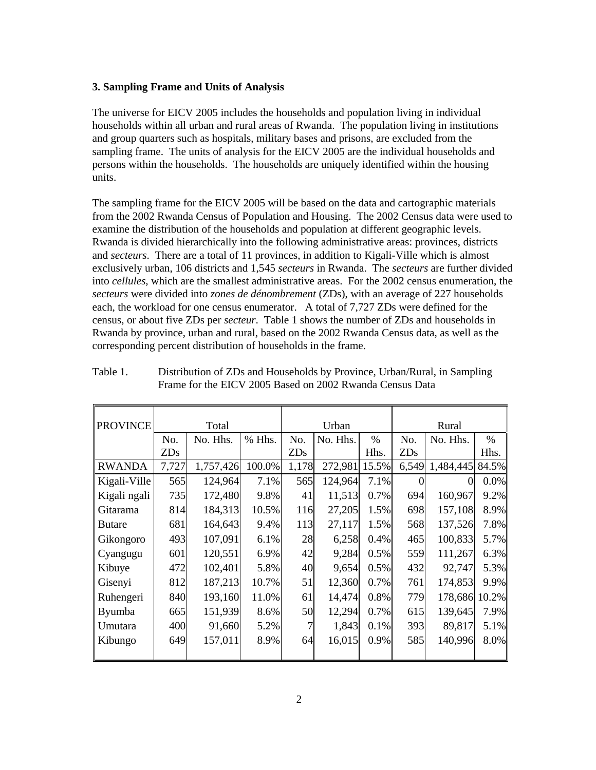### 3. Sampling Frame and Units of Analysis

The universe for EICV 2005 includes the households and population living in individual households within all urban and rural areas of Rwanda. The population living in institutions and group quarters such as hospitals, military bases and prisons, are excluded from the sampling frame. The units of analysis for the EICV 2005 are the individual households and persons within the households. The households are uniquely identified within the housing units.

The sampling frame for the EICV 2005 will be based on the data and cartographic materials from the 2002 Rwanda Census of Population and Housing. The 2002 Census data were used to examine the distribution of the households and population at different geographic levels. Rwanda is divided hierarchically into the following administrative areas: provinces, districts and *secteurs*. There are a total of 11 provinces, in addition to Kigali-Ville which is almost exclusively urban, 106 districts and 1,545 *secteurs* in Rwanda. The *secteurs* are further divided into *cellules*, which are the smallest administrative areas. For the 2002 census enumeration, the *secteurs* were divided into *zones de dénombrement* (ZDs), with an average of 227 households each, the workload for one census enumerator. A total of 7,727 ZDs were defined for the census, or about five ZDs per *secteur*. Table 1 shows the number of ZDs and households in Rwanda by province, urban and rural, based on the 2002 Rwanda Census data, as well as the corresponding percent distribution of households in the frame.

Table 1. Distribution of ZDs and Households by Province, Urban/Rural, in Sampling Frame for the EICV 2005 Based on 2002 Rwanda Census Data

| PROVINCE | Total | | | Urban | | | Rural | | |
|---|---|---|---|---|---|---|---|---|---|
| | No. ZDs | No. Hhs. | % Hhs. | No. ZDs | No. Hhs. | % Hhs. | No. ZDs | No. Hhs. | % Hhs. |
| RWANDA | 7,727 | 1,757,426 | 100.0% | 1,178 | 272,981 | 15.5% | 6,549 | 1,484,445 | 84.5% |
| Kigali-Ville | 565 | 124,964 | 7.1% | 565 | 124,964 | 7.1% | 0 | 0 | 0.0% |
| Kigali ngali | 735 | 172,480 | 9.8% | 41 | 11,513 | 0.7% | 694 | 160,967 | 9.2% |
| Gitarama | 814 | 184,313 | 10.5% | 116 | 27,205 | 1.5% | 698 | 157,108 | 8.9% |
| Butare | 681 | 164,643 | 9.4% | 113 | 27,117 | 1.5% | 568 | 137,526 | 7.8% |
| Gikongoro | 493 | 107,091 | 6.1% | 28 | 6,258 | 0.4% | 465 | 100,833 | 5.7% |
| Cyangugu | 601 | 120,551 | 6.9% | 42 | 9,284 | 0.5% | 559 | 111,267 | 6.3% |
| Kibuye | 472 | 102,401 | 5.8% | 40 | 9,654 | 0.5% | 432 | 92,747 | 5.3% |
| Gisenyi | 812 | 187,213 | 10.7% | 51 | 12,360 | 0.7% | 761 | 174,853 | 9.9% |
| Ruhengeri | 840 | 193,160 | 11.0% | 61 | 14,474 | 0.8% | 779 | 178,686 | 10.2% |
| Byumba | 665 | 151,939 | 8.6% | 50 | 12,294 | 0.7% | 615 | 139,645 | 7.9% |
| Umutara | 400 | 91,660 | 5.2% | 7 | 1,843 | 0.1% | 393 | 89,817 | 5.1% |
| Kibungo | 649 | 157,011 | 8.9% | 64 | 16,015 | 0.9% | 585 | 140,996 | 8.0% |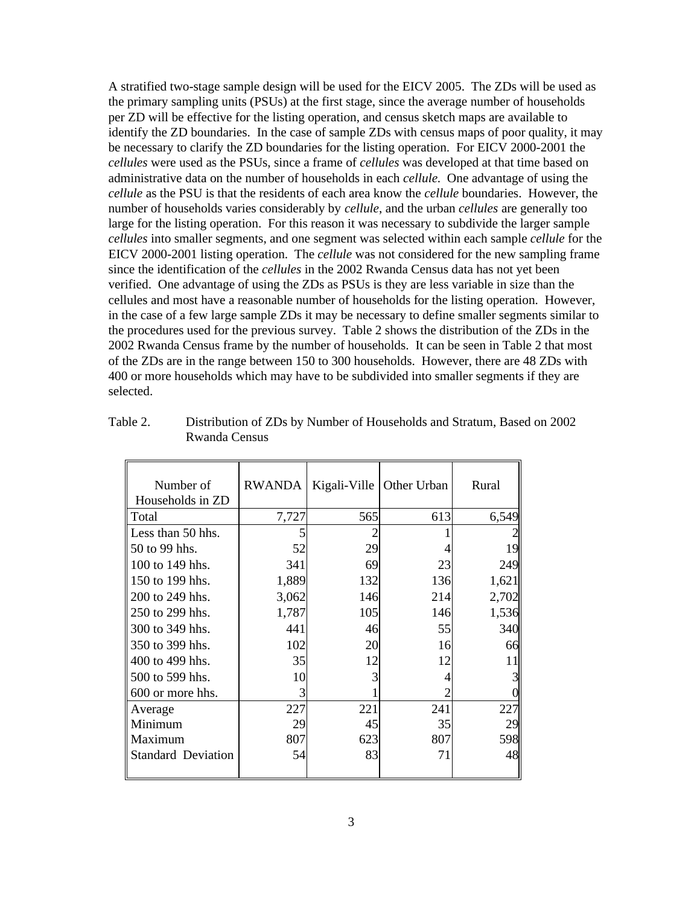A stratified two-stage sample design will be used for the EICV 2005. The ZDs will be used as the primary sampling units (PSUs) at the first stage, since the average number of households per ZD will be effective for the listing operation, and census sketch maps are available to identify the ZD boundaries. In the case of sample ZDs with census maps of poor quality, it may be necessary to clarify the ZD boundaries for the listing operation. For EICV 2000-2001 the *cellules* were used as the PSUs, since a frame of *cellules* was developed at that time based on administrative data on the number of households in each *cellule.* One advantage of using the *cellule* as the PSU is that the residents of each area know the *cellule* boundaries. However, the number of households varies considerably by *cellule*, and the urban *cellules* are generally too large for the listing operation. For this reason it was necessary to subdivide the larger sample *cellules* into smaller segments, and one segment was selected within each sample *cellule* for the EICV 2000-2001 listing operation. The *cellule* was not considered for the new sampling frame since the identification of the *cellules* in the 2002 Rwanda Census data has not yet been verified. One advantage of using the ZDs as PSUs is they are less variable in size than the cellules and most have a reasonable number of households for the listing operation. However, in the case of a few large sample ZDs it may be necessary to define smaller segments similar to the procedures used for the previous survey. Table 2 shows the distribution of the ZDs in the 2002 Rwanda Census frame by the number of households. It can be seen in Table 2 that most of the ZDs are in the range between 150 to 300 households. However, there are 48 ZDs with 400 or more households which may have to be subdivided into smaller segments if they are selected.

Table 2. Distribution of ZDs by Number of Households and Stratum, Based on 2002 Rwanda Census

| Number of Households in ZD | RWANDA | Kigali-Ville | Other Urban | Rural |
|---|---|---|---|---|
| Total | 7,727 | 565 | 613 | 6,549 |
| Less than 50 hhs. | 5 | 2 | 1 | 2 |
| 50 to 99 hhs. | 52 | 29 | 4 | 19 |
| 100 to 149 hhs. | 341 | 69 | 23 | 249 |
| 150 to 199 hhs. | 1,889 | 132 | 136 | 1,621 |
| 200 to 249 hhs. | 3,062 | 146 | 214 | 2,702 |
| 250 to 299 hhs. | 1,787 | 105 | 146 | 1,536 |
| 300 to 349 hhs. | 441 | 46 | 55 | 340 |
| 350 to 399 hhs. | 102 | 20 | 16 | 66 |
| 400 to 499 hhs. | 35 | 12 | 12 | 11 |
| 500 to 599 hhs. | 10 | 3 | 4 | 3 |
| 600 or more hhs. | 3 | 1 | 2 | 0 |
| Average | 227 | 221 | 241 | 227 |
| Minimum | 29 | 45 | 35 | 29 |
| Maximum | 807 | 623 | 807 | 598 |
| Standard Deviation | 54 | 83 | 71 | 48 |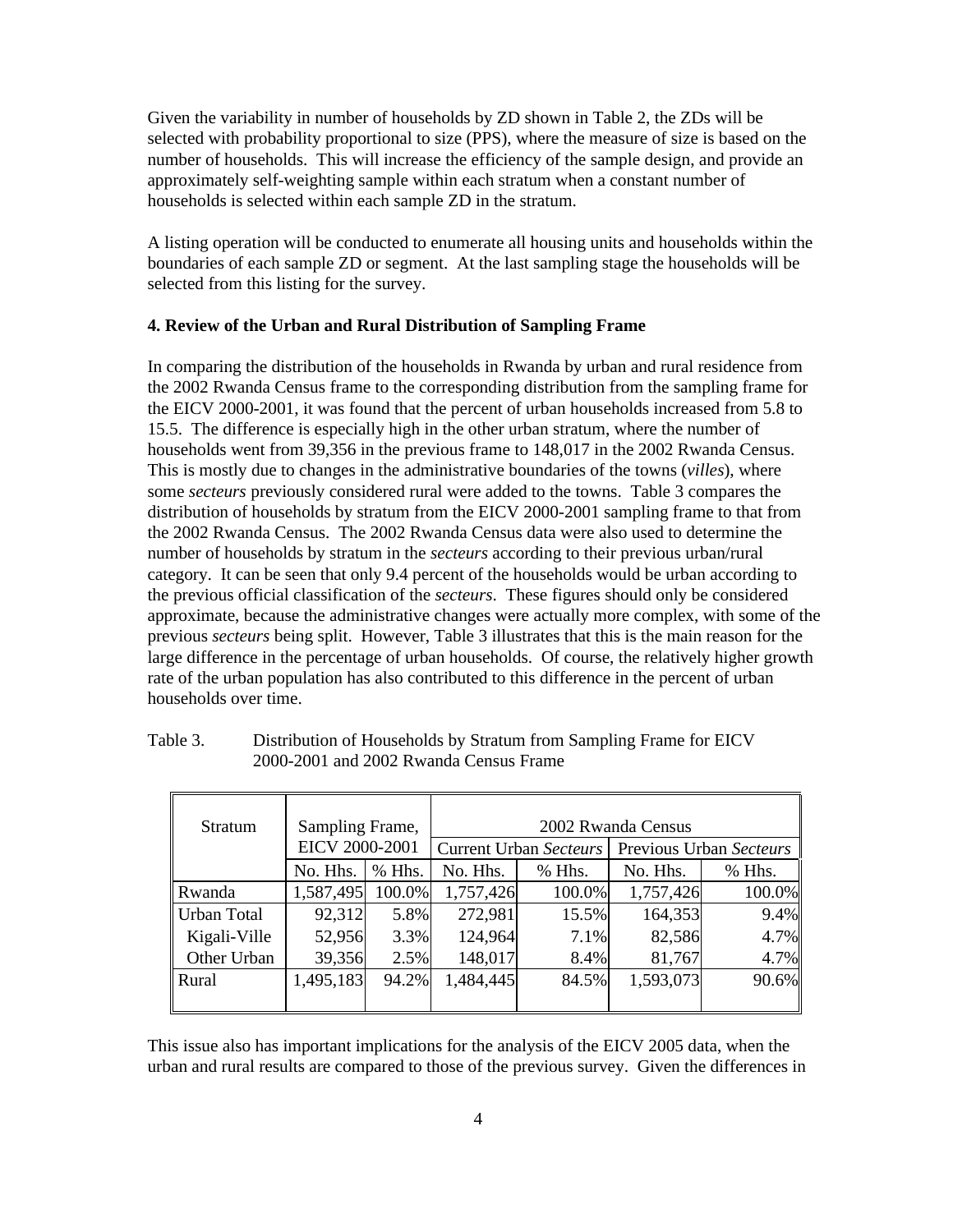Given the variability in number of households by ZD shown in Table 2, the ZDs will be selected with probability proportional to size (PPS), where the measure of size is based on the number of households. This will increase the efficiency of the sample design, and provide an approximately self-weighting sample within each stratum when a constant number of households is selected within each sample ZD in the stratum.

A listing operation will be conducted to enumerate all housing units and households within the boundaries of each sample ZD or segment. At the last sampling stage the households will be selected from this listing for the survey.

**4. Review of the Urban and Rural Distribution of Sampling Frame**

In comparing the distribution of the households in Rwanda by urban and rural residence from the 2002 Rwanda Census frame to the corresponding distribution from the sampling frame for the EICV 2000-2001, it was found that the percent of urban households increased from 5.8 to 15.5. The difference is especially high in the other urban stratum, where the number of households went from 39,356 in the previous frame to 148,017 in the 2002 Rwanda Census. This is mostly due to changes in the administrative boundaries of the towns (*villes*), where some *secteurs* previously considered rural were added to the towns. Table 3 compares the distribution of households by stratum from the EICV 2000-2001 sampling frame to that from the 2002 Rwanda Census. The 2002 Rwanda Census data were also used to determine the number of households by stratum in the *secteurs* according to their previous urban/rural category. It can be seen that only 9.4 percent of the households would be urban according to the previous official classification of the *secteurs*. These figures should only be considered approximate, because the administrative changes were actually more complex, with some of the previous *secteurs* being split. However, Table 3 illustrates that this is the main reason for the large difference in the percentage of urban households. Of course, the relatively higher growth rate of the urban population has also contributed to this difference in the percent of urban households over time.

Table 3. Distribution of Households by Stratum from Sampling Frame for EICV 2000-2001 and 2002 Rwanda Census Frame

| Stratum | Sampling Frame, EICV 2000-2001 | | 2002 Rwanda Census | | | |
|---|---|---|---|---|---|---|
| | | | Current Urban *Secteurs* | | Previous Urban *Secteurs* | |
| | No. Hhs. | % Hhs. | No. Hhs. | % Hhs. | No. Hhs. | % Hhs. |
| Rwanda | 1,587,495 | 100.0% | 1,757,426 | 100.0% | 1,757,426 | 100.0% |
| Urban Total | 92,312 | 5.8% | 272,981 | 15.5% | 164,353 | 9.4% |
| Kigali-Ville | 52,956 | 3.3% | 124,964 | 7.1% | 82,586 | 4.7% |
| Other Urban | 39,356 | 2.5% | 148,017 | 8.4% | 81,767 | 4.7% |
| Rural | 1,495,183 | 94.2% | 1,484,445 | 84.5% | 1,593,073 | 90.6% |

This issue also has important implications for the analysis of the EICV 2005 data, when the urban and rural results are compared to those of the previous survey. Given the differences in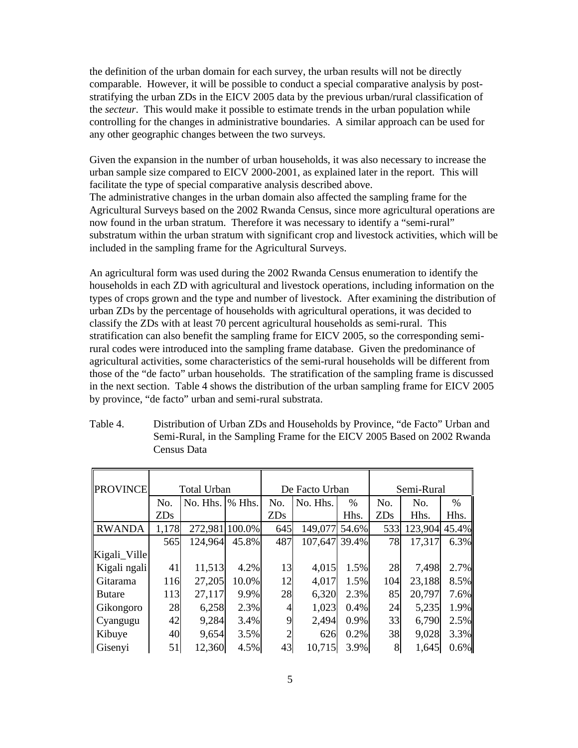the definition of the urban domain for each survey, the urban results will not be directly comparable. However, it will be possible to conduct a special comparative analysis by post-stratifying the urban ZDs in the EICV 2005 data by the previous urban/rural classification of the *secteur*. This would make it possible to estimate trends in the urban population while controlling for the changes in administrative boundaries. A similar approach can be used for any other geographic changes between the two surveys.

Given the expansion in the number of urban households, it was also necessary to increase the urban sample size compared to EICV 2000-2001, as explained later in the report. This will facilitate the type of special comparative analysis described above.
The administrative changes in the urban domain also affected the sampling frame for the Agricultural Surveys based on the 2002 Rwanda Census, since more agricultural operations are now found in the urban stratum. Therefore it was necessary to identify a "semi-rural" substratum within the urban stratum with significant crop and livestock activities, which will be included in the sampling frame for the Agricultural Surveys.

An agricultural form was used during the 2002 Rwanda Census enumeration to identify the households in each ZD with agricultural and livestock operations, including information on the types of crops grown and the type and number of livestock. After examining the distribution of urban ZDs by the percentage of households with agricultural operations, it was decided to classify the ZDs with at least 70 percent agricultural households as semi-rural. This stratification can also benefit the sampling frame for EICV 2005, so the corresponding semi-rural codes were introduced into the sampling frame database. Given the predominance of agricultural activities, some characteristics of the semi-rural households will be different from those of the "de facto" urban households. The stratification of the sampling frame is discussed in the next section. Table 4 shows the distribution of the urban sampling frame for EICV 2005 by province, "de facto" urban and semi-rural substrata.

Table 4. Distribution of Urban ZDs and Households by Province, "de Facto" Urban and Semi-Rural, in the Sampling Frame for the EICV 2005 Based on 2002 Rwanda Census Data

| PROVINCE | Total Urban | | | De Facto Urban | | | Semi-Rural | | |
|---|---|---|---|---|---|---|---|---|---|
| | No. ZDs | No. Hhs. | % Hhs. | No. ZDs | No. Hhs. | % Hhs. | No. ZDs | No. Hhs. | % Hhs. |
| RWANDA | 1,178 | 272,981 | 100.0% | 645 | 149,077 | 54.6% | 533 | 123,904 | 45.4% |
| Kigali_Ville | 565 | 124,964 | 45.8% | 487 | 107,647 | 39.4% | 78 | 17,317 | 6.3% |
| Kigali ngali | 41 | 11,513 | 4.2% | 13 | 4,015 | 1.5% | 28 | 7,498 | 2.7% |
| Gitarama | 116 | 27,205 | 10.0% | 12 | 4,017 | 1.5% | 104 | 23,188 | 8.5% |
| Butare | 113 | 27,117 | 9.9% | 28 | 6,320 | 2.3% | 85 | 20,797 | 7.6% |
| Gikongoro | 28 | 6,258 | 2.3% | 4 | 1,023 | 0.4% | 24 | 5,235 | 1.9% |
| Cyangugu | 42 | 9,284 | 3.4% | 9 | 2,494 | 0.9% | 33 | 6,790 | 2.5% |
| Kibuye | 40 | 9,654 | 3.5% | 2 | 626 | 0.2% | 38 | 9,028 | 3.3% |
| Gisenyi | 51 | 12,360 | 4.5% | 43 | 10,715 | 3.9% | 8 | 1,645 | 0.6% |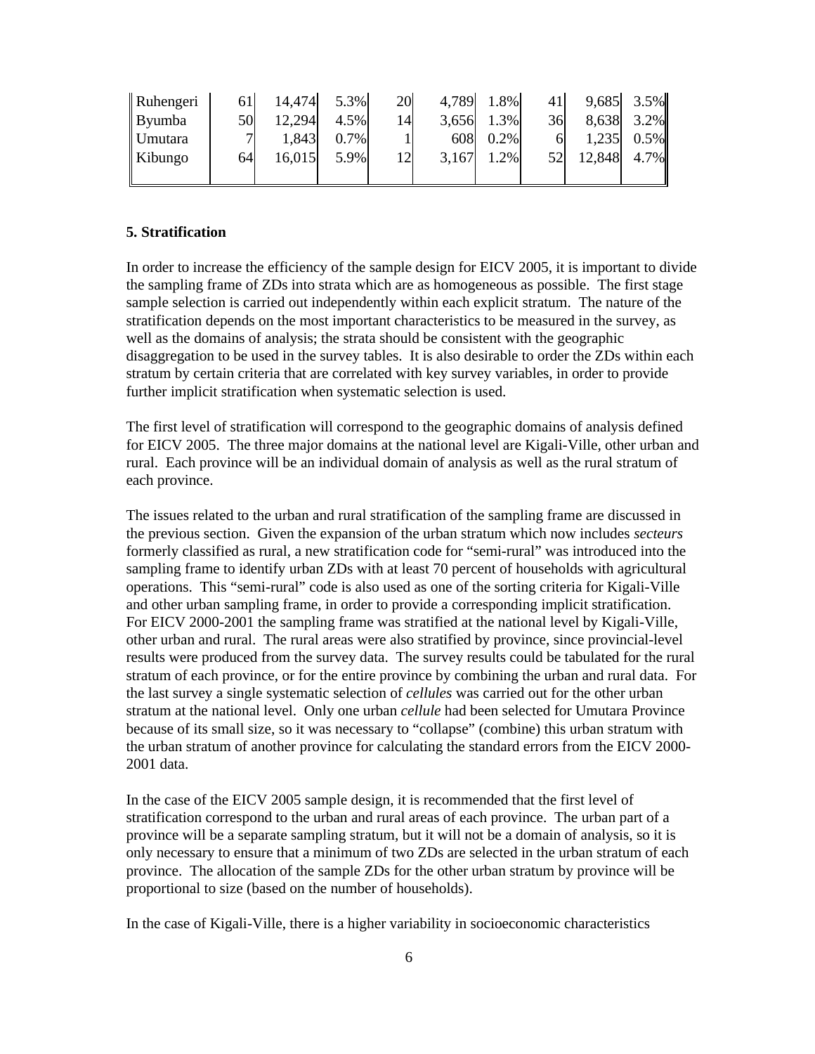| | | | | | | | | | |
|---|---|---|---|---|---|---|---|---|---|
| Ruhengeri | 61 | 14,474 | 5.3% | 20 | 4,789 | 1.8% | 41 | 9,685 | 3.5% |
| Byumba | 50 | 12,294 | 4.5% | 14 | 3,656 | 1.3% | 36 | 8,638 | 3.2% |
| Umutara | 7 | 1,843 | 0.7% | 1 | 608 | 0.2% | 6 | 1,235 | 0.5% |
| Kibungo | 64 | 16,015 | 5.9% | 12 | 3,167 | 1.2% | 52 | 12,848 | 4.7% |

### 5. Stratification

In order to increase the efficiency of the sample design for EICV 2005, it is important to divide the sampling frame of ZDs into strata which are as homogeneous as possible. The first stage sample selection is carried out independently within each explicit stratum. The nature of the stratification depends on the most important characteristics to be measured in the survey, as well as the domains of analysis; the strata should be consistent with the geographic disaggregation to be used in the survey tables. It is also desirable to order the ZDs within each stratum by certain criteria that are correlated with key survey variables, in order to provide further implicit stratification when systematic selection is used.

The first level of stratification will correspond to the geographic domains of analysis defined for EICV 2005. The three major domains at the national level are Kigali-Ville, other urban and rural. Each province will be an individual domain of analysis as well as the rural stratum of each province.

The issues related to the urban and rural stratification of the sampling frame are discussed in the previous section. Given the expansion of the urban stratum which now includes *secteurs* formerly classified as rural, a new stratification code for "semi-rural" was introduced into the sampling frame to identify urban ZDs with at least 70 percent of households with agricultural operations. This "semi-rural" code is also used as one of the sorting criteria for Kigali-Ville and other urban sampling frame, in order to provide a corresponding implicit stratification. For EICV 2000-2001 the sampling frame was stratified at the national level by Kigali-Ville, other urban and rural. The rural areas were also stratified by province, since provincial-level results were produced from the survey data. The survey results could be tabulated for the rural stratum of each province, or for the entire province by combining the urban and rural data. For the last survey a single systematic selection of *cellules* was carried out for the other urban stratum at the national level. Only one urban *cellule* had been selected for Umutara Province because of its small size, so it was necessary to "collapse" (combine) this urban stratum with the urban stratum of another province for calculating the standard errors from the EICV 2000-2001 data.

In the case of the EICV 2005 sample design, it is recommended that the first level of stratification correspond to the urban and rural areas of each province. The urban part of a province will be a separate sampling stratum, but it will not be a domain of analysis, so it is only necessary to ensure that a minimum of two ZDs are selected in the urban stratum of each province. The allocation of the sample ZDs for the other urban stratum by province will be proportional to size (based on the number of households).

In the case of Kigali-Ville, there is a higher variability in socioeconomic characteristics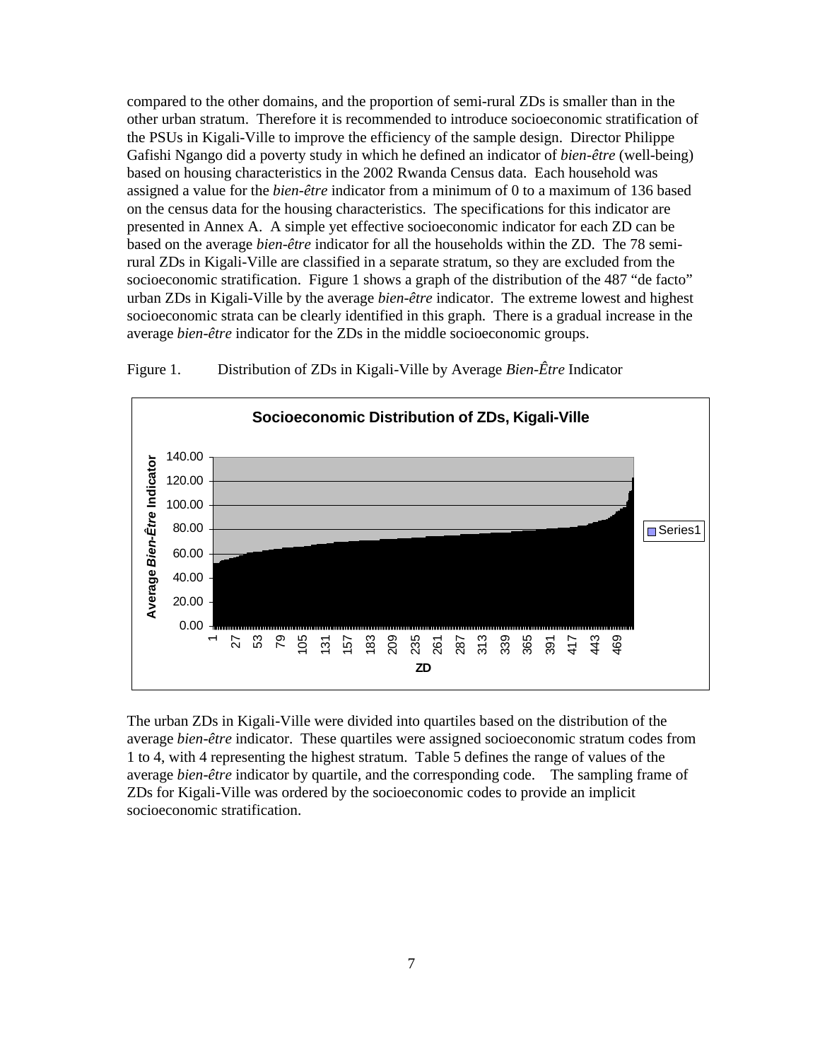compared to the other domains, and the proportion of semi-rural ZDs is smaller than in the other urban stratum. Therefore it is recommended to introduce socioeconomic stratification of the PSUs in Kigali-Ville to improve the efficiency of the sample design. Director Philippe Gafishi Ngango did a poverty study in which he defined an indicator of *bien-être* (well-being) based on housing characteristics in the 2002 Rwanda Census data. Each household was assigned a value for the *bien-être* indicator from a minimum of 0 to a maximum of 136 based on the census data for the housing characteristics. The specifications for this indicator are presented in Annex A. A simple yet effective socioeconomic indicator for each ZD can be based on the average *bien-être* indicator for all the households within the ZD. The 78 semi-rural ZDs in Kigali-Ville are classified in a separate stratum, so they are excluded from the socioeconomic stratification. Figure 1 shows a graph of the distribution of the 487 "de facto" urban ZDs in Kigali-Ville by the average *bien-être* indicator. The extreme lowest and highest socioeconomic strata can be clearly identified in this graph. There is a gradual increase in the average *bien-être* indicator for the ZDs in the middle socioeconomic groups.

Figure 1. Distribution of ZDs in Kigali-Ville by Average *Bien-Être* Indicator

The urban ZDs in Kigali-Ville were divided into quartiles based on the distribution of the average *bien-être* indicator. These quartiles were assigned socioeconomic stratum codes from 1 to 4, with 4 representing the highest stratum. Table 5 defines the range of values of the average *bien-être* indicator by quartile, and the corresponding code. The sampling frame of ZDs for Kigali-Ville was ordered by the socioeconomic codes to provide an implicit socioeconomic stratification.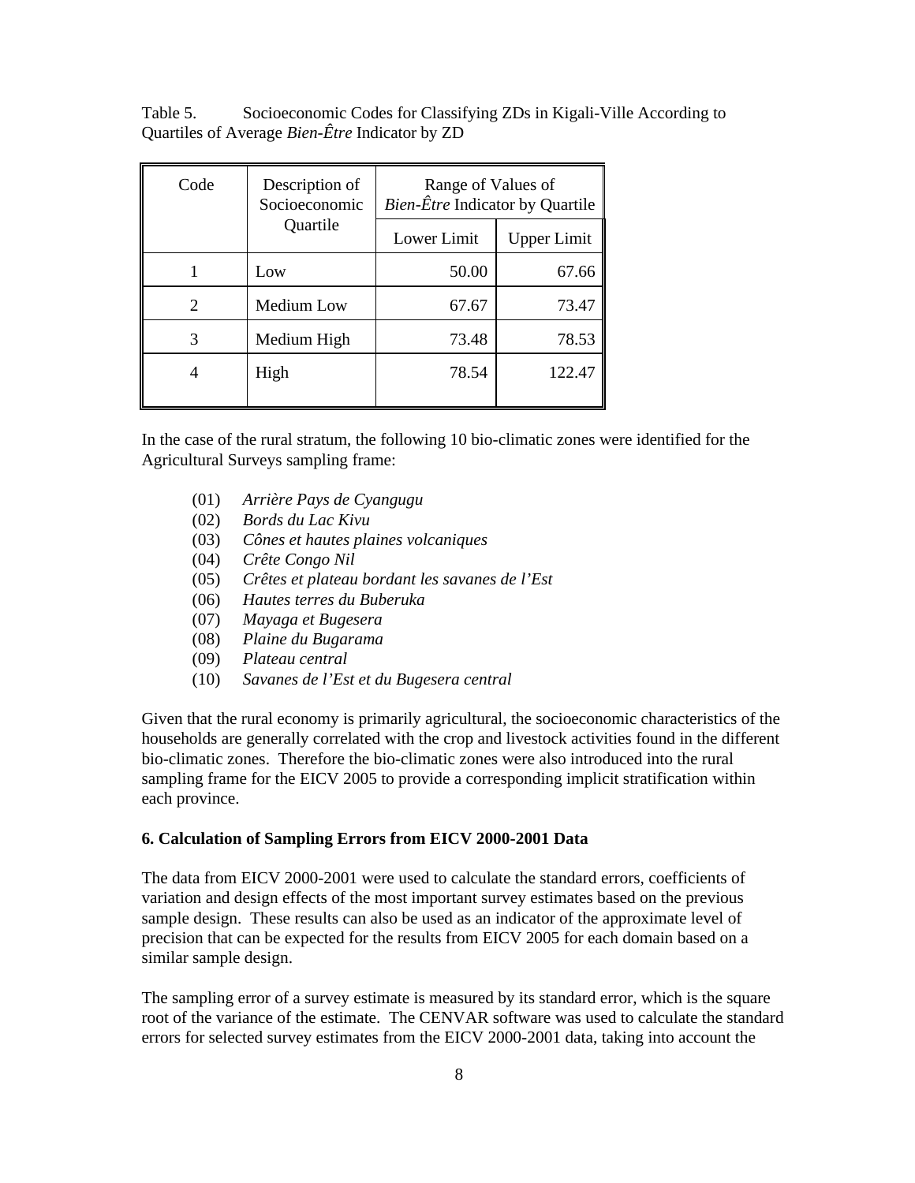Table 5. Socioeconomic Codes for Classifying ZDs in Kigali-Ville According to Quartiles of Average *Bien-Être* Indicator by ZD

| Code | Description of Socioeconomic Quartile | Range of Values of *Bien-Être* Indicator by Quartile | |
|---|---|---|---|
| | | Lower Limit | Upper Limit |
| 1 | Low | 50.00 | 67.66 |
| 2 | Medium Low | 67.67 | 73.47 |
| 3 | Medium High | 73.48 | 78.53 |
| 4 | High | 78.54 | 122.47 |

In the case of the rural stratum, the following 10 bio-climatic zones were identified for the Agricultural Surveys sampling frame:

- (01) *Arrière Pays de Cyangugu*
- (02) *Bords du Lac Kivu*
- (03) *Cônes et hautes plaines volcaniques*
- (04) *Crête Congo Nil*
- (05) *Crêtes et plateau bordant les savanes de l'Est*
- (06) *Hautes terres du Buberuka*
- (07) *Mayaga et Bugesera*
- (08) *Plaine du Bugarama*
- (09) *Plateau central*
- (10) *Savanes de l'Est et du Bugesera central*

Given that the rural economy is primarily agricultural, the socioeconomic characteristics of the households are generally correlated with the crop and livestock activities found in the different bio-climatic zones. Therefore the bio-climatic zones were also introduced into the rural sampling frame for the EICV 2005 to provide a corresponding implicit stratification within each province.

**6. Calculation of Sampling Errors from EICV 2000-2001 Data**

The data from EICV 2000-2001 were used to calculate the standard errors, coefficients of variation and design effects of the most important survey estimates based on the previous sample design. These results can also be used as an indicator of the approximate level of precision that can be expected for the results from EICV 2005 for each domain based on a similar sample design.

The sampling error of a survey estimate is measured by its standard error, which is the square root of the variance of the estimate. The CENVAR software was used to calculate the standard errors for selected survey estimates from the EICV 2000-2001 data, taking into account the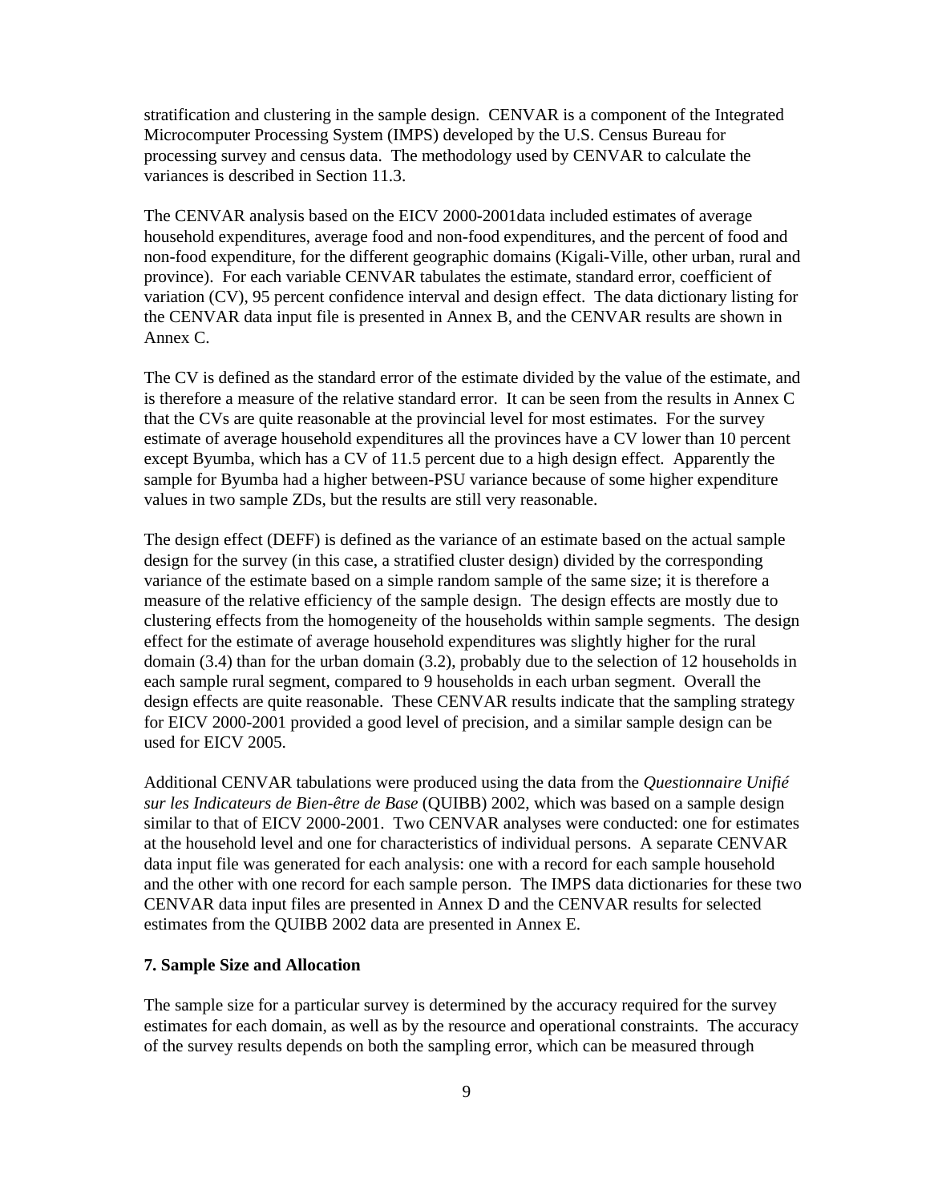stratification and clustering in the sample design. CENVAR is a component of the Integrated Microcomputer Processing System (IMPS) developed by the U.S. Census Bureau for processing survey and census data. The methodology used by CENVAR to calculate the variances is described in Section 11.3.

The CENVAR analysis based on the EICV 2000-2001data included estimates of average household expenditures, average food and non-food expenditures, and the percent of food and non-food expenditure, for the different geographic domains (Kigali-Ville, other urban, rural and province). For each variable CENVAR tabulates the estimate, standard error, coefficient of variation (CV), 95 percent confidence interval and design effect. The data dictionary listing for the CENVAR data input file is presented in Annex B, and the CENVAR results are shown in Annex C.

The CV is defined as the standard error of the estimate divided by the value of the estimate, and is therefore a measure of the relative standard error. It can be seen from the results in Annex C that the CVs are quite reasonable at the provincial level for most estimates. For the survey estimate of average household expenditures all the provinces have a CV lower than 10 percent except Byumba, which has a CV of 11.5 percent due to a high design effect. Apparently the sample for Byumba had a higher between-PSU variance because of some higher expenditure values in two sample ZDs, but the results are still very reasonable.

The design effect (DEFF) is defined as the variance of an estimate based on the actual sample design for the survey (in this case, a stratified cluster design) divided by the corresponding variance of the estimate based on a simple random sample of the same size; it is therefore a measure of the relative efficiency of the sample design. The design effects are mostly due to clustering effects from the homogeneity of the households within sample segments. The design effect for the estimate of average household expenditures was slightly higher for the rural domain (3.4) than for the urban domain (3.2), probably due to the selection of 12 households in each sample rural segment, compared to 9 households in each urban segment. Overall the design effects are quite reasonable. These CENVAR results indicate that the sampling strategy for EICV 2000-2001 provided a good level of precision, and a similar sample design can be used for EICV 2005.

Additional CENVAR tabulations were produced using the data from the *Questionnaire Unifié sur les Indicateurs de Bien-être de Base* (QUIBB) 2002, which was based on a sample design similar to that of EICV 2000-2001. Two CENVAR analyses were conducted: one for estimates at the household level and one for characteristics of individual persons. A separate CENVAR data input file was generated for each analysis: one with a record for each sample household and the other with one record for each sample person. The IMPS data dictionaries for these two CENVAR data input files are presented in Annex D and the CENVAR results for selected estimates from the QUIBB 2002 data are presented in Annex E.

## 7. Sample Size and Allocation

The sample size for a particular survey is determined by the accuracy required for the survey estimates for each domain, as well as by the resource and operational constraints. The accuracy of the survey results depends on both the sampling error, which can be measured through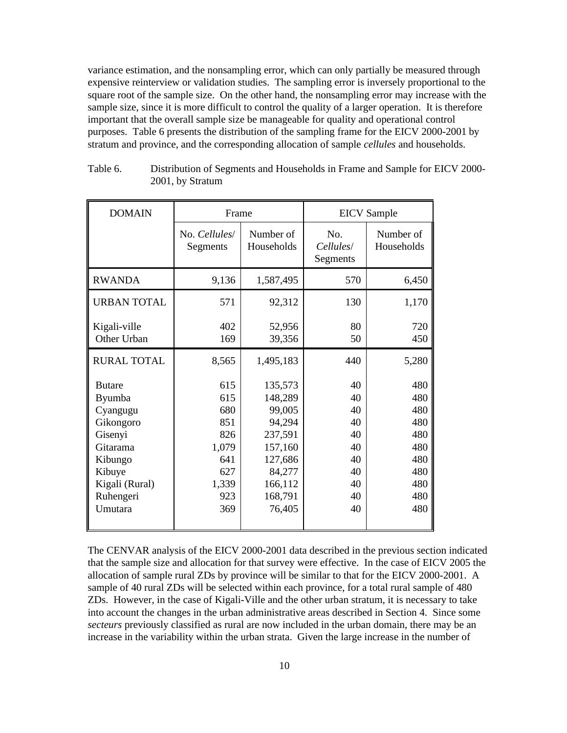variance estimation, and the nonsampling error, which can only partially be measured through expensive reinterview or validation studies. The sampling error is inversely proportional to the square root of the sample size. On the other hand, the nonsampling error may increase with the sample size, since it is more difficult to control the quality of a larger operation. It is therefore important that the overall sample size be manageable for quality and operational control purposes. Table 6 presents the distribution of the sampling frame for the EICV 2000-2001 by stratum and province, and the corresponding allocation of sample *cellules* and households.

Table 6. Distribution of Segments and Households in Frame and Sample for EICV 2000-2001, by Stratum

| DOMAIN | Frame | | EICV Sample | |
|---|---|---|---|---|
| | No. *Cellules*/ Segments | Number of Households | No. *Cellules*/ Segments | Number of Households |
| RWANDA | 9,136 | 1,587,495 | 570 | 6,450 |
| URBAN TOTAL | 571 | 92,312 | 130 | 1,170 |
| Kigali-ville | 402 | 52,956 | 80 | 720 |
| Other Urban | 169 | 39,356 | 50 | 450 |
| RURAL TOTAL | 8,565 | 1,495,183 | 440 | 5,280 |
| Butare | 615 | 135,573 | 40 | 480 |
| Byumba | 615 | 148,289 | 40 | 480 |
| Cyangugu | 680 | 99,005 | 40 | 480 |
| Gikongoro | 851 | 94,294 | 40 | 480 |
| Gisenyi | 826 | 237,591 | 40 | 480 |
| Gitarama | 1,079 | 157,160 | 40 | 480 |
| Kibungo | 641 | 127,686 | 40 | 480 |
| Kibuye | 627 | 84,277 | 40 | 480 |
| Kigali (Rural) | 1,339 | 166,112 | 40 | 480 |
| Ruhengeri | 923 | 168,791 | 40 | 480 |
| Umutara | 369 | 76,405 | 40 | 480 |

The CENVAR analysis of the EICV 2000-2001 data described in the previous section indicated that the sample size and allocation for that survey were effective. In the case of EICV 2005 the allocation of sample rural ZDs by province will be similar to that for the EICV 2000-2001. A sample of 40 rural ZDs will be selected within each province, for a total rural sample of 480 ZDs. However, in the case of Kigali-Ville and the other urban stratum, it is necessary to take into account the changes in the urban administrative areas described in Section 4. Since some *secteurs* previously classified as rural are now included in the urban domain, there may be an increase in the variability within the urban strata. Given the large increase in the number of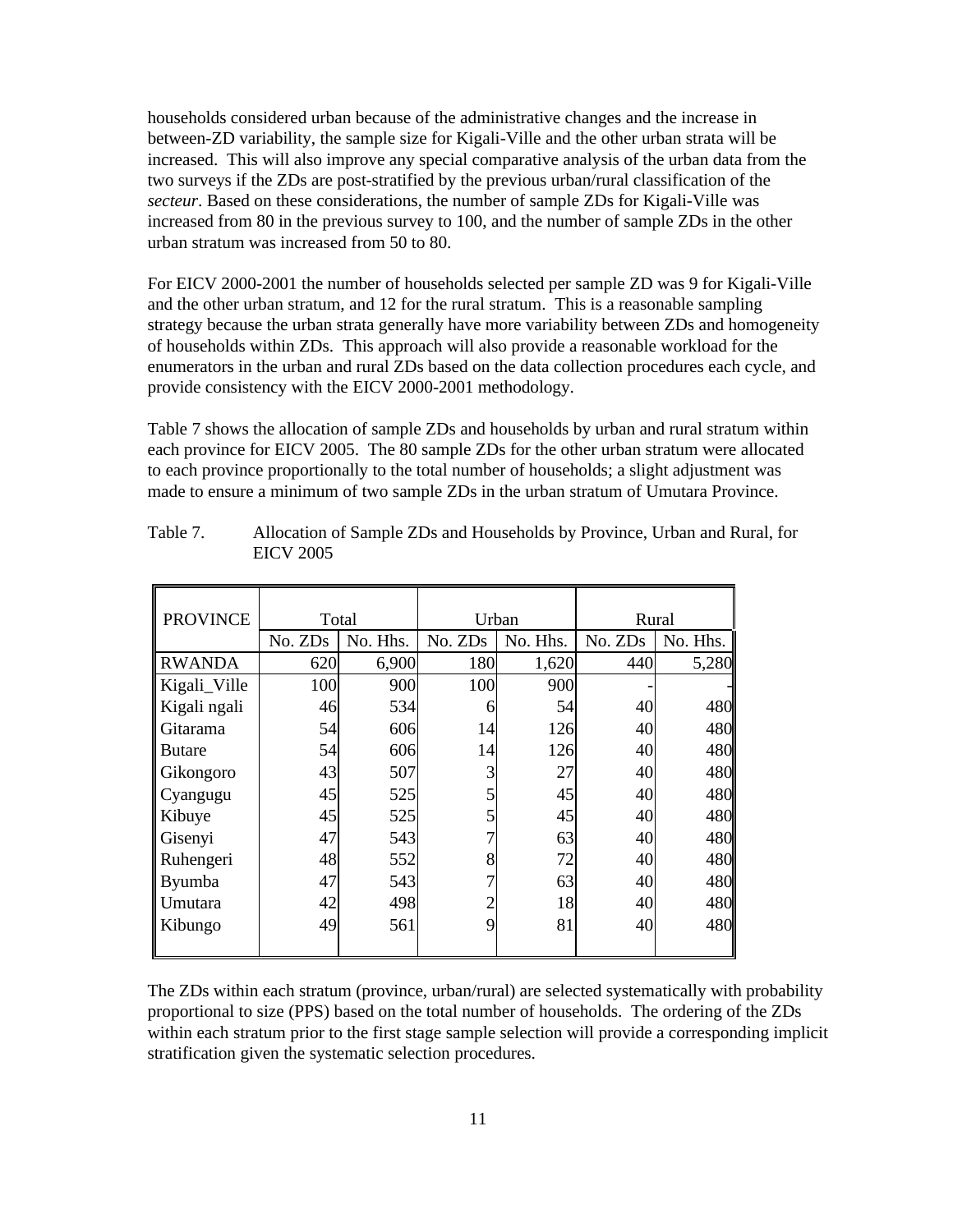households considered urban because of the administrative changes and the increase in between-ZD variability, the sample size for Kigali-Ville and the other urban strata will be increased. This will also improve any special comparative analysis of the urban data from the two surveys if the ZDs are post-stratified by the previous urban/rural classification of the *secteur*. Based on these considerations, the number of sample ZDs for Kigali-Ville was increased from 80 in the previous survey to 100, and the number of sample ZDs in the other urban stratum was increased from 50 to 80.

For EICV 2000-2001 the number of households selected per sample ZD was 9 for Kigali-Ville and the other urban stratum, and 12 for the rural stratum. This is a reasonable sampling strategy because the urban strata generally have more variability between ZDs and homogeneity of households within ZDs. This approach will also provide a reasonable workload for the enumerators in the urban and rural ZDs based on the data collection procedures each cycle, and provide consistency with the EICV 2000-2001 methodology.

Table 7 shows the allocation of sample ZDs and households by urban and rural stratum within each province for EICV 2005. The 80 sample ZDs for the other urban stratum were allocated to each province proportionally to the total number of households; a slight adjustment was made to ensure a minimum of two sample ZDs in the urban stratum of Umutara Province.

Table 7. Allocation of Sample ZDs and Households by Province, Urban and Rural, for EICV 2005

| PROVINCE | Total | | Urban | | Rural | |
|---|---|---|---|---|---|---|
| | No. ZDs | No. Hhs. | No. ZDs | No. Hhs. | No. ZDs | No. Hhs. |
| RWANDA | 620 | 6,900 | 180 | 1,620 | 440 | 5,280 |
| Kigali_Ville | 100 | 900 | 100 | 900 | - | - |
| Kigali ngali | 46 | 534 | 6 | 54 | 40 | 480 |
| Gitarama | 54 | 606 | 14 | 126 | 40 | 480 |
| Butare | 54 | 606 | 14 | 126 | 40 | 480 |
| Gikongoro | 43 | 507 | 3 | 27 | 40 | 480 |
| Cyangugu | 45 | 525 | 5 | 45 | 40 | 480 |
| Kibuye | 45 | 525 | 5 | 45 | 40 | 480 |
| Gisenyi | 47 | 543 | 7 | 63 | 40 | 480 |
| Ruhengeri | 48 | 552 | 8 | 72 | 40 | 480 |
| Byumba | 47 | 543 | 7 | 63 | 40 | 480 |
| Umutara | 42 | 498 | 2 | 18 | 40 | 480 |
| Kibungo | 49 | 561 | 9 | 81 | 40 | 480 |

The ZDs within each stratum (province, urban/rural) are selected systematically with probability proportional to size (PPS) based on the total number of households. The ordering of the ZDs within each stratum prior to the first stage sample selection will provide a corresponding implicit stratification given the systematic selection procedures.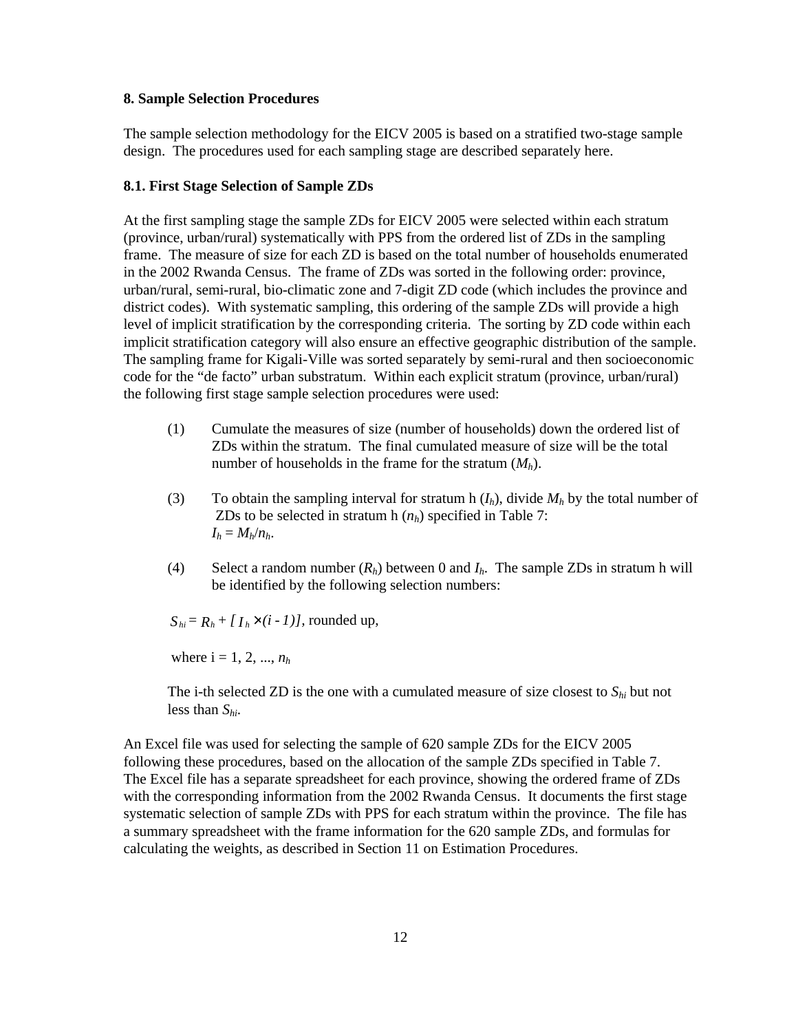### 8. Sample Selection Procedures

The sample selection methodology for the EICV 2005 is based on a stratified two-stage sample design. The procedures used for each sampling stage are described separately here.

#### 8.1. First Stage Selection of Sample ZDs

At the first sampling stage the sample ZDs for EICV 2005 were selected within each stratum (province, urban/rural) systematically with PPS from the ordered list of ZDs in the sampling frame. The measure of size for each ZD is based on the total number of households enumerated in the 2002 Rwanda Census. The frame of ZDs was sorted in the following order: province, urban/rural, semi-rural, bio-climatic zone and 7-digit ZD code (which includes the province and district codes). With systematic sampling, this ordering of the sample ZDs will provide a high level of implicit stratification by the corresponding criteria. The sorting by ZD code within each implicit stratification category will also ensure an effective geographic distribution of the sample. The sampling frame for Kigali-Ville was sorted separately by semi-rural and then socioeconomic code for the "de facto" urban substratum. Within each explicit stratum (province, urban/rural) the following first stage sample selection procedures were used:

(1) Cumulate the measures of size (number of households) down the ordered list of ZDs within the stratum. The final cumulated measure of size will be the total number of households in the frame for the stratum ($M_h$).

(3) To obtain the sampling interval for stratum h ($I_h$), divide $M_h$ by the total number of ZDs to be selected in stratum h ($n_h$) specified in Table 7:
$I_h = M_h/n_h$.

(4) Select a random number ($R_h$) between 0 and $I_h$. The sample ZDs in stratum h will be identified by the following selection numbers:

$S_{hi} = R_h + [I_h \times (i - 1)]$, rounded up,

where i = 1, 2, ..., $n_h$

The i-th selected ZD is the one with a cumulated measure of size closest to $S_{hi}$ but not less than $S_{hi}$.

An Excel file was used for selecting the sample of 620 sample ZDs for the EICV 2005 following these procedures, based on the allocation of the sample ZDs specified in Table 7. The Excel file has a separate spreadsheet for each province, showing the ordered frame of ZDs with the corresponding information from the 2002 Rwanda Census. It documents the first stage systematic selection of sample ZDs with PPS for each stratum within the province. The file has a summary spreadsheet with the frame information for the 620 sample ZDs, and formulas for calculating the weights, as described in Section 11 on Estimation Procedures.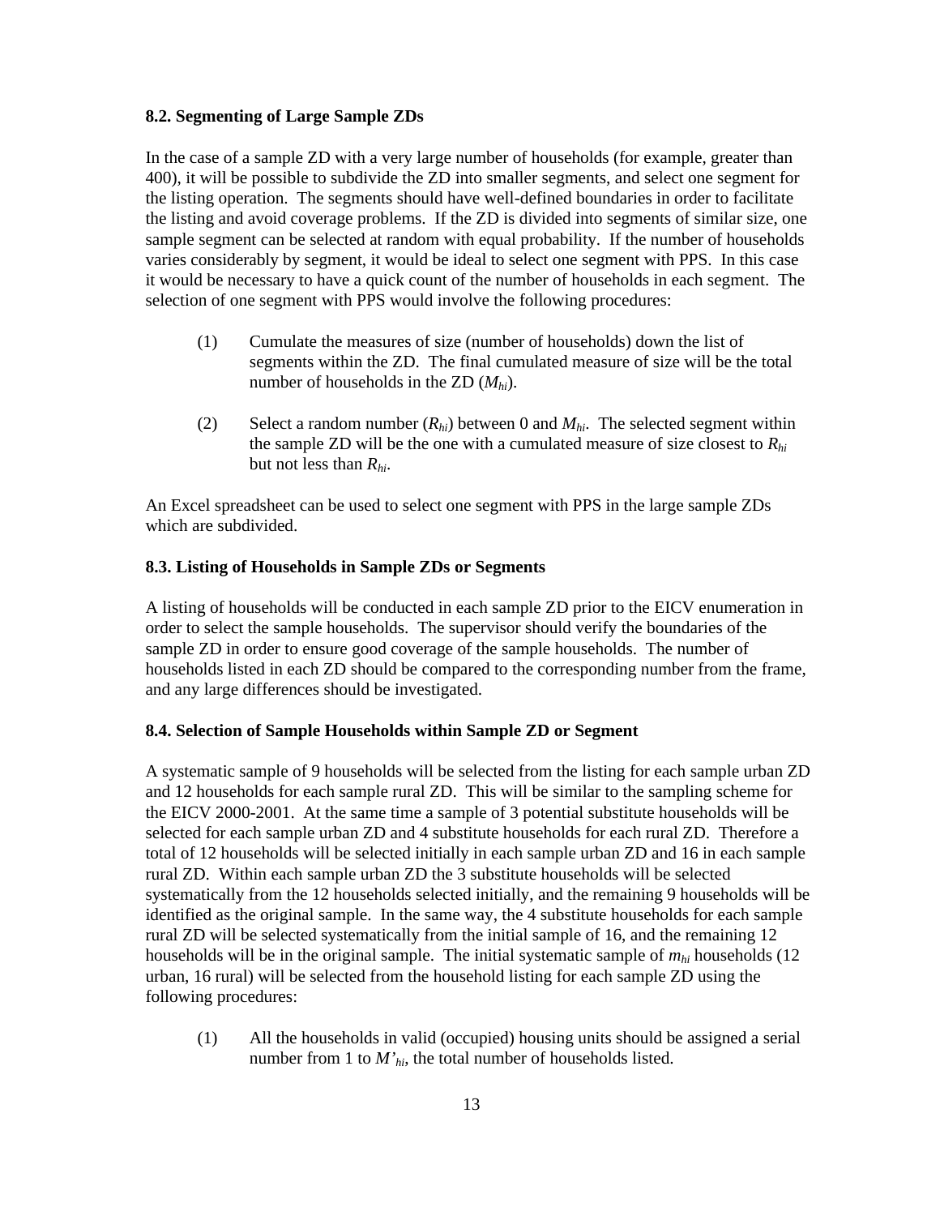### 8.2. Segmenting of Large Sample ZDs

In the case of a sample ZD with a very large number of households (for example, greater than 400), it will be possible to subdivide the ZD into smaller segments, and select one segment for the listing operation. The segments should have well-defined boundaries in order to facilitate the listing and avoid coverage problems. If the ZD is divided into segments of similar size, one sample segment can be selected at random with equal probability. If the number of households varies considerably by segment, it would be ideal to select one segment with PPS. In this case it would be necessary to have a quick count of the number of households in each segment. The selection of one segment with PPS would involve the following procedures:

(1) Cumulate the measures of size (number of households) down the list of segments within the ZD. The final cumulated measure of size will be the total number of households in the ZD ($M_{hi}$).

(2) Select a random number ($R_{hi}$) between 0 and $M_{hi}$. The selected segment within the sample ZD will be the one with a cumulated measure of size closest to $R_{hi}$ but not less than $R_{hi}$.

An Excel spreadsheet can be used to select one segment with PPS in the large sample ZDs which are subdivided.

### 8.3. Listing of Households in Sample ZDs or Segments

A listing of households will be conducted in each sample ZD prior to the EICV enumeration in order to select the sample households. The supervisor should verify the boundaries of the sample ZD in order to ensure good coverage of the sample households. The number of households listed in each ZD should be compared to the corresponding number from the frame, and any large differences should be investigated.

### 8.4. Selection of Sample Households within Sample ZD or Segment

A systematic sample of 9 households will be selected from the listing for each sample urban ZD and 12 households for each sample rural ZD. This will be similar to the sampling scheme for the EICV 2000-2001. At the same time a sample of 3 potential substitute households will be selected for each sample urban ZD and 4 substitute households for each rural ZD. Therefore a total of 12 households will be selected initially in each sample urban ZD and 16 in each sample rural ZD. Within each sample urban ZD the 3 substitute households will be selected systematically from the 12 households selected initially, and the remaining 9 households will be identified as the original sample. In the same way, the 4 substitute households for each sample rural ZD will be selected systematically from the initial sample of 16, and the remaining 12 households will be in the original sample. The initial systematic sample of $m_{hi}$ households (12 urban, 16 rural) will be selected from the household listing for each sample ZD using the following procedures:

(1) All the households in valid (occupied) housing units should be assigned a serial number from 1 to $M'_{hi}$, the total number of households listed.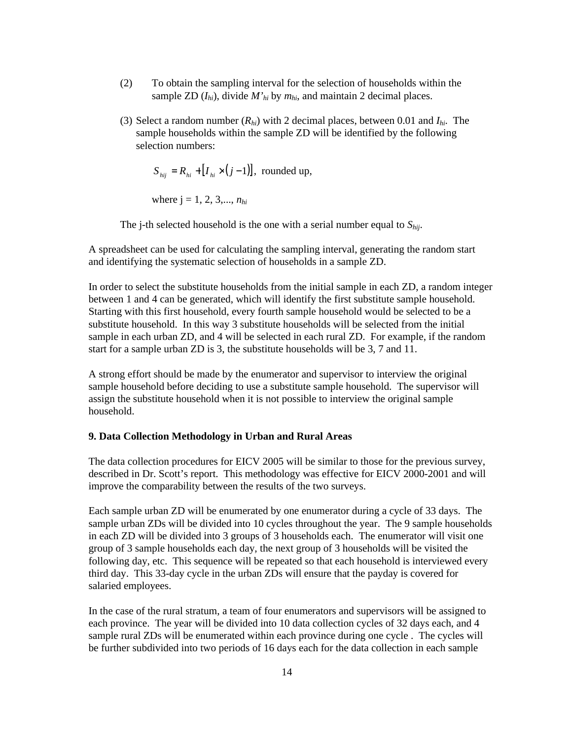(2) To obtain the sampling interval for the selection of households within the sample ZD ($I_{hi}$), divide $M'_{hi}$ by $m_{hi}$, and maintain 2 decimal places.

(3) Select a random number ($R_{hi}$) with 2 decimal places, between 0.01 and $I_{hi}$. The sample households within the sample ZD will be identified by the following selection numbers:

$$S_{hij} = R_{hi} + [I_{hi} \times (j-1)], \text{ rounded up,}$$

where j = 1, 2, 3,..., $n_{hi}$

The j-th selected household is the one with a serial number equal to $S_{hij}$.

A spreadsheet can be used for calculating the sampling interval, generating the random start and identifying the systematic selection of households in a sample ZD.

In order to select the substitute households from the initial sample in each ZD, a random integer between 1 and 4 can be generated, which will identify the first substitute sample household. Starting with this first household, every fourth sample household would be selected to be a substitute household. In this way 3 substitute households will be selected from the initial sample in each urban ZD, and 4 will be selected in each rural ZD. For example, if the random start for a sample urban ZD is 3, the substitute households will be 3, 7 and 11.

A strong effort should be made by the enumerator and supervisor to interview the original sample household before deciding to use a substitute sample household. The supervisor will assign the substitute household when it is not possible to interview the original sample household.

**9. Data Collection Methodology in Urban and Rural Areas**

The data collection procedures for EICV 2005 will be similar to those for the previous survey, described in Dr. Scott's report. This methodology was effective for EICV 2000-2001 and will improve the comparability between the results of the two surveys.

Each sample urban ZD will be enumerated by one enumerator during a cycle of 33 days. The sample urban ZDs will be divided into 10 cycles throughout the year. The 9 sample households in each ZD will be divided into 3 groups of 3 households each. The enumerator will visit one group of 3 sample households each day, the next group of 3 households will be visited the following day, etc. This sequence will be repeated so that each household is interviewed every third day. This 33-day cycle in the urban ZDs will ensure that the payday is covered for salaried employees.

In the case of the rural stratum, a team of four enumerators and supervisors will be assigned to each province. The year will be divided into 10 data collection cycles of 32 days each, and 4 sample rural ZDs will be enumerated within each province during one cycle . The cycles will be further subdivided into two periods of 16 days each for the data collection in each sample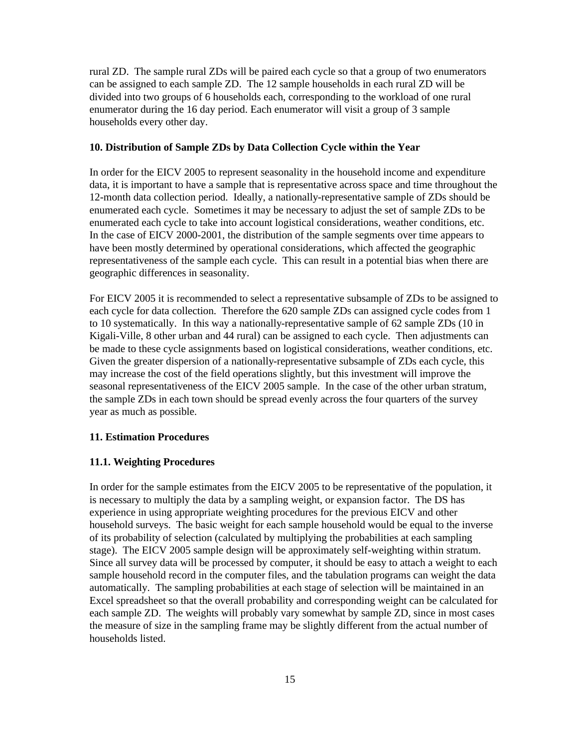rural ZD. The sample rural ZDs will be paired each cycle so that a group of two enumerators can be assigned to each sample ZD. The 12 sample households in each rural ZD will be divided into two groups of 6 households each, corresponding to the workload of one rural enumerator during the 16 day period. Each enumerator will visit a group of 3 sample households every other day.

**10. Distribution of Sample ZDs by Data Collection Cycle within the Year**

In order for the EICV 2005 to represent seasonality in the household income and expenditure data, it is important to have a sample that is representative across space and time throughout the 12-month data collection period. Ideally, a nationally-representative sample of ZDs should be enumerated each cycle. Sometimes it may be necessary to adjust the set of sample ZDs to be enumerated each cycle to take into account logistical considerations, weather conditions, etc. In the case of EICV 2000-2001, the distribution of the sample segments over time appears to have been mostly determined by operational considerations, which affected the geographic representativeness of the sample each cycle. This can result in a potential bias when there are geographic differences in seasonality.

For EICV 2005 it is recommended to select a representative subsample of ZDs to be assigned to each cycle for data collection. Therefore the 620 sample ZDs can assigned cycle codes from 1 to 10 systematically. In this way a nationally-representative sample of 62 sample ZDs (10 in Kigali-Ville, 8 other urban and 44 rural) can be assigned to each cycle. Then adjustments can be made to these cycle assignments based on logistical considerations, weather conditions, etc. Given the greater dispersion of a nationally-representative subsample of ZDs each cycle, this may increase the cost of the field operations slightly, but this investment will improve the seasonal representativeness of the EICV 2005 sample. In the case of the other urban stratum, the sample ZDs in each town should be spread evenly across the four quarters of the survey year as much as possible.

**11. Estimation Procedures**

**11.1. Weighting Procedures**

In order for the sample estimates from the EICV 2005 to be representative of the population, it is necessary to multiply the data by a sampling weight, or expansion factor. The DS has experience in using appropriate weighting procedures for the previous EICV and other household surveys. The basic weight for each sample household would be equal to the inverse of its probability of selection (calculated by multiplying the probabilities at each sampling stage). The EICV 2005 sample design will be approximately self-weighting within stratum. Since all survey data will be processed by computer, it should be easy to attach a weight to each sample household record in the computer files, and the tabulation programs can weight the data automatically. The sampling probabilities at each stage of selection will be maintained in an Excel spreadsheet so that the overall probability and corresponding weight can be calculated for each sample ZD. The weights will probably vary somewhat by sample ZD, since in most cases the measure of size in the sampling frame may be slightly different from the actual number of households listed.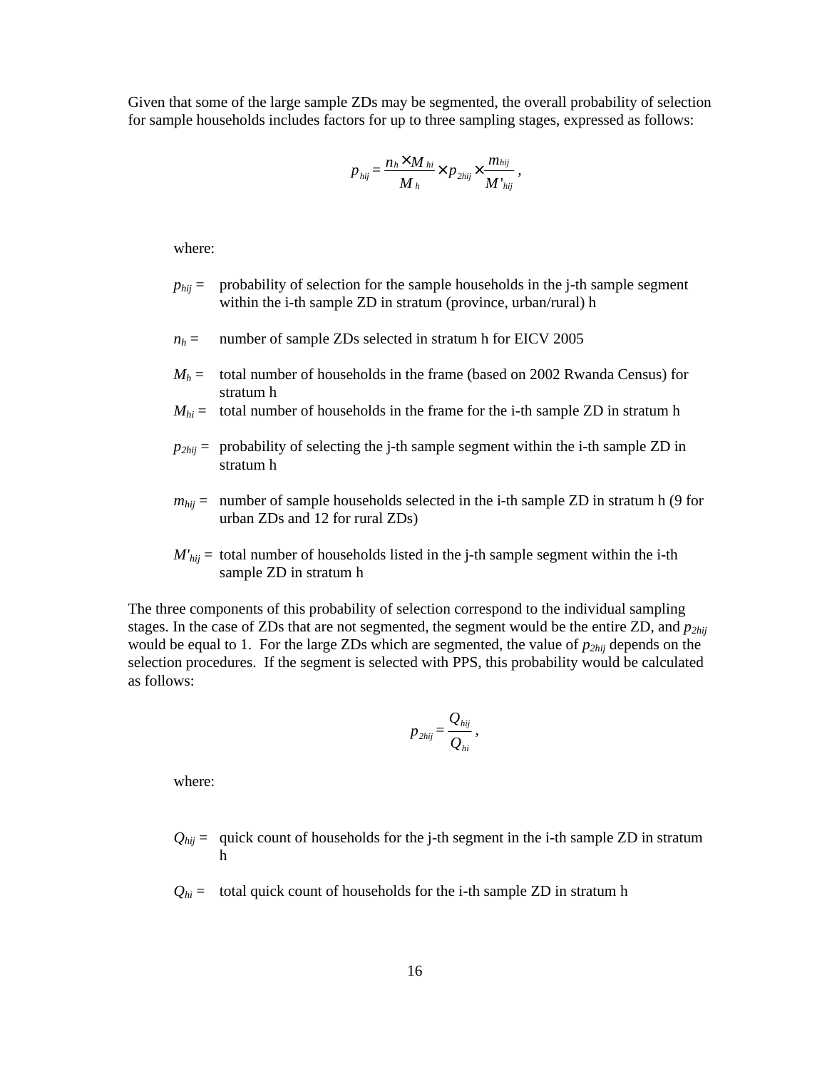Given that some of the large sample ZDs may be segmented, the overall probability of selection for sample households includes factors for up to three sampling stages, expressed as follows:

$$p_{hij} = \frac{n_h \times M_{hi}}{M_h} \times p_{2hij} \times \frac{m_{hij}}{M'_{hij}},$$

where:

$p_{hij}$ = probability of selection for the sample households in the j-th sample segment within the i-th sample ZD in stratum (province, urban/rural) h

$n_h$ = number of sample ZDs selected in stratum h for EICV 2005

$M_h$ = total number of households in the frame (based on 2002 Rwanda Census) for stratum h

$M_{hi}$ = total number of households in the frame for the i-th sample ZD in stratum h

$p_{2hij}$ = probability of selecting the j-th sample segment within the i-th sample ZD in stratum h

$m_{hij}$ = number of sample households selected in the i-th sample ZD in stratum h (9 for urban ZDs and 12 for rural ZDs)

$M'_{hij}$ = total number of households listed in the j-th sample segment within the i-th sample ZD in stratum h

The three components of this probability of selection correspond to the individual sampling stages. In the case of ZDs that are not segmented, the segment would be the entire ZD, and $p_{2hij}$ would be equal to 1. For the large ZDs which are segmented, the value of $p_{2hij}$ depends on the selection procedures. If the segment is selected with PPS, this probability would be calculated as follows:

$$p_{2hij} = \frac{Q_{hij}}{Q_{hi}},$$

where:

$Q_{hij}$ = quick count of households for the j-th segment in the i-th sample ZD in stratum h

$Q_{hi}$ = total quick count of households for the i-th sample ZD in stratum h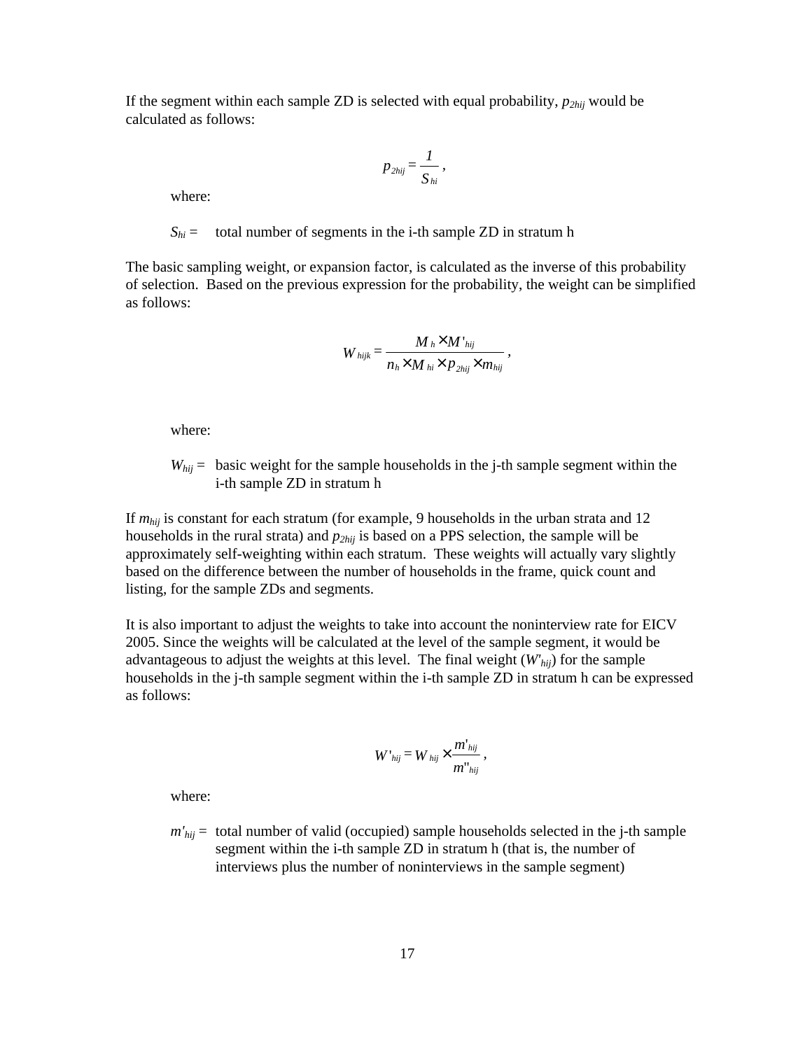If the segment within each sample ZD is selected with equal probability, $p_{2hij}$ would be calculated as follows:

$$p_{2hij} = \frac{1}{S_{hi}},$$

where:

$S_{hi}$ = total number of segments in the i-th sample ZD in stratum h

The basic sampling weight, or expansion factor, is calculated as the inverse of this probability of selection. Based on the previous expression for the probability, the weight can be simplified as follows:

$$W_{hijk} = \frac{M_h \times M'_{hij}}{n_h \times M_{hi} \times p_{2hij} \times m_{hij}},$$

where:

$W_{hij}$ = basic weight for the sample households in the j-th sample segment within the i-th sample ZD in stratum h

If $m_{hij}$ is constant for each stratum (for example, 9 households in the urban strata and 12 households in the rural strata) and $p_{2hij}$ is based on a PPS selection, the sample will be approximately self-weighting within each stratum. These weights will actually vary slightly based on the difference between the number of households in the frame, quick count and listing, for the sample ZDs and segments.

It is also important to adjust the weights to take into account the noninterview rate for EICV 2005. Since the weights will be calculated at the level of the sample segment, it would be advantageous to adjust the weights at this level. The final weight ($W'_{hij}$) for the sample households in the j-th sample segment within the i-th sample ZD in stratum h can be expressed as follows:

$$W'_{hij} = W_{hij} \times \frac{m'_{hij}}{m''_{hij}},$$

where:

$m'_{hij}$ = total number of valid (occupied) sample households selected in the j-th sample segment within the i-th sample ZD in stratum h (that is, the number of interviews plus the number of noninterviews in the sample segment)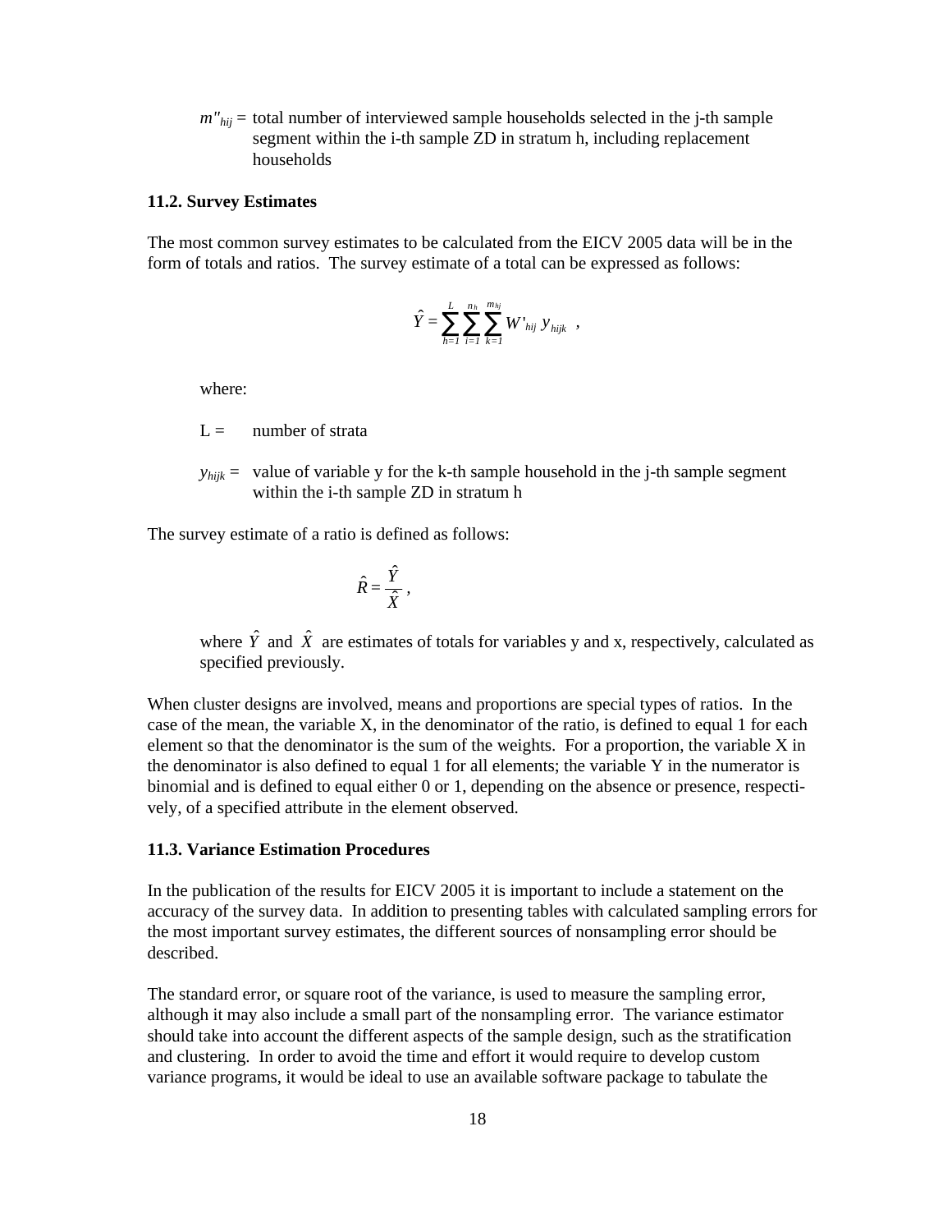$m''_{hij}$ = total number of interviewed sample households selected in the j-th sample segment within the i-th sample ZD in stratum h, including replacement households

### 11.2. Survey Estimates

The most common survey estimates to be calculated from the EICV 2005 data will be in the form of totals and ratios. The survey estimate of a total can be expressed as follows:

$$\hat{Y} = \sum_{h=1}^{L} \sum_{i=1}^{n_h} \sum_{k=1}^{m_{hj}} W'_{hij} \, y_{hijk} \ ,$$

where:

L = number of strata

$y_{hijk}$ = value of variable y for the k-th sample household in the j-th sample segment within the i-th sample ZD in stratum h

The survey estimate of a ratio is defined as follows:

$$\hat{R} = \frac{\hat{Y}}{\hat{X}} \ ,$$

where $\hat{Y}$ and $\hat{X}$ are estimates of totals for variables y and x, respectively, calculated as specified previously.

When cluster designs are involved, means and proportions are special types of ratios. In the case of the mean, the variable X, in the denominator of the ratio, is defined to equal 1 for each element so that the denominator is the sum of the weights. For a proportion, the variable X in the denominator is also defined to equal 1 for all elements; the variable Y in the numerator is binomial and is defined to equal either 0 or 1, depending on the absence or presence, respectively, of a specified attribute in the element observed.

### 11.3. Variance Estimation Procedures

In the publication of the results for EICV 2005 it is important to include a statement on the accuracy of the survey data. In addition to presenting tables with calculated sampling errors for the most important survey estimates, the different sources of nonsampling error should be described.

The standard error, or square root of the variance, is used to measure the sampling error, although it may also include a small part of the nonsampling error. The variance estimator should take into account the different aspects of the sample design, such as the stratification and clustering. In order to avoid the time and effort it would require to develop custom variance programs, it would be ideal to use an available software package to tabulate the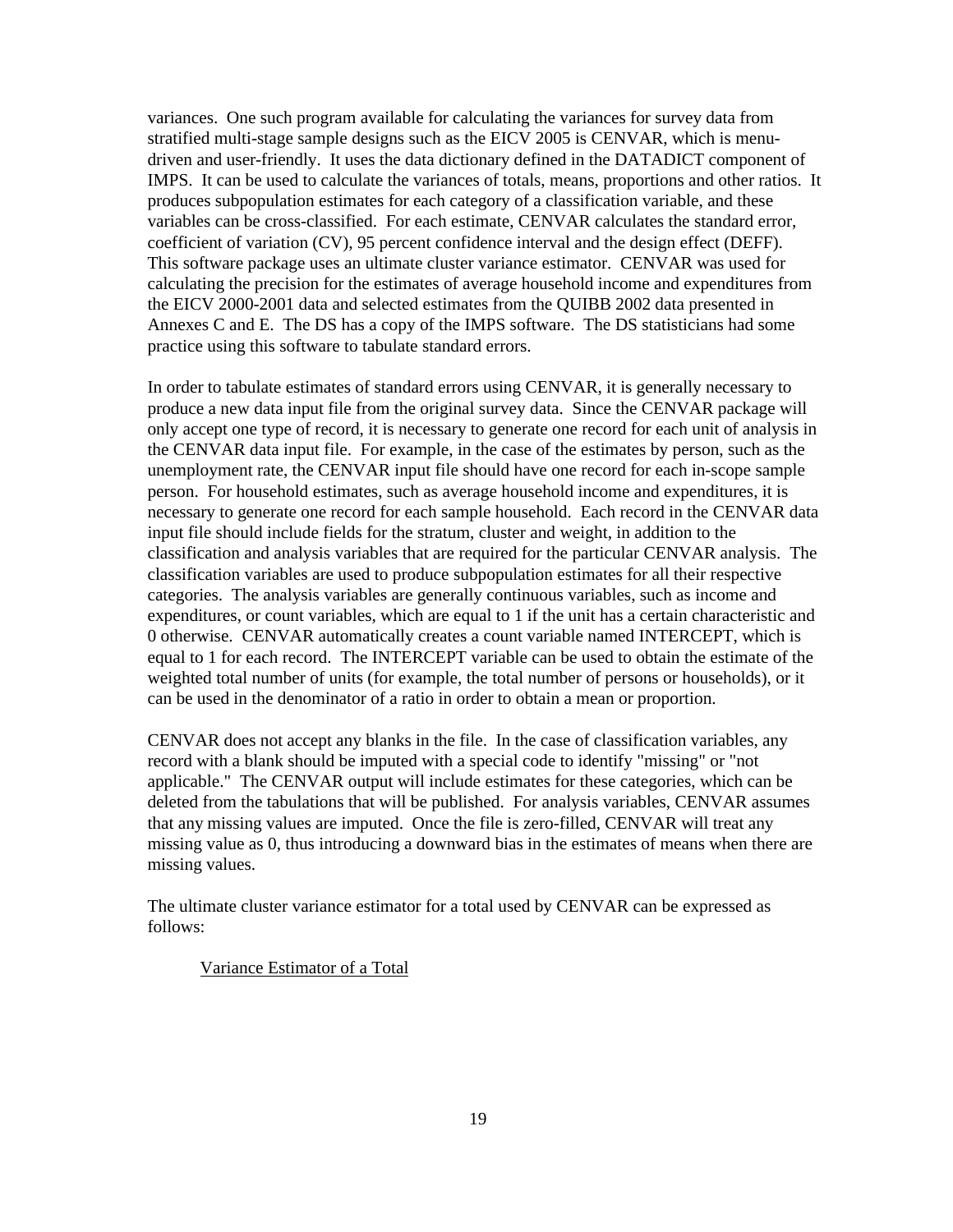variances. One such program available for calculating the variances for survey data from stratified multi-stage sample designs such as the EICV 2005 is CENVAR, which is menu-driven and user-friendly. It uses the data dictionary defined in the DATADICT component of IMPS. It can be used to calculate the variances of totals, means, proportions and other ratios. It produces subpopulation estimates for each category of a classification variable, and these variables can be cross-classified. For each estimate, CENVAR calculates the standard error, coefficient of variation (CV), 95 percent confidence interval and the design effect (DEFF). This software package uses an ultimate cluster variance estimator. CENVAR was used for calculating the precision for the estimates of average household income and expenditures from the EICV 2000-2001 data and selected estimates from the QUIBB 2002 data presented in Annexes C and E. The DS has a copy of the IMPS software. The DS statisticians had some practice using this software to tabulate standard errors.

In order to tabulate estimates of standard errors using CENVAR, it is generally necessary to produce a new data input file from the original survey data. Since the CENVAR package will only accept one type of record, it is necessary to generate one record for each unit of analysis in the CENVAR data input file. For example, in the case of the estimates by person, such as the unemployment rate, the CENVAR input file should have one record for each in-scope sample person. For household estimates, such as average household income and expenditures, it is necessary to generate one record for each sample household. Each record in the CENVAR data input file should include fields for the stratum, cluster and weight, in addition to the classification and analysis variables that are required for the particular CENVAR analysis. The classification variables are used to produce subpopulation estimates for all their respective categories. The analysis variables are generally continuous variables, such as income and expenditures, or count variables, which are equal to 1 if the unit has a certain characteristic and 0 otherwise. CENVAR automatically creates a count variable named INTERCEPT, which is equal to 1 for each record. The INTERCEPT variable can be used to obtain the estimate of the weighted total number of units (for example, the total number of persons or households), or it can be used in the denominator of a ratio in order to obtain a mean or proportion.

CENVAR does not accept any blanks in the file. In the case of classification variables, any record with a blank should be imputed with a special code to identify "missing" or "not applicable." The CENVAR output will include estimates for these categories, which can be deleted from the tabulations that will be published. For analysis variables, CENVAR assumes that any missing values are imputed. Once the file is zero-filled, CENVAR will treat any missing value as 0, thus introducing a downward bias in the estimates of means when there are missing values.

The ultimate cluster variance estimator for a total used by CENVAR can be expressed as follows:

Variance Estimator of a Total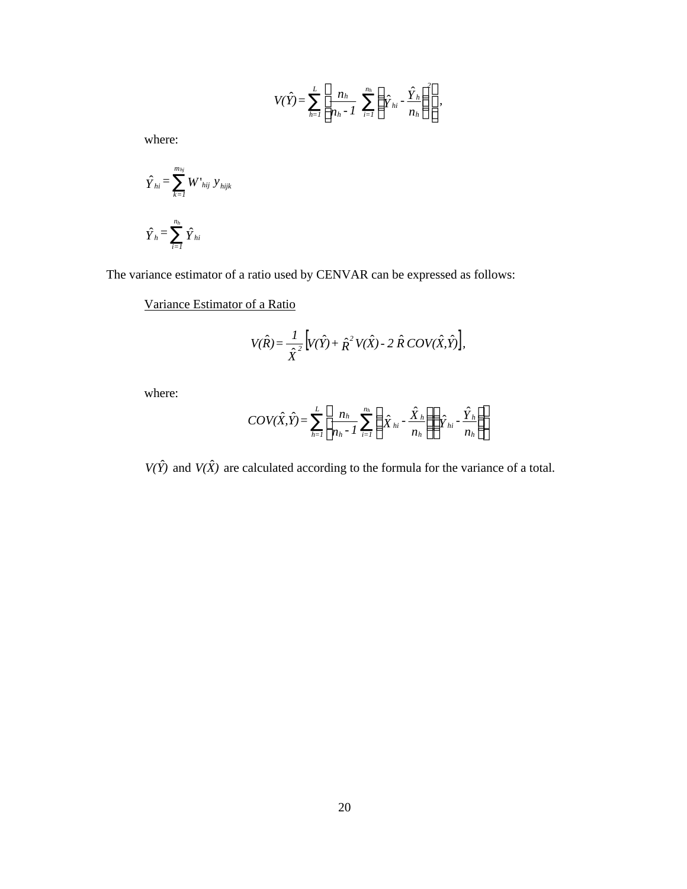$$V(\hat{Y}) = \sum_{h=1}^{L} \left[ \frac{n_h}{n_h - 1} \sum_{i=1}^{n_h} \left( \hat{Y}_{hi} - \frac{\hat{Y}_h}{n_h} \right)^2 \right],$$

where:

$$\hat{Y}_{hi} = \sum_{k=1}^{m_{hj}} W'_{hij} \, y_{hijk}$$

$$\hat{Y}_h = \sum_{i=1}^{n_h} \hat{Y}_{hi}$$

The variance estimator of a ratio used by CENVAR can be expressed as follows:

<u>Variance Estimator of a Ratio</u>

$$V(\hat{R}) = \frac{1}{\hat{X}^2} \left[ V(\hat{Y}) + \hat{R}^2 \, V(\hat{X}) - 2 \, \hat{R} \, COV(\hat{X},\hat{Y}) \right],$$

where:

$$COV(\hat{X},\hat{Y}) = \sum_{h=1}^{L} \left[ \frac{n_h}{n_h - 1} \sum_{i=1}^{n_h} \left( \hat{X}_{hi} - \frac{\hat{X}_h}{n_h} \right) \left( \hat{Y}_{hi} - \frac{\hat{Y}_h}{n_h} \right) \right]$$

$V(\hat{Y})$ and $V(\hat{X})$ are calculated according to the formula for the variance of a total.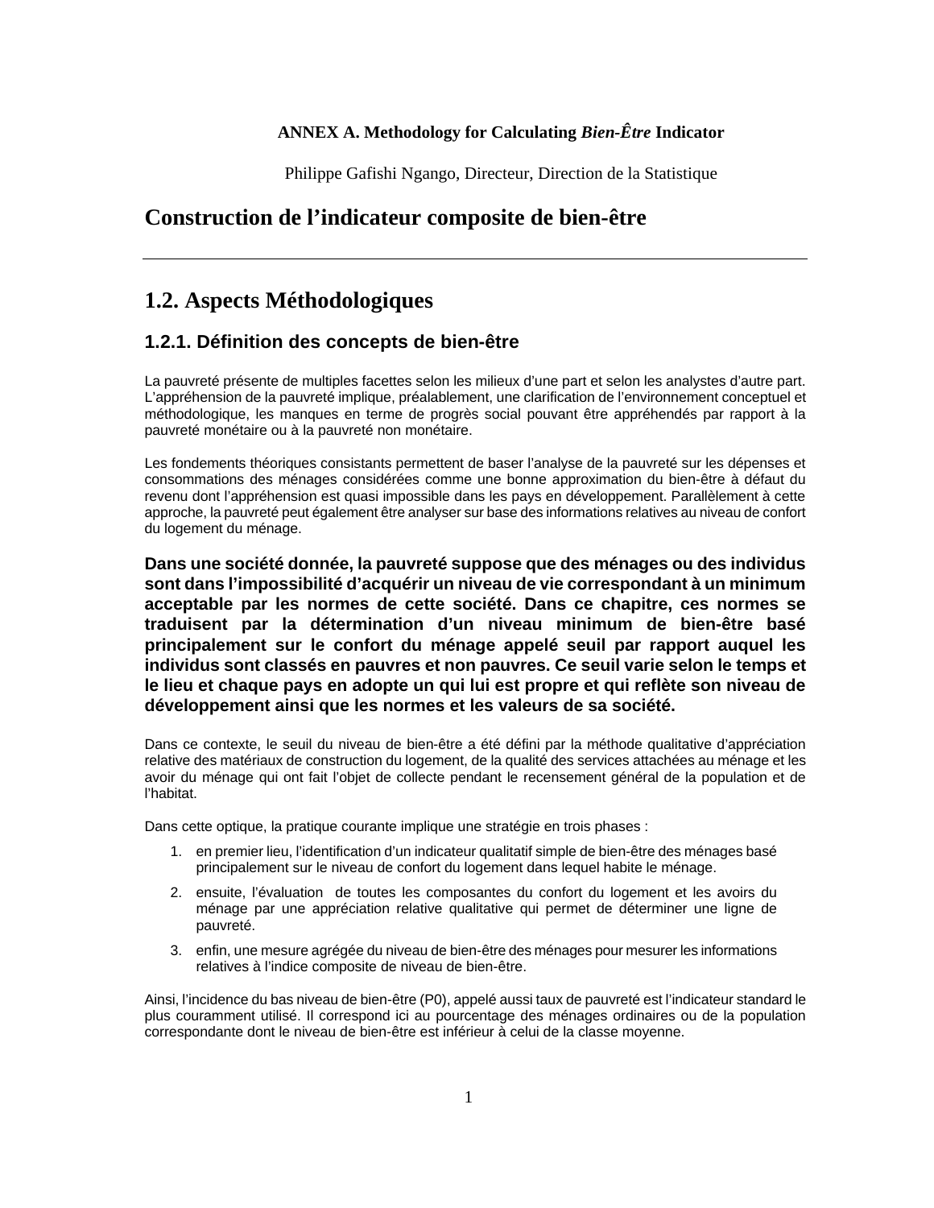**ANNEX A. Methodology for Calculating *Bien-Être* Indicator**

Philippe Gafishi Ngango, Directeur, Direction de la Statistique

# Construction de l'indicateur composite de bien-être

---

## 1.2. Aspects Méthodologiques

### 1.2.1. Définition des concepts de bien-être

La pauvreté présente de multiples facettes selon les milieux d'une part et selon les analystes d'autre part. L'appréhension de la pauvreté implique, préalablement, une clarification de l'environnement conceptuel et méthodologique, les manques en terme de progrès social pouvant être appréhendés par rapport à la pauvreté monétaire ou à la pauvreté non monétaire.

Les fondements théoriques consistants permettent de baser l'analyse de la pauvreté sur les dépenses et consommations des ménages considérées comme une bonne approximation du bien-être à défaut du revenu dont l'appréhension est quasi impossible dans les pays en développement. Parallèlement à cette approche, la pauvreté peut également être analyser sur base des informations relatives au niveau de confort du logement du ménage.

**Dans une société donnée, la pauvreté suppose que des ménages ou des individus sont dans l'impossibilité d'acquérir un niveau de vie correspondant à un minimum acceptable par les normes de cette société. Dans ce chapitre, ces normes se traduisent par la détermination d'un niveau minimum de bien-être basé principalement sur le confort du ménage appelé seuil par rapport auquel les individus sont classés en pauvres et non pauvres. Ce seuil varie selon le temps et le lieu et chaque pays en adopte un qui lui est propre et qui reflète son niveau de développement ainsi que les normes et les valeurs de sa société.**

Dans ce contexte, le seuil du niveau de bien-être a été défini par la méthode qualitative d'appréciation relative des matériaux de construction du logement, de la qualité des services attachées au ménage et les avoir du ménage qui ont fait l'objet de collecte pendant le recensement général de la population et de l'habitat.

Dans cette optique, la pratique courante implique une stratégie en trois phases :

1. en premier lieu, l'identification d'un indicateur qualitatif simple de bien-être des ménages basé principalement sur le niveau de confort du logement dans lequel habite le ménage.
2. ensuite, l'évaluation de toutes les composantes du confort du logement et les avoirs du ménage par une appréciation relative qualitative qui permet de déterminer une ligne de pauvreté.
3. enfin, une mesure agrégée du niveau de bien-être des ménages pour mesurer les informations relatives à l'indice composite de niveau de bien-être.

Ainsi, l'incidence du bas niveau de bien-être (P0), appelé aussi taux de pauvreté est l'indicateur standard le plus couramment utilisé. Il correspond ici au pourcentage des ménages ordinaires ou de la population correspondante dont le niveau de bien-être est inférieur à celui de la classe moyenne.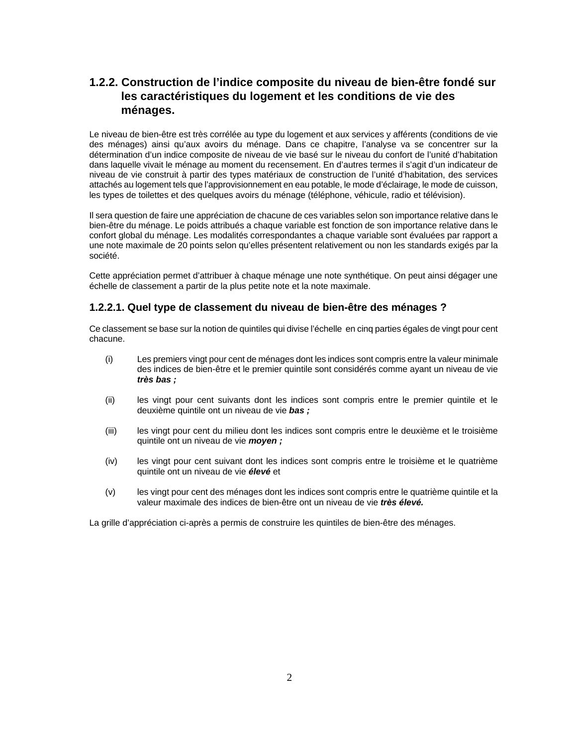### 1.2.2. Construction de l’indice composite du niveau de bien-être fondé sur les caractéristiques du logement et les conditions de vie des ménages.

Le niveau de bien-être est très corrélée au type du logement et aux services y afférents (conditions de vie des ménages) ainsi qu’aux avoirs du ménage. Dans ce chapitre, l’analyse va se concentrer sur la détermination d’un indice composite de niveau de vie basé sur le niveau du confort de l’unité d’habitation dans laquelle vivait le ménage au moment du recensement. En d’autres termes il s’agit d’un indicateur de niveau de vie construit à partir des types matériaux de construction de l’unité d’habitation, des services attachés au logement tels que l’approvisionnement en eau potable, le mode d’éclairage, le mode de cuisson, les types de toilettes et des quelques avoirs du ménage (téléphone, véhicule, radio et télévision).

Il sera question de faire une appréciation de chacune de ces variables selon son importance relative dans le bien-être du ménage. Le poids attribués a chaque variable est fonction de son importance relative dans le confort global du ménage. Les modalités correspondantes a chaque variable sont évaluées par rapport a une note maximale de 20 points selon qu’elles présentent relativement ou non les standards exigés par la société.

Cette appréciation permet d’attribuer à chaque ménage une note synthétique. On peut ainsi dégager une échelle de classement a partir de la plus petite note et la note maximale.

#### 1.2.2.1. Quel type de classement du niveau de bien-être des ménages ?

Ce classement se base sur la notion de quintiles qui divise l’échelle en cinq parties égales de vingt pour cent chacune.

(i) Les premiers vingt pour cent de ménages dont les indices sont compris entre la valeur minimale des indices de bien-être et le premier quintile sont considérés comme ayant un niveau de vie ***très bas ;***

(ii) les vingt pour cent suivants dont les indices sont compris entre le premier quintile et le deuxième quintile ont un niveau de vie ***bas ;***

(iii) les vingt pour cent du milieu dont les indices sont compris entre le deuxième et le troisième quintile ont un niveau de vie ***moyen ;***

(iv) les vingt pour cent suivant dont les indices sont compris entre le troisième et le quatrième quintile ont un niveau de vie ***élevé*** et

(v) les vingt pour cent des ménages dont les indices sont compris entre le quatrième quintile et la valeur maximale des indices de bien-être ont un niveau de vie ***très élevé.***

La grille d’appréciation ci-après a permis de construire les quintiles de bien-être des ménages.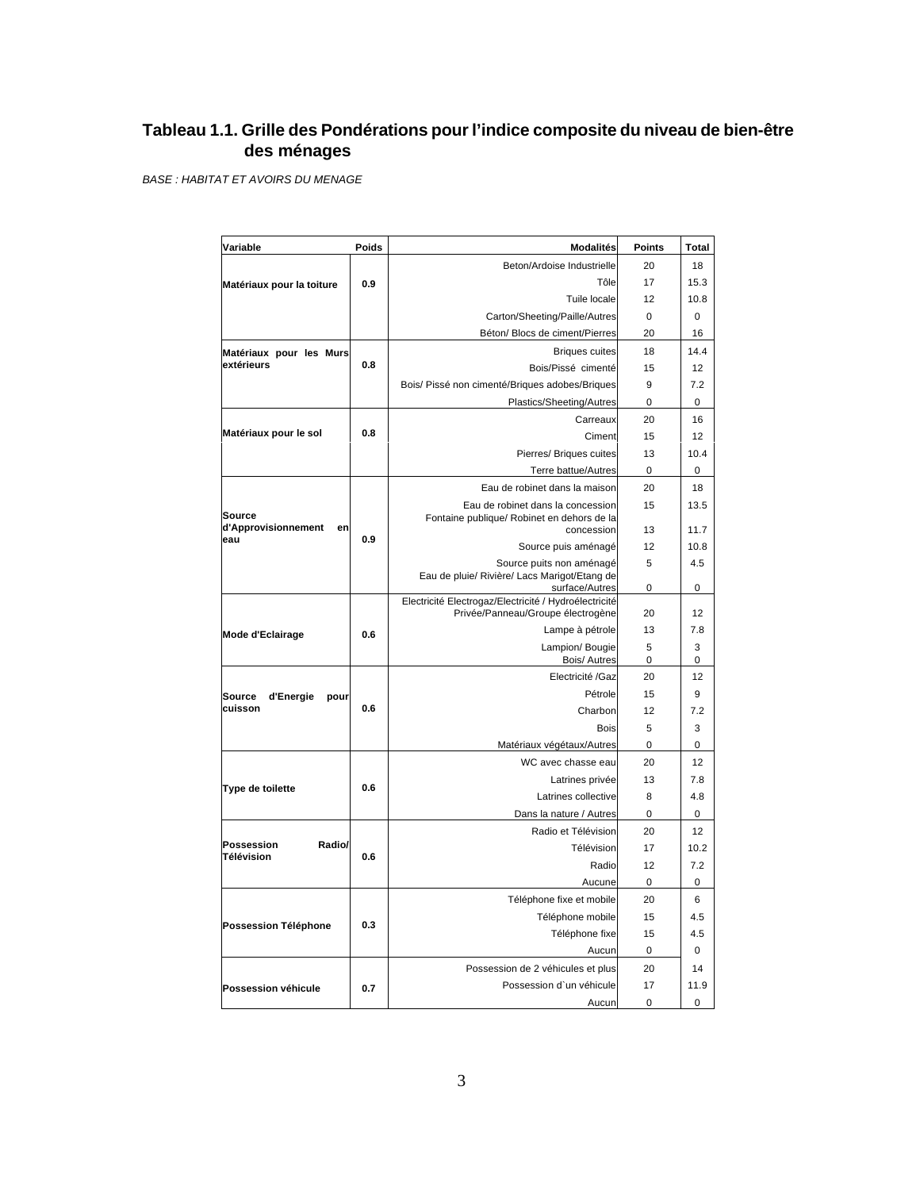## Tableau 1.1. Grille des Pondérations pour l'indice composite du niveau de bien-être des ménages

*BASE : HABITAT ET AVOIRS DU MENAGE*

| Variable | Poids | Modalités | Points | Total |
|---|---|---|---|---|
| Matériaux pour la toiture | 0.9 | Beton/Ardoise Industrielle | 20 | 18 |
| | | Tôle | 17 | 15.3 |
| | | Tuile locale | 12 | 10.8 |
| | | Carton/Sheeting/Paille/Autres | 0 | 0 |
| Matériaux pour les Murs extérieurs | 0.8 | Béton/ Blocs de ciment/Pierres | 20 | 16 |
| | | Briques cuites | 18 | 14.4 |
| | | Bois/Pissé cimenté | 15 | 12 |
| | | Bois/ Pissé non cimenté/Briques adobes/Briques | 9 | 7.2 |
| | | Plastics/Sheeting/Autres | 0 | 0 |
| Matériaux pour le sol | 0.8 | Carreaux | 20 | 16 |
| | | Ciment | 15 | 12 |
| | | Pierres/ Briques cuites | 13 | 10.4 |
| | | Terre battue/Autres | 0 | 0 |
| Source d'Approvisionnement en eau | 0.9 | Eau de robinet dans la maison | 20 | 18 |
| | | Eau de robinet dans la concession | 15 | 13.5 |
| | | Fontaine publique/ Robinet en dehors de la concession | 13 | 11.7 |
| | | Source puis aménagé | 12 | 10.8 |
| | | Source puits non aménagé | 5 | 4.5 |
| | | Eau de pluie/ Rivière/ Lacs Marigot/Etang de surface/Autres | 0 | 0 |
| Mode d'Eclairage | 0.6 | Electricité Electrogaz/Electricité / Hydroélectricité Privée/Panneau/Groupe électrogène | 20 | 12 |
| | | Lampe à pétrole | 13 | 7.8 |
| | | Lampion/ Bougie | 5 | 3 |
| | | Bois/ Autres | 0 | 0 |
| Source d'Energie pour cuisson | 0.6 | Electricité /Gaz | 20 | 12 |
| | | Pétrole | 15 | 9 |
| | | Charbon | 12 | 7.2 |
| | | Bois | 5 | 3 |
| | | Matériaux végétaux/Autres | 0 | 0 |
| Type de toilette | 0.6 | WC avec chasse eau | 20 | 12 |
| | | Latrines privée | 13 | 7.8 |
| | | Latrines collective | 8 | 4.8 |
| | | Dans la nature / Autres | 0 | 0 |
| Possession Radio/ Télévision | 0.6 | Radio et Télévision | 20 | 12 |
| | | Télévision | 17 | 10.2 |
| | | Radio | 12 | 7.2 |
| | | Aucune | 0 | 0 |
| Possession Téléphone | 0.3 | Téléphone fixe et mobile | 20 | 6 |
| | | Téléphone mobile | 15 | 4.5 |
| | | Téléphone fixe | 15 | 4.5 |
| | | Aucun | 0 | 0 |
| Possession véhicule | 0.7 | Possession de 2 véhicules et plus | 20 | 14 |
| | | Possession d`un véhicule | 17 | 11.9 |
| | | Aucun | 0 | 0 |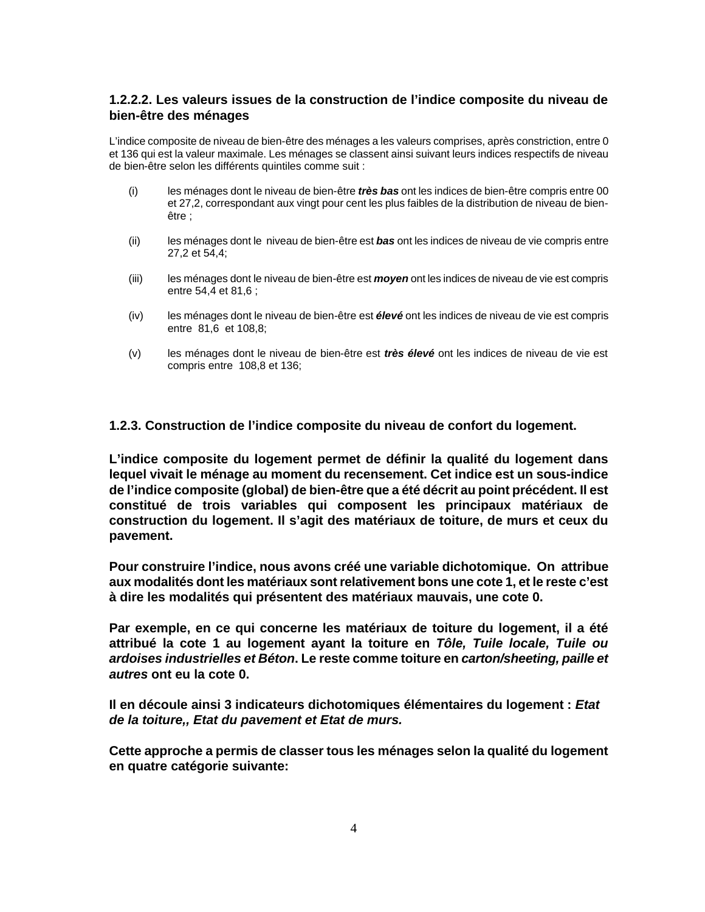### 1.2.2.2. Les valeurs issues de la construction de l'indice composite du niveau de bien-être des ménages

L'indice composite de niveau de bien-être des ménages a les valeurs comprises, après constriction, entre 0 et 136 qui est la valeur maximale. Les ménages se classent ainsi suivant leurs indices respectifs de niveau de bien-être selon les différents quintiles comme suit :

(i) les ménages dont le niveau de bien-être ***très bas*** ont les indices de bien-être compris entre 00 et 27,2, correspondant aux vingt pour cent les plus faibles de la distribution de niveau de bien-être ;

(ii) les ménages dont le niveau de bien-être est ***bas*** ont les indices de niveau de vie compris entre 27,2 et 54,4;

(iii) les ménages dont le niveau de bien-être est ***moyen*** ont les indices de niveau de vie est compris entre 54,4 et 81,6 ;

(iv) les ménages dont le niveau de bien-être est ***élevé*** ont les indices de niveau de vie est compris entre 81,6 et 108,8;

(v) les ménages dont le niveau de bien-être est ***très élevé*** ont les indices de niveau de vie est compris entre 108,8 et 136;

### 1.2.3. Construction de l'indice composite du niveau de confort du logement.

**L'indice composite du logement permet de définir la qualité du logement dans lequel vivait le ménage au moment du recensement. Cet indice est un sous-indice de l'indice composite (global) de bien-être que a été décrit au point précédent. Il est constitué de trois variables qui composent les principaux matériaux de construction du logement. Il s'agit des matériaux de toiture, de murs et ceux du pavement.**

**Pour construire l'indice, nous avons créé une variable dichotomique. On attribue aux modalités dont les matériaux sont relativement bons une cote 1, et le reste c'est à dire les modalités qui présentent des matériaux mauvais, une cote 0.**

**Par exemple, en ce qui concerne les matériaux de toiture du logement, il a été attribué la cote 1 au logement ayant la toiture en *Tôle, Tuile locale, Tuile ou ardoises industrielles et Béton*. Le reste comme toiture en *carton/sheeting, paille et autres* ont eu la cote 0.**

**Il en découle ainsi 3 indicateurs dichotomiques élémentaires du logement : *Etat de la toiture,, Etat du pavement et Etat de murs.***

**Cette approche a permis de classer tous les ménages selon la qualité du logement en quatre catégorie suivante:**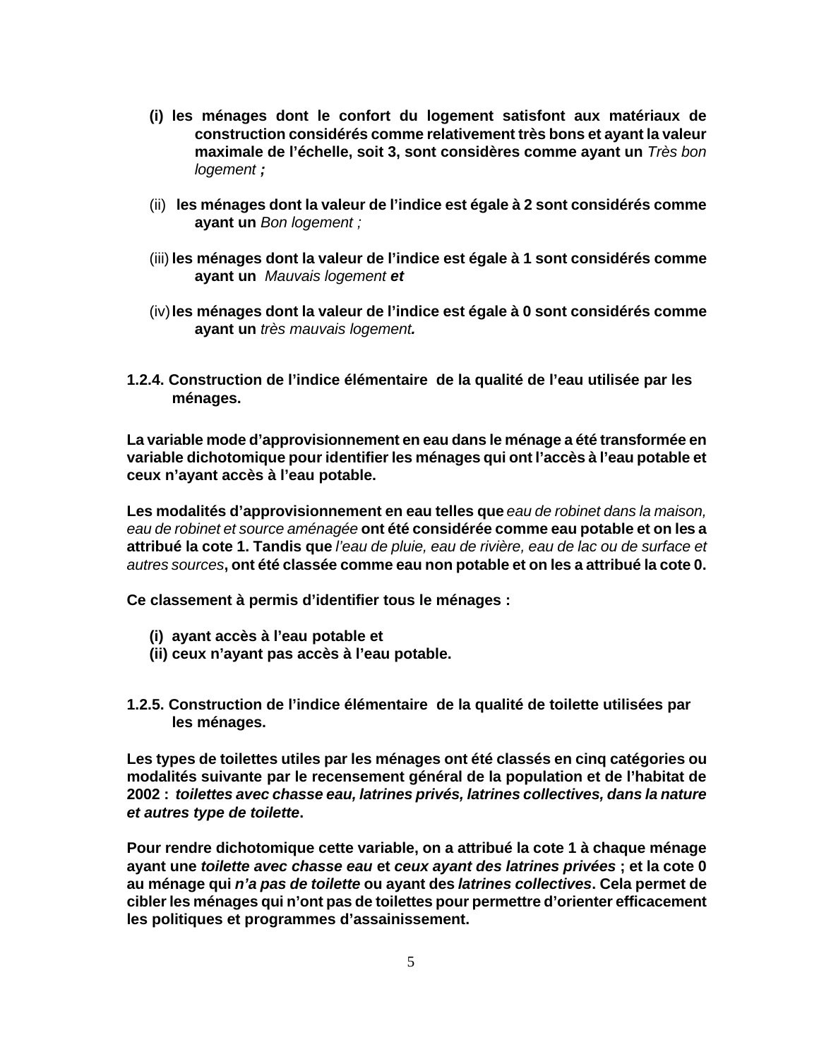**(i) les ménages dont le confort du logement satisfont aux matériaux de construction considérés comme relativement très bons et ayant la valeur maximale de l'échelle, soit 3, sont considères comme ayant un** *Très bon logement* ***;***

(ii) **les ménages dont la valeur de l'indice est égale à 2 sont considérés comme ayant un** *Bon logement ;*

(iii) **les ménages dont la valeur de l'indice est égale à 1 sont considérés comme ayant un** *Mauvais logement* ***et***

(iv) **les ménages dont la valeur de l'indice est égale à 0 sont considérés comme ayant un** *très mauvais logement**.***

### 1.2.4. Construction de l'indice élémentaire de la qualité de l'eau utilisée par les ménages.

**La variable mode d'approvisionnement en eau dans le ménage a été transformée en variable dichotomique pour identifier les ménages qui ont l'accès à l'eau potable et ceux n'ayant accès à l'eau potable.**

**Les modalités d'approvisionnement en eau telles que** *eau de robinet dans la maison, eau de robinet et source aménagée* **ont été considérée comme eau potable et on les a attribué la cote 1. Tandis que** *l'eau de pluie, eau de rivière, eau de lac ou de surface et autres sources***, ont été classée comme eau non potable et on les a attribué la cote 0.**

**Ce classement à permis d'identifier tous le ménages :**

**(i) ayant accès à l'eau potable et**
**(ii) ceux n'ayant pas accès à l'eau potable.**

### 1.2.5. Construction de l'indice élémentaire de la qualité de toilette utilisées par les ménages.

**Les types de toilettes utiles par les ménages ont été classés en cinq catégories ou modalités suivante par le recensement général de la population et de l'habitat de 2002 :** ***toilettes avec chasse eau, latrines privés, latrines collectives, dans la nature et autres type de toilette*****.**

**Pour rendre dichotomique cette variable, on a attribué la cote 1 à chaque ménage ayant une** ***toilette avec chasse eau*** **et** ***ceux ayant des latrines privées*** **; et la cote 0 au ménage qui** ***n'a pas de toilette*** **ou ayant des** ***latrines collectives*****. Cela permet de cibler les ménages qui n'ont pas de toilettes pour permettre d'orienter efficacement les politiques et programmes d'assainissement.**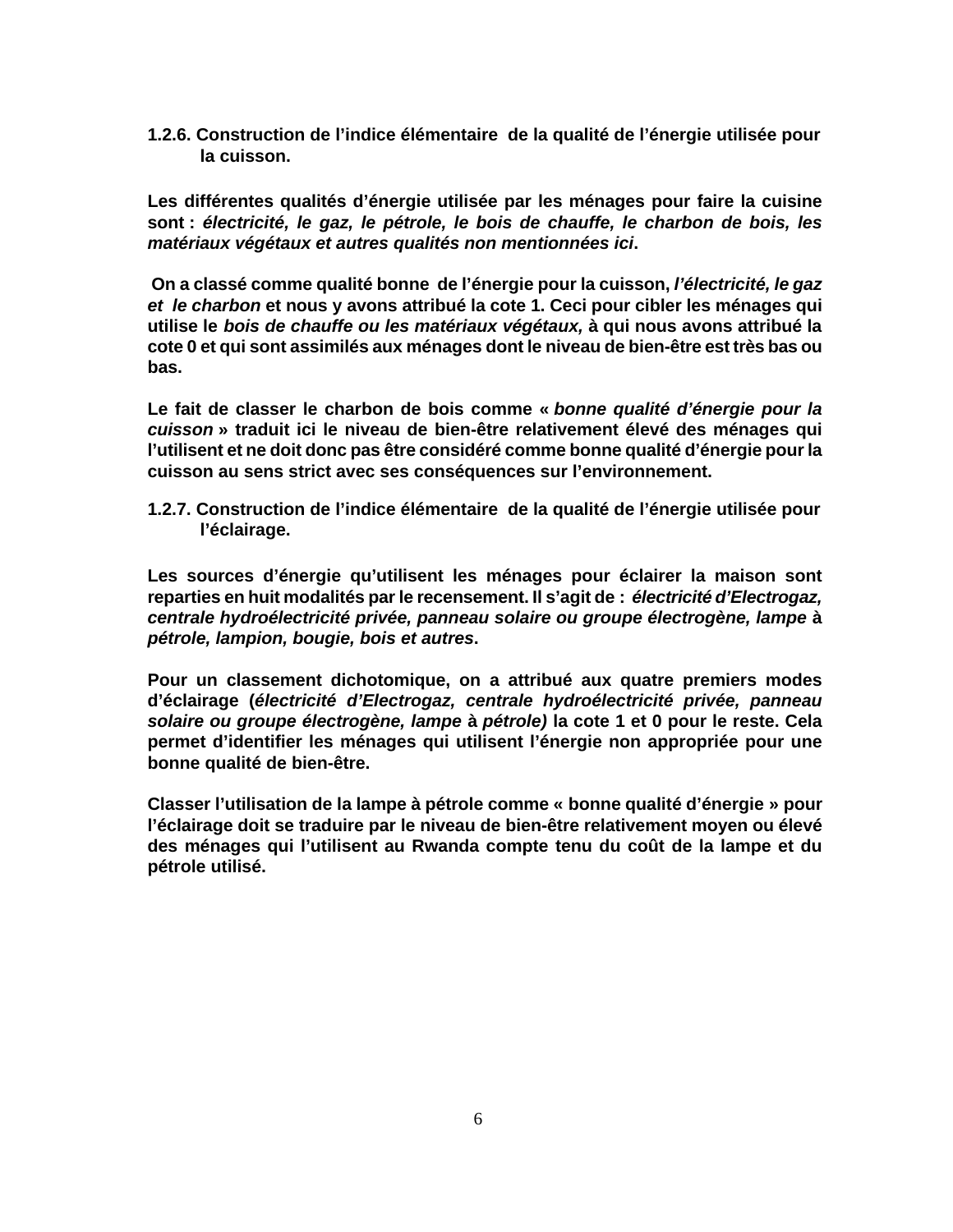### 1.2.6. Construction de l'indice élémentaire de la qualité de l'énergie utilisée pour la cuisson.

**Les différentes qualités d'énergie utilisée par les ménages pour faire la cuisine sont :** ***électricité, le gaz, le pétrole, le bois de chauffe, le charbon de bois, les matériaux végétaux et autres qualités non mentionnées ici*****.**

**On a classé comme qualité bonne de l'énergie pour la cuisson,** ***l'électricité, le gaz et le charbon*** **et nous y avons attribué la cote 1. Ceci pour cibler les ménages qui utilise le** ***bois de chauffe ou les matériaux végétaux,*** **à qui nous avons attribué la cote 0 et qui sont assimilés aux ménages dont le niveau de bien-être est très bas ou bas.**

**Le fait de classer le charbon de bois comme «** ***bonne qualité d'énergie pour la cuisson*** **» traduit ici le niveau de bien-être relativement élevé des ménages qui l'utilisent et ne doit donc pas être considéré comme bonne qualité d'énergie pour la cuisson au sens strict avec ses conséquences sur l'environnement.**

### 1.2.7. Construction de l'indice élémentaire de la qualité de l'énergie utilisée pour l'éclairage.

**Les sources d'énergie qu'utilisent les ménages pour éclairer la maison sont reparties en huit modalités par le recensement. Il s'agit de :** ***électricité d'Electrogaz, centrale hydroélectricité privée, panneau solaire ou groupe électrogène, lampe*** **à** ***pétrole, lampion, bougie, bois et autres*****.**

**Pour un classement dichotomique, on a attribué aux quatre premiers modes d'éclairage (*****électricité d'Electrogaz, centrale hydroélectricité privée, panneau solaire ou groupe électrogène, lampe*** **à** ***pétrole)*** **la cote 1 et 0 pour le reste. Cela permet d'identifier les ménages qui utilisent l'énergie non appropriée pour une bonne qualité de bien-être.**

**Classer l'utilisation de la lampe à pétrole comme « bonne qualité d'énergie » pour l'éclairage doit se traduire par le niveau de bien-être relativement moyen ou élevé des ménages qui l'utilisent au Rwanda compte tenu du coût de la lampe et du pétrole utilisé.**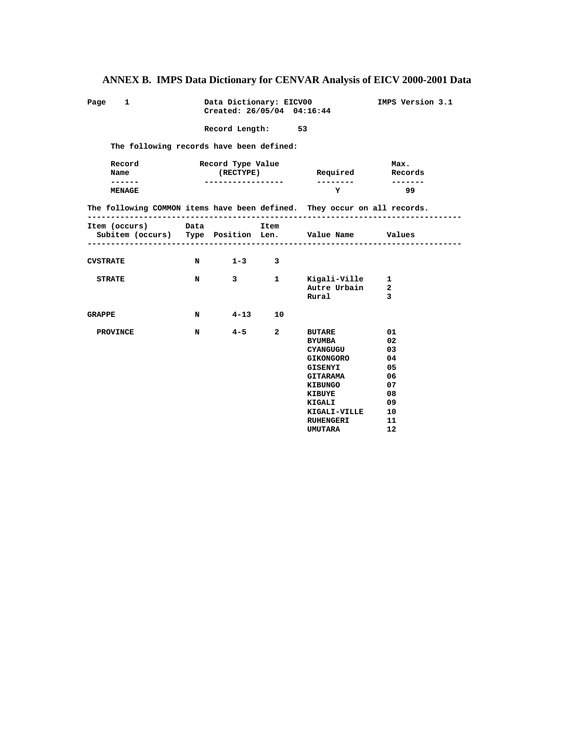## ANNEX B. IMPS Data Dictionary for CENVAR Analysis of EICV 2000-2001 Data

```
Page    1                 Data Dictionary: EICV00              IMPS Version 3.1
                          Created: 26/05/04  04:16:44

                          Record Length:      53

     The following records have been defined:

     Record              Record Type Value                           Max.
     Name                   (RECTYPE)            Required          Records
     ------              -----------------       --------          -------
     MENAGE                                         Y                 99

The following COMMON items have been defined.  They occur on all records.
-------------------------------------------------------------------------------
Item (occurs)       Data            Item
  Subitem (occurs)   Type  Position  Len.      Value Name       Values
-------------------------------------------------------------------------------

CVSTRATE             N       1-3      3

  STRATE             N       3        1      Kigali-Ville     1
                                             Autre Urbain     2
                                             Rural            3

GRAPPE               N       4-13     10

  PROVINCE           N       4-5      2      BUTARE           01
                                             BYUMBA           02
                                             CYANGUGU         03
                                             GIKONGORO        04
                                             GISENYI          05
                                             GITARAMA         06
                                             KIBUNGO          07
                                             KIBUYE           08
                                             KIGALI           09
                                             KIGALI-VILLE     10
                                             RUHENGERI        11
                                             UMUTARA          12
```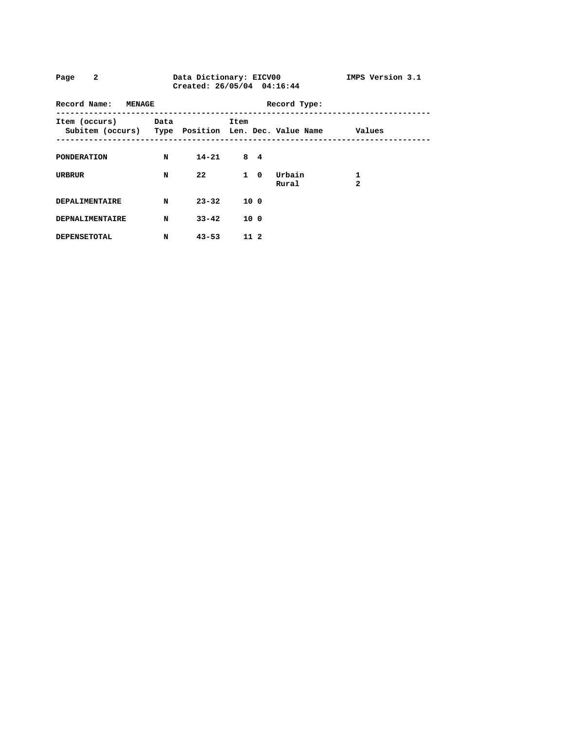Data Dictionary: EICV00
Created: 26/05/04 04:16:44

IMPS Version 3.1

**Record Name: MENAGE** | **Record Type:**

| Item (occurs) Subitem (occurs) | Data Type | Position | Item Len. | Dec. | Value Name | Values |
|---|---|---|---|---|---|---|
| **PONDERATION** | **N** | **14-21** | **8** | **4** | | |
| **URBRUR** | **N** | **22** | **1** | **0** | **Urbain** | **1** |
| | | | | | **Rural** | **2** |
| **DEPALIMENTAIRE** | **N** | **23-32** | **10** | **0** | | |
| **DEPNALIMENTAIRE** | **N** | **33-42** | **10** | **0** | | |
| **DEPENSETOTAL** | **N** | **43-53** | **11** | **2** | | |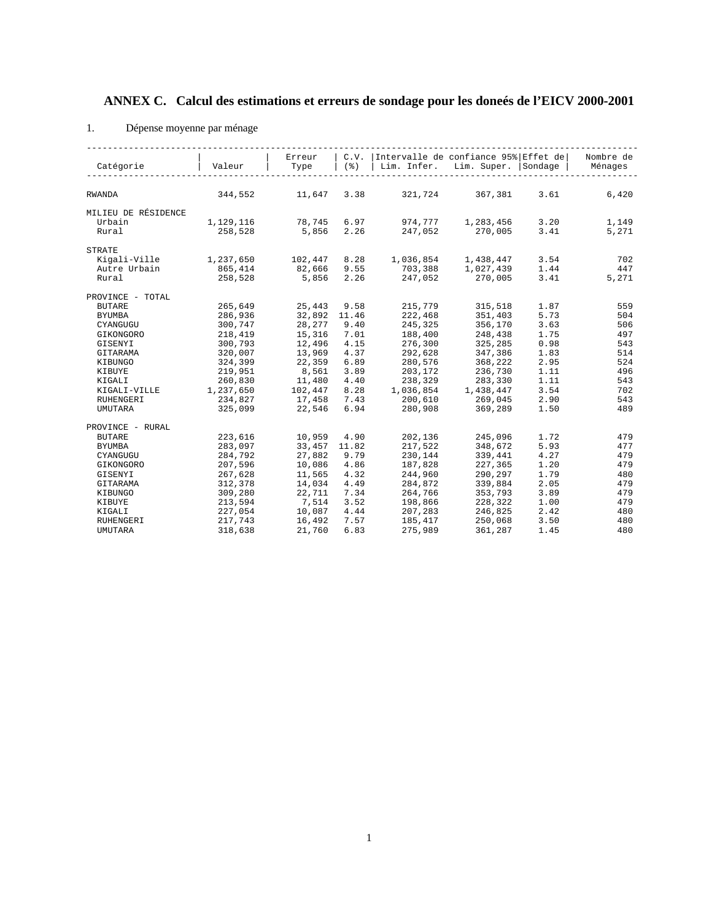# ANNEX C. Calcul des estimations et erreurs de sondage pour les doneés de l'EICV 2000-2001

1. Dépense moyenne par ménage

| Catégorie | Valeur | Erreur Type | C.V. (%) | Intervalle de confiance 95% Lim. Infer. | Lim. Super. | Effet de Sondage | Nombre de Ménages |
|---|---|---|---|---|---|---|---|
| RWANDA | 344,552 | 11,647 | 3.38 | 321,724 | 367,381 | 3.61 | 6,420 |
| MILIEU DE RÉSIDENCE | | | | | | | |
| Urbain | 1,129,116 | 78,745 | 6.97 | 974,777 | 1,283,456 | 3.20 | 1,149 |
| Rural | 258,528 | 5,856 | 2.26 | 247,052 | 270,005 | 3.41 | 5,271 |
| STRATE | | | | | | | |
| Kigali-Ville | 1,237,650 | 102,447 | 8.28 | 1,036,854 | 1,438,447 | 3.54 | 702 |
| Autre Urbain | 865,414 | 82,666 | 9.55 | 703,388 | 1,027,439 | 1.44 | 447 |
| Rural | 258,528 | 5,856 | 2.26 | 247,052 | 270,005 | 3.41 | 5,271 |
| PROVINCE - TOTAL | | | | | | | |
| BUTARE | 265,649 | 25,443 | 9.58 | 215,779 | 315,518 | 1.87 | 559 |
| BYUMBA | 286,936 | 32,892 | 11.46 | 222,468 | 351,403 | 5.73 | 504 |
| CYANGUGU | 300,747 | 28,277 | 9.40 | 245,325 | 356,170 | 3.63 | 506 |
| GIKONGORO | 218,419 | 15,316 | 7.01 | 188,400 | 248,438 | 1.75 | 497 |
| GISENYI | 300,793 | 12,496 | 4.15 | 276,300 | 325,285 | 0.98 | 543 |
| GITARAMA | 320,007 | 13,969 | 4.37 | 292,628 | 347,386 | 1.83 | 514 |
| KIBUNGO | 324,399 | 22,359 | 6.89 | 280,576 | 368,222 | 2.95 | 524 |
| KIBUYE | 219,951 | 8,561 | 3.89 | 203,172 | 236,730 | 1.11 | 496 |
| KIGALI | 260,830 | 11,480 | 4.40 | 238,329 | 283,330 | 1.11 | 543 |
| KIGALI-VILLE | 1,237,650 | 102,447 | 8.28 | 1,036,854 | 1,438,447 | 3.54 | 702 |
| RUHENGERI | 234,827 | 17,458 | 7.43 | 200,610 | 269,045 | 2.90 | 543 |
| UMUTARA | 325,099 | 22,546 | 6.94 | 280,908 | 369,289 | 1.50 | 489 |
| PROVINCE - RURAL | | | | | | | |
| BUTARE | 223,616 | 10,959 | 4.90 | 202,136 | 245,096 | 1.72 | 479 |
| BYUMBA | 283,097 | 33,457 | 11.82 | 217,522 | 348,672 | 5.93 | 477 |
| CYANGUGU | 284,792 | 27,882 | 9.79 | 230,144 | 339,441 | 4.27 | 479 |
| GIKONGORO | 207,596 | 10,086 | 4.86 | 187,828 | 227,365 | 1.20 | 479 |
| GISENYI | 267,628 | 11,565 | 4.32 | 244,960 | 290,297 | 1.79 | 480 |
| GITARAMA | 312,378 | 14,034 | 4.49 | 284,872 | 339,884 | 2.05 | 479 |
| KIBUNGO | 309,280 | 22,711 | 7.34 | 264,766 | 353,793 | 3.89 | 479 |
| KIBUYE | 213,594 | 7,514 | 3.52 | 198,866 | 228,322 | 1.00 | 479 |
| KIGALI | 227,054 | 10,087 | 4.44 | 207,283 | 246,825 | 2.42 | 480 |
| RUHENGERI | 217,743 | 16,492 | 7.57 | 185,417 | 250,068 | 3.50 | 480 |
| UMUTARA | 318,638 | 21,760 | 6.83 | 275,989 | 361,287 | 1.45 | 480 |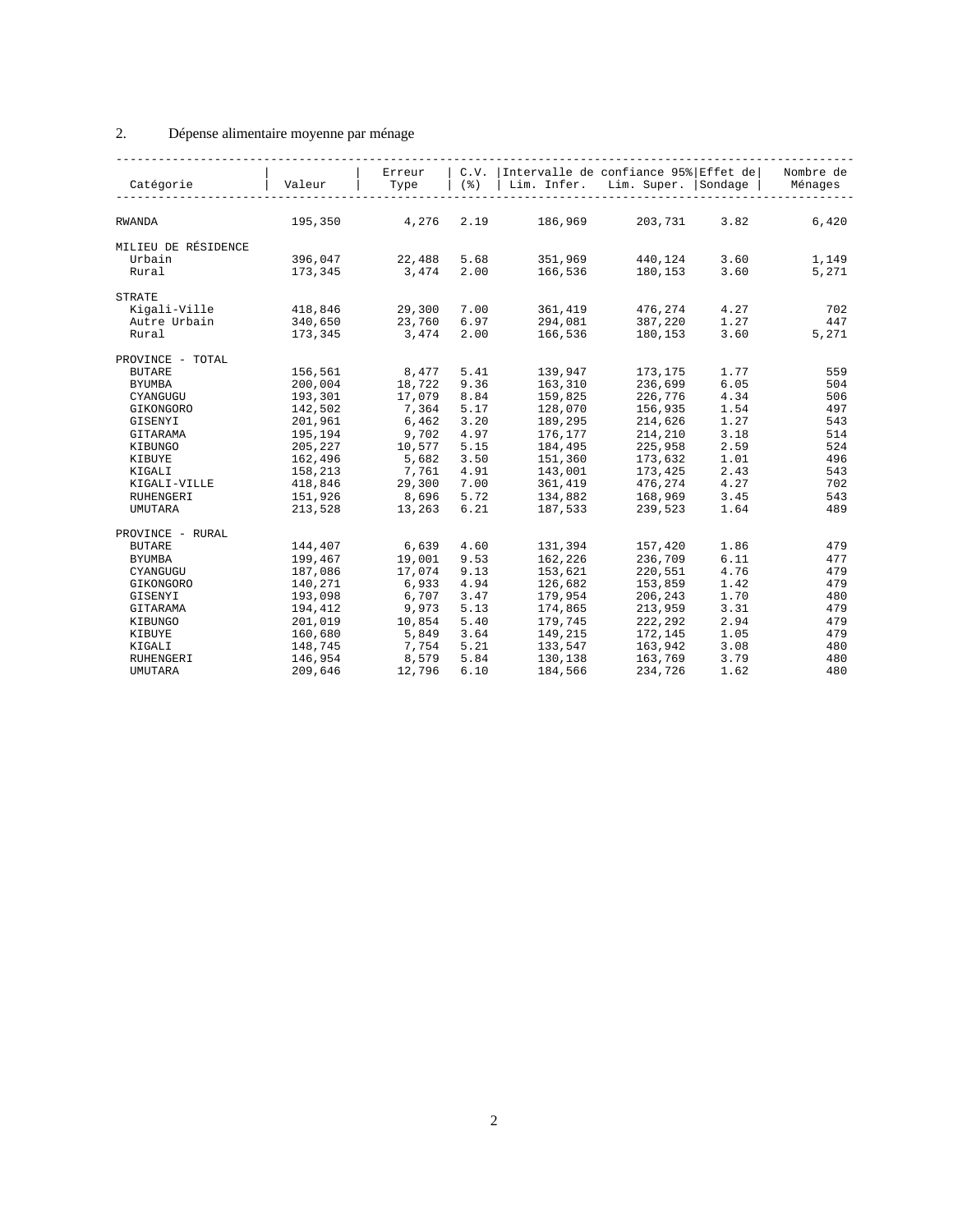2. Dépense alimentaire moyenne par ménage

| Catégorie | Valeur | Erreur Type | C.V. (%) | Intervalle de confiance 95% Lim. Infer. | Lim. Super. | Effet de Sondage | Nombre de Ménages |
|---|---|---|---|---|---|---|---|
| RWANDA | 195,350 | 4,276 | 2.19 | 186,969 | 203,731 | 3.82 | 6,420 |
| MILIEU DE RÉSIDENCE | | | | | | | |
| Urbain | 396,047 | 22,488 | 5.68 | 351,969 | 440,124 | 3.60 | 1,149 |
| Rural | 173,345 | 3,474 | 2.00 | 166,536 | 180,153 | 3.60 | 5,271 |
| STRATE | | | | | | | |
| Kigali-Ville | 418,846 | 29,300 | 7.00 | 361,419 | 476,274 | 4.27 | 702 |
| Autre Urbain | 340,650 | 23,760 | 6.97 | 294,081 | 387,220 | 1.27 | 447 |
| Rural | 173,345 | 3,474 | 2.00 | 166,536 | 180,153 | 3.60 | 5,271 |
| PROVINCE - TOTAL | | | | | | | |
| BUTARE | 156,561 | 8,477 | 5.41 | 139,947 | 173,175 | 1.77 | 559 |
| BYUMBA | 200,004 | 18,722 | 9.36 | 163,310 | 236,699 | 6.05 | 504 |
| CYANGUGU | 193,301 | 17,079 | 8.84 | 159,825 | 226,776 | 4.34 | 506 |
| GIKONGORO | 142,502 | 7,364 | 5.17 | 128,070 | 156,935 | 1.54 | 497 |
| GISENYI | 201,961 | 6,462 | 3.20 | 189,295 | 214,626 | 1.27 | 543 |
| GITARAMA | 195,194 | 9,702 | 4.97 | 176,177 | 214,210 | 3.18 | 514 |
| KIBUNGO | 205,227 | 10,577 | 5.15 | 184,495 | 225,958 | 2.59 | 524 |
| KIBUYE | 162,496 | 5,682 | 3.50 | 151,360 | 173,632 | 1.01 | 496 |
| KIGALI | 158,213 | 7,761 | 4.91 | 143,001 | 173,425 | 2.43 | 543 |
| KIGALI-VILLE | 418,846 | 29,300 | 7.00 | 361,419 | 476,274 | 4.27 | 702 |
| RUHENGERI | 151,926 | 8,696 | 5.72 | 134,882 | 168,969 | 3.45 | 543 |
| UMUTARA | 213,528 | 13,263 | 6.21 | 187,533 | 239,523 | 1.64 | 489 |
| PROVINCE - RURAL | | | | | | | |
| BUTARE | 144,407 | 6,639 | 4.60 | 131,394 | 157,420 | 1.86 | 479 |
| BYUMBA | 199,467 | 19,001 | 9.53 | 162,226 | 236,709 | 6.11 | 477 |
| CYANGUGU | 187,086 | 17,074 | 9.13 | 153,621 | 220,551 | 4.76 | 479 |
| GIKONGORO | 140,271 | 6,933 | 4.94 | 126,682 | 153,859 | 1.42 | 479 |
| GISENYI | 193,098 | 6,707 | 3.47 | 179,954 | 206,243 | 1.70 | 480 |
| GITARAMA | 194,412 | 9,973 | 5.13 | 174,865 | 213,959 | 3.31 | 479 |
| KIBUNGO | 201,019 | 10,854 | 5.40 | 179,745 | 222,292 | 2.94 | 479 |
| KIBUYE | 160,680 | 5,849 | 3.64 | 149,215 | 172,145 | 1.05 | 479 |
| KIGALI | 148,745 | 7,754 | 5.21 | 133,547 | 163,942 | 3.08 | 480 |
| RUHENGERI | 146,954 | 8,579 | 5.84 | 130,138 | 163,769 | 3.79 | 480 |
| UMUTARA | 209,646 | 12,796 | 6.10 | 184,566 | 234,726 | 1.62 | 480 |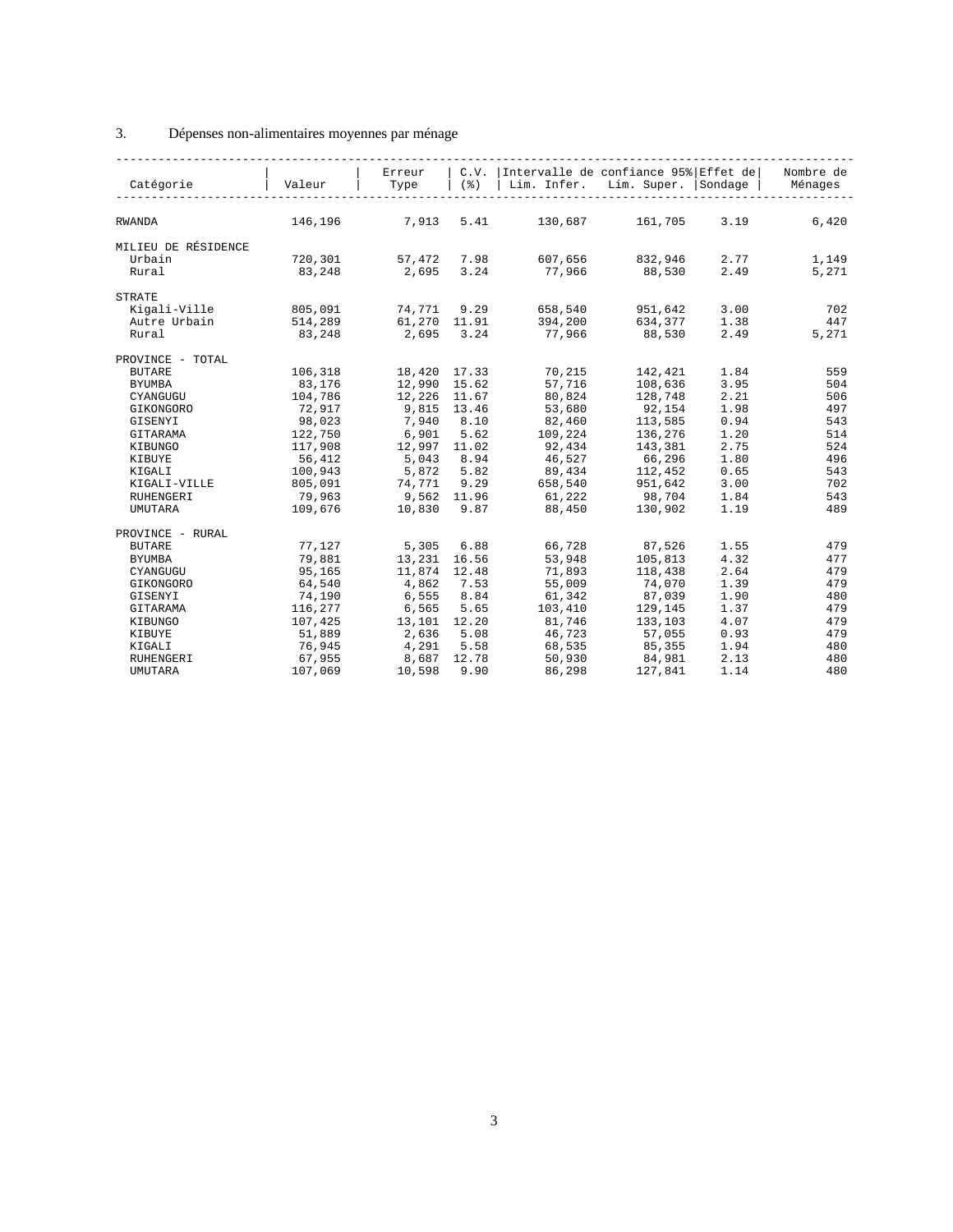### 3. Dépenses non-alimentaires moyennes par ménage

| Catégorie | Valeur | Erreur Type | C.V. (%) | Intervalle de confiance 95% Lim. Infer. | Lim. Super. | Effet de Sondage | Nombre de Ménages |
|---|---|---|---|---|---|---|---|
| RWANDA | 146,196 | 7,913 | 5.41 | 130,687 | 161,705 | 3.19 | 6,420 |
| MILIEU DE RÉSIDENCE | | | | | | | |
| Urbain | 720,301 | 57,472 | 7.98 | 607,656 | 832,946 | 2.77 | 1,149 |
| Rural | 83,248 | 2,695 | 3.24 | 77,966 | 88,530 | 2.49 | 5,271 |
| STRATE | | | | | | | |
| Kigali-Ville | 805,091 | 74,771 | 9.29 | 658,540 | 951,642 | 3.00 | 702 |
| Autre Urbain | 514,289 | 61,270 | 11.91 | 394,200 | 634,377 | 1.38 | 447 |
| Rural | 83,248 | 2,695 | 3.24 | 77,966 | 88,530 | 2.49 | 5,271 |
| PROVINCE - TOTAL | | | | | | | |
| BUTARE | 106,318 | 18,420 | 17.33 | 70,215 | 142,421 | 1.84 | 559 |
| BYUMBA | 83,176 | 12,990 | 15.62 | 57,716 | 108,636 | 3.95 | 504 |
| CYANGUGU | 104,786 | 12,226 | 11.67 | 80,824 | 128,748 | 2.21 | 506 |
| GIKONGORO | 72,917 | 9,815 | 13.46 | 53,680 | 92,154 | 1.98 | 497 |
| GISENYI | 98,023 | 7,940 | 8.10 | 82,460 | 113,585 | 0.94 | 543 |
| GITARAMA | 122,750 | 6,901 | 5.62 | 109,224 | 136,276 | 1.20 | 514 |
| KIBUNGO | 117,908 | 12,997 | 11.02 | 92,434 | 143,381 | 2.75 | 524 |
| KIBUYE | 56,412 | 5,043 | 8.94 | 46,527 | 66,296 | 1.80 | 496 |
| KIGALI | 100,943 | 5,872 | 5.82 | 89,434 | 112,452 | 0.65 | 543 |
| KIGALI-VILLE | 805,091 | 74,771 | 9.29 | 658,540 | 951,642 | 3.00 | 702 |
| RUHENGERI | 79,963 | 9,562 | 11.96 | 61,222 | 98,704 | 1.84 | 543 |
| UMUTARA | 109,676 | 10,830 | 9.87 | 88,450 | 130,902 | 1.19 | 489 |
| PROVINCE - RURAL | | | | | | | |
| BUTARE | 77,127 | 5,305 | 6.88 | 66,728 | 87,526 | 1.55 | 479 |
| BYUMBA | 79,881 | 13,231 | 16.56 | 53,948 | 105,813 | 4.32 | 477 |
| CYANGUGU | 95,165 | 11,874 | 12.48 | 71,893 | 118,438 | 2.64 | 479 |
| GIKONGORO | 64,540 | 4,862 | 7.53 | 55,009 | 74,070 | 1.39 | 479 |
| GISENYI | 74,190 | 6,555 | 8.84 | 61,342 | 87,039 | 1.90 | 480 |
| GITARAMA | 116,277 | 6,565 | 5.65 | 103,410 | 129,145 | 1.37 | 479 |
| KIBUNGO | 107,425 | 13,101 | 12.20 | 81,746 | 133,103 | 4.07 | 479 |
| KIBUYE | 51,889 | 2,636 | 5.08 | 46,723 | 57,055 | 0.93 | 479 |
| KIGALI | 76,945 | 4,291 | 5.58 | 68,535 | 85,355 | 1.94 | 480 |
| RUHENGERI | 67,955 | 8,687 | 12.78 | 50,930 | 84,981 | 2.13 | 480 |
| UMUTARA | 107,069 | 10,598 | 9.90 | 86,298 | 127,841 | 1.14 | 480 |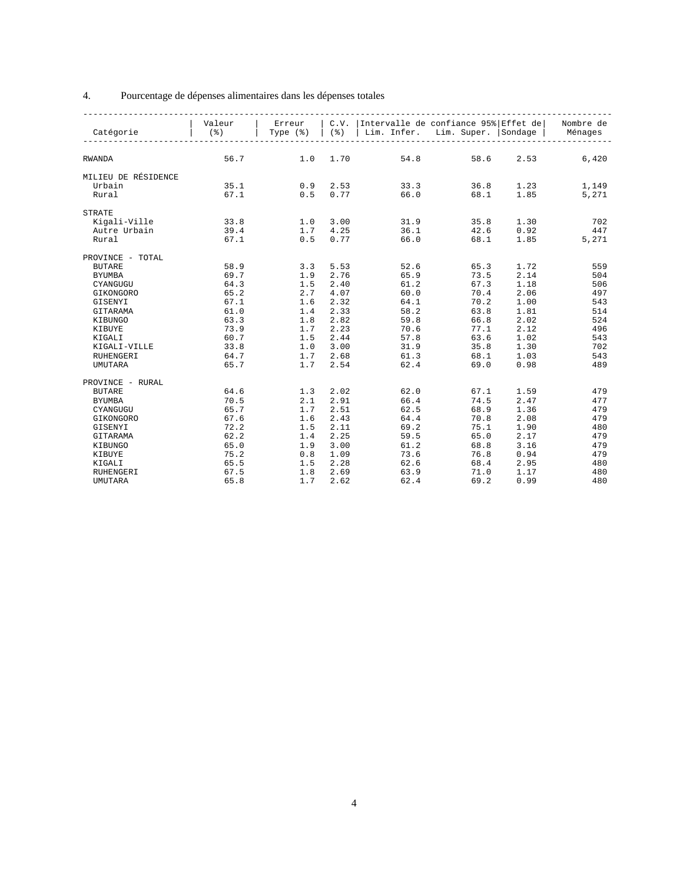4. Pourcentage de dépenses alimentaires dans les dépenses totales

| Catégorie | Valeur (%) | Erreur Type (%) | C.V. (%) | Intervalle de confiance 95% Lim. Infer. | Lim. Super. | Effet de Sondage | Nombre de Ménages |
|---|---|---|---|---|---|---|---|
| RWANDA | 56.7 | 1.0 | 1.70 | 54.8 | 58.6 | 2.53 | 6,420 |
| MILIEU DE RÉSIDENCE | | | | | | | |
| Urbain | 35.1 | 0.9 | 2.53 | 33.3 | 36.8 | 1.23 | 1,149 |
| Rural | 67.1 | 0.5 | 0.77 | 66.0 | 68.1 | 1.85 | 5,271 |
| STRATE | | | | | | | |
| Kigali-Ville | 33.8 | 1.0 | 3.00 | 31.9 | 35.8 | 1.30 | 702 |
| Autre Urbain | 39.4 | 1.7 | 4.25 | 36.1 | 42.6 | 0.92 | 447 |
| Rural | 67.1 | 0.5 | 0.77 | 66.0 | 68.1 | 1.85 | 5,271 |
| PROVINCE - TOTAL | | | | | | | |
| BUTARE | 58.9 | 3.3 | 5.53 | 52.6 | 65.3 | 1.72 | 559 |
| BYUMBA | 69.7 | 1.9 | 2.76 | 65.9 | 73.5 | 2.14 | 504 |
| CYANGUGU | 64.3 | 1.5 | 2.40 | 61.2 | 67.3 | 1.18 | 506 |
| GIKONGORO | 65.2 | 2.7 | 4.07 | 60.0 | 70.4 | 2.06 | 497 |
| GISENYI | 67.1 | 1.6 | 2.32 | 64.1 | 70.2 | 1.00 | 543 |
| GITARAMA | 61.0 | 1.4 | 2.33 | 58.2 | 63.8 | 1.81 | 514 |
| KIBUNGO | 63.3 | 1.8 | 2.82 | 59.8 | 66.8 | 2.02 | 524 |
| KIBUYE | 73.9 | 1.7 | 2.23 | 70.6 | 77.1 | 2.12 | 496 |
| KIGALI | 60.7 | 1.5 | 2.44 | 57.8 | 63.6 | 1.02 | 543 |
| KIGALI-VILLE | 33.8 | 1.0 | 3.00 | 31.9 | 35.8 | 1.30 | 702 |
| RUHENGERI | 64.7 | 1.7 | 2.68 | 61.3 | 68.1 | 1.03 | 543 |
| UMUTARA | 65.7 | 1.7 | 2.54 | 62.4 | 69.0 | 0.98 | 489 |
| PROVINCE - RURAL | | | | | | | |
| BUTARE | 64.6 | 1.3 | 2.02 | 62.0 | 67.1 | 1.59 | 479 |
| BYUMBA | 70.5 | 2.1 | 2.91 | 66.4 | 74.5 | 2.47 | 477 |
| CYANGUGU | 65.7 | 1.7 | 2.51 | 62.5 | 68.9 | 1.36 | 479 |
| GIKONGORO | 67.6 | 1.6 | 2.43 | 64.4 | 70.8 | 2.08 | 479 |
| GISENYI | 72.2 | 1.5 | 2.11 | 69.2 | 75.1 | 1.90 | 480 |
| GITARAMA | 62.2 | 1.4 | 2.25 | 59.5 | 65.0 | 2.17 | 479 |
| KIBUNGO | 65.0 | 1.9 | 3.00 | 61.2 | 68.8 | 3.16 | 479 |
| KIBUYE | 75.2 | 0.8 | 1.09 | 73.6 | 76.8 | 0.94 | 479 |
| KIGALI | 65.5 | 1.5 | 2.28 | 62.6 | 68.4 | 2.95 | 480 |
| RUHENGERI | 67.5 | 1.8 | 2.69 | 63.9 | 71.0 | 1.17 | 480 |
| UMUTARA | 65.8 | 1.7 | 2.62 | 62.4 | 69.2 | 0.99 | 480 |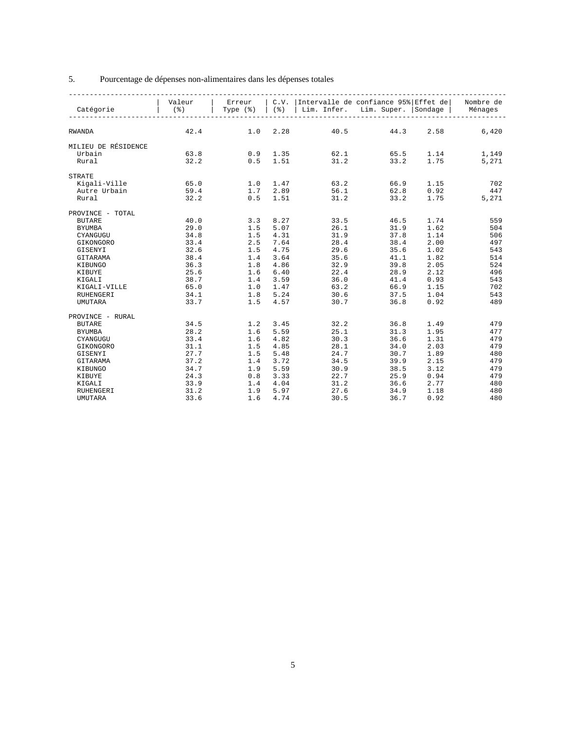5. Pourcentage de dépenses non-alimentaires dans les dépenses totales

| Catégorie | Valeur (%) | Erreur Type (%) | C.V. (%) | Intervalle de confiance 95% Lim. Infer. | Lim. Super. | Effet de Sondage | Nombre de Ménages |
|---|---|---|---|---|---|---|---|
| RWANDA | 42.4 | 1.0 | 2.28 | 40.5 | 44.3 | 2.58 | 6,420 |
| MILIEU DE RÉSIDENCE | | | | | | | |
| Urbain | 63.8 | 0.9 | 1.35 | 62.1 | 65.5 | 1.14 | 1,149 |
| Rural | 32.2 | 0.5 | 1.51 | 31.2 | 33.2 | 1.75 | 5,271 |
| STRATE | | | | | | | |
| Kigali-Ville | 65.0 | 1.0 | 1.47 | 63.2 | 66.9 | 1.15 | 702 |
| Autre Urbain | 59.4 | 1.7 | 2.89 | 56.1 | 62.8 | 0.92 | 447 |
| Rural | 32.2 | 0.5 | 1.51 | 31.2 | 33.2 | 1.75 | 5,271 |
| PROVINCE - TOTAL | | | | | | | |
| BUTARE | 40.0 | 3.3 | 8.27 | 33.5 | 46.5 | 1.74 | 559 |
| BYUMBA | 29.0 | 1.5 | 5.07 | 26.1 | 31.9 | 1.62 | 504 |
| CYANGUGU | 34.8 | 1.5 | 4.31 | 31.9 | 37.8 | 1.14 | 506 |
| GIKONGORO | 33.4 | 2.5 | 7.64 | 28.4 | 38.4 | 2.00 | 497 |
| GISENYI | 32.6 | 1.5 | 4.75 | 29.6 | 35.6 | 1.02 | 543 |
| GITARAMA | 38.4 | 1.4 | 3.64 | 35.6 | 41.1 | 1.82 | 514 |
| KIBUNGO | 36.3 | 1.8 | 4.86 | 32.9 | 39.8 | 2.05 | 524 |
| KIBUYE | 25.6 | 1.6 | 6.40 | 22.4 | 28.9 | 2.12 | 496 |
| KIGALI | 38.7 | 1.4 | 3.59 | 36.0 | 41.4 | 0.93 | 543 |
| KIGALI-VILLE | 65.0 | 1.0 | 1.47 | 63.2 | 66.9 | 1.15 | 702 |
| RUHENGERI | 34.1 | 1.8 | 5.24 | 30.6 | 37.5 | 1.04 | 543 |
| UMUTARA | 33.7 | 1.5 | 4.57 | 30.7 | 36.8 | 0.92 | 489 |
| PROVINCE - RURAL | | | | | | | |
| BUTARE | 34.5 | 1.2 | 3.45 | 32.2 | 36.8 | 1.49 | 479 |
| BYUMBA | 28.2 | 1.6 | 5.59 | 25.1 | 31.3 | 1.95 | 477 |
| CYANGUGU | 33.4 | 1.6 | 4.82 | 30.3 | 36.6 | 1.31 | 479 |
| GIKONGORO | 31.1 | 1.5 | 4.85 | 28.1 | 34.0 | 2.03 | 479 |
| GISENYI | 27.7 | 1.5 | 5.48 | 24.7 | 30.7 | 1.89 | 480 |
| GITARAMA | 37.2 | 1.4 | 3.72 | 34.5 | 39.9 | 2.15 | 479 |
| KIBUNGO | 34.7 | 1.9 | 5.59 | 30.9 | 38.5 | 3.12 | 479 |
| KIBUYE | 24.3 | 0.8 | 3.33 | 22.7 | 25.9 | 0.94 | 479 |
| KIGALI | 33.9 | 1.4 | 4.04 | 31.2 | 36.6 | 2.77 | 480 |
| RUHENGERI | 31.2 | 1.9 | 5.97 | 27.6 | 34.9 | 1.18 | 480 |
| UMUTARA | 33.6 | 1.6 | 4.74 | 30.5 | 36.7 | 0.92 | 480 |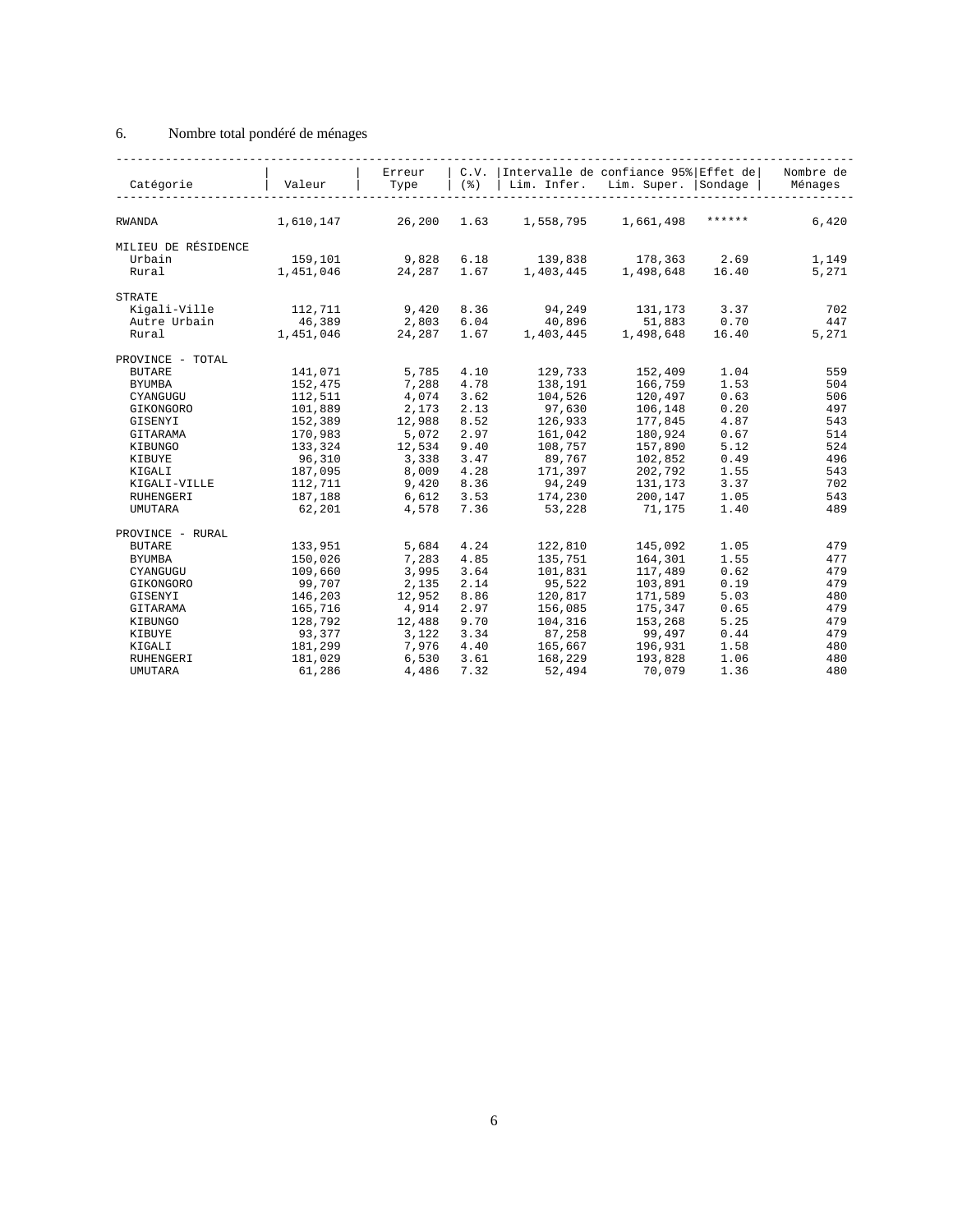6. Nombre total pondéré de ménages

| Catégorie | Valeur | Erreur Type | C.V. (%) | Intervalle de confiance 95% Lim. Infer. | Lim. Super. | Effet de Sondage | Nombre de Ménages |
|---|---|---|---|---|---|---|---|
| RWANDA | 1,610,147 | 26,200 | 1.63 | 1,558,795 | 1,661,498 | ****** | 6,420 |
| MILIEU DE RÉSIDENCE | | | | | | | |
| Urbain | 159,101 | 9,828 | 6.18 | 139,838 | 178,363 | 2.69 | 1,149 |
| Rural | 1,451,046 | 24,287 | 1.67 | 1,403,445 | 1,498,648 | 16.40 | 5,271 |
| STRATE | | | | | | | |
| Kigali-Ville | 112,711 | 9,420 | 8.36 | 94,249 | 131,173 | 3.37 | 702 |
| Autre Urbain | 46,389 | 2,803 | 6.04 | 40,896 | 51,883 | 0.70 | 447 |
| Rural | 1,451,046 | 24,287 | 1.67 | 1,403,445 | 1,498,648 | 16.40 | 5,271 |
| PROVINCE - TOTAL | | | | | | | |
| BUTARE | 141,071 | 5,785 | 4.10 | 129,733 | 152,409 | 1.04 | 559 |
| BYUMBA | 152,475 | 7,288 | 4.78 | 138,191 | 166,759 | 1.53 | 504 |
| CYANGUGU | 112,511 | 4,074 | 3.62 | 104,526 | 120,497 | 0.63 | 506 |
| GIKONGORO | 101,889 | 2,173 | 2.13 | 97,630 | 106,148 | 0.20 | 497 |
| GISENYI | 152,389 | 12,988 | 8.52 | 126,933 | 177,845 | 4.87 | 543 |
| GITARAMA | 170,983 | 5,072 | 2.97 | 161,042 | 180,924 | 0.67 | 514 |
| KIBUNGO | 133,324 | 12,534 | 9.40 | 108,757 | 157,890 | 5.12 | 524 |
| KIBUYE | 96,310 | 3,338 | 3.47 | 89,767 | 102,852 | 0.49 | 496 |
| KIGALI | 187,095 | 8,009 | 4.28 | 171,397 | 202,792 | 1.55 | 543 |
| KIGALI-VILLE | 112,711 | 9,420 | 8.36 | 94,249 | 131,173 | 3.37 | 702 |
| RUHENGERI | 187,188 | 6,612 | 3.53 | 174,230 | 200,147 | 1.05 | 543 |
| UMUTARA | 62,201 | 4,578 | 7.36 | 53,228 | 71,175 | 1.40 | 489 |
| PROVINCE - RURAL | | | | | | | |
| BUTARE | 133,951 | 5,684 | 4.24 | 122,810 | 145,092 | 1.05 | 479 |
| BYUMBA | 150,026 | 7,283 | 4.85 | 135,751 | 164,301 | 1.55 | 477 |
| CYANGUGU | 109,660 | 3,995 | 3.64 | 101,831 | 117,489 | 0.62 | 479 |
| GIKONGORO | 99,707 | 2,135 | 2.14 | 95,522 | 103,891 | 0.19 | 479 |
| GISENYI | 146,203 | 12,952 | 8.86 | 120,817 | 171,589 | 5.03 | 480 |
| GITARAMA | 165,716 | 4,914 | 2.97 | 156,085 | 175,347 | 0.65 | 479 |
| KIBUNGO | 128,792 | 12,488 | 9.70 | 104,316 | 153,268 | 5.25 | 479 |
| KIBUYE | 93,377 | 3,122 | 3.34 | 87,258 | 99,497 | 0.44 | 479 |
| KIGALI | 181,299 | 7,976 | 4.40 | 165,667 | 196,931 | 1.58 | 480 |
| RUHENGERI | 181,029 | 6,530 | 3.61 | 168,229 | 193,828 | 1.06 | 480 |
| UMUTARA | 61,286 | 4,486 | 7.32 | 52,494 | 70,079 | 1.36 | 480 |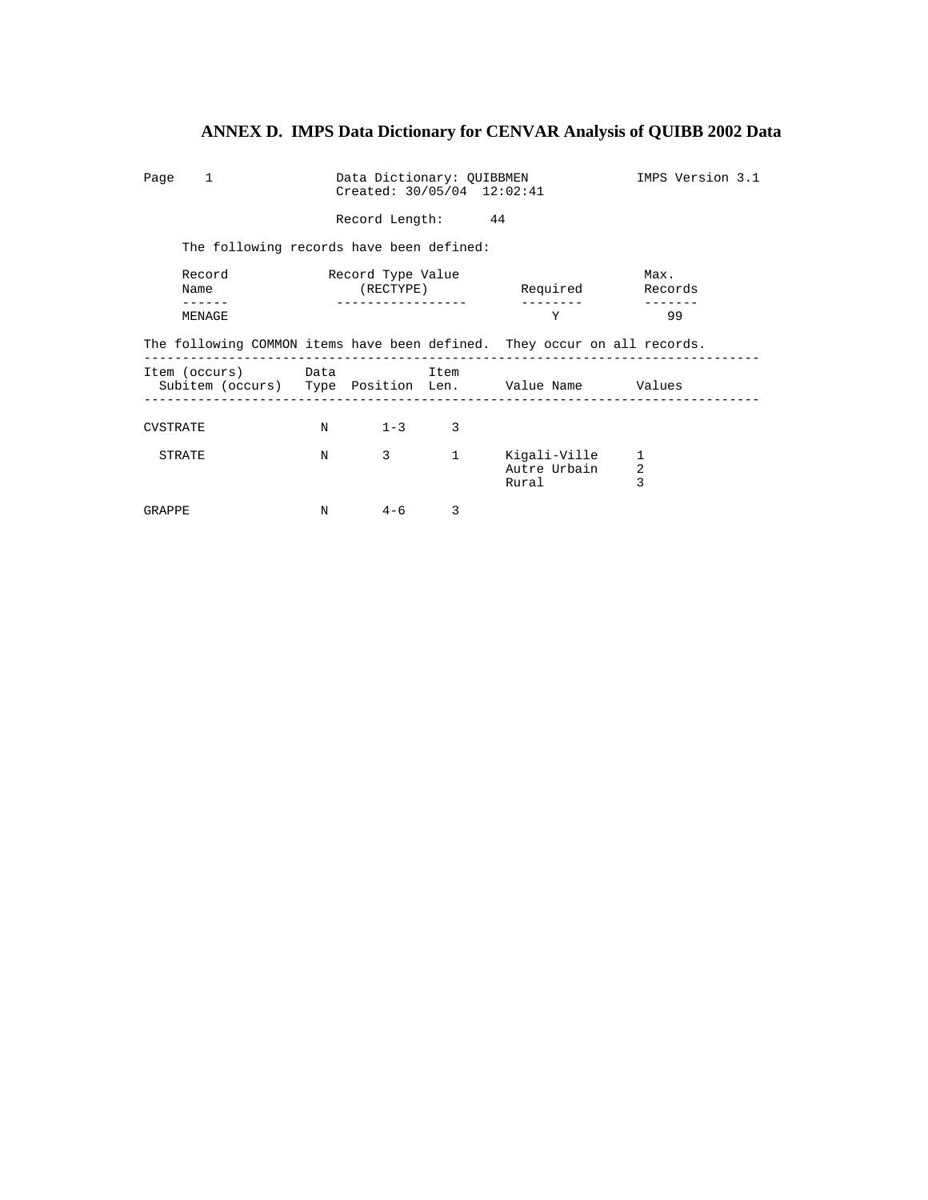# ANNEX D. IMPS Data Dictionary for CENVAR Analysis of QUIBB 2002 Data

```
Page    1                Data Dictionary: QUIBBMEN              IMPS Version 3.1
                         Created: 30/05/04  12:02:41

                         Record Length:      44

     The following records have been defined:

     Record              Record Type Value                         Max.
     Name                   (RECTYPE)           Required         Records
     ------              -----------------      --------         -------
     MENAGE                                        Y               99

The following COMMON items have been defined.  They occur on all records.
--------------------------------------------------------------------------------
Item (occurs)        Data            Item
  Subitem (occurs)   Type  Position  Len.      Value Name       Values
--------------------------------------------------------------------------------

CVSTRATE              N       1-3     3

  STRATE              N       3       1      Kigali-Ville     1
                                             Autre Urbain     2
                                             Rural            3

GRAPPE                N       4-6     3
```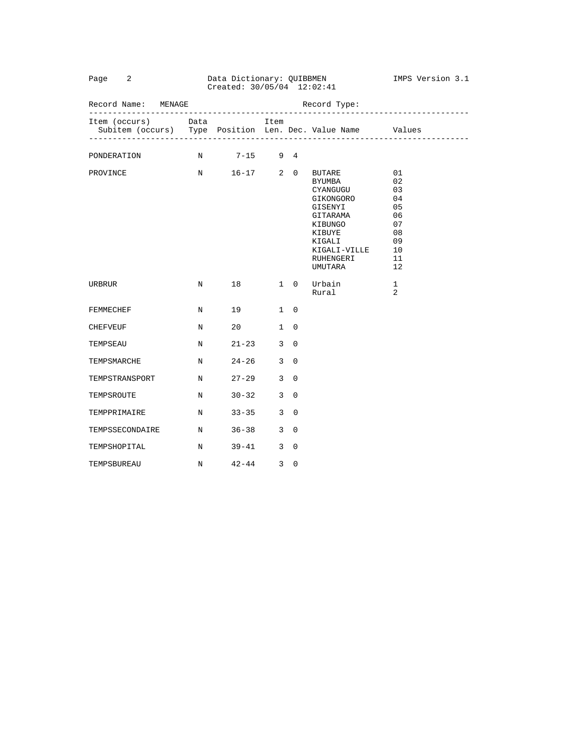Data Dictionary: QUIBBMEN
Created: 30/05/04 12:02:41

IMPS Version 3.1

Record Name: MENAGE    Record Type:

| Item (occurs) Subitem (occurs) | Data Type | Position | Item Len. | Dec. | Value Name | Values |
|---|---|---|---|---|---|---|
| PONDERATION | N | 7-15 | 9 | 4 | | |
| PROVINCE | N | 16-17 | 2 | 0 | BUTARE | 01 |
| | | | | | BYUMBA | 02 |
| | | | | | CYANGUGU | 03 |
| | | | | | GIKONGORO | 04 |
| | | | | | GISENYI | 05 |
| | | | | | GITARAMA | 06 |
| | | | | | KIBUNGO | 07 |
| | | | | | KIBUYE | 08 |
| | | | | | KIGALI | 09 |
| | | | | | KIGALI-VILLE | 10 |
| | | | | | RUHENGERI | 11 |
| | | | | | UMUTARA | 12 |
| URBRUR | N | 18 | 1 | 0 | Urbain | 1 |
| | | | | | Rural | 2 |
| FEMMECHEF | N | 19 | 1 | 0 | | |
| CHEFVEUF | N | 20 | 1 | 0 | | |
| TEMPSEAU | N | 21-23 | 3 | 0 | | |
| TEMPSMARCHE | N | 24-26 | 3 | 0 | | |
| TEMPSTRANSPORT | N | 27-29 | 3 | 0 | | |
| TEMPSROUTE | N | 30-32 | 3 | 0 | | |
| TEMPPRIMAIRE | N | 33-35 | 3 | 0 | | |
| TEMPSSECONDAIRE | N | 36-38 | 3 | 0 | | |
| TEMPSHOPITAL | N | 39-41 | 3 | 0 | | |
| TEMPSBUREAU | N | 42-44 | 3 | 0 | | |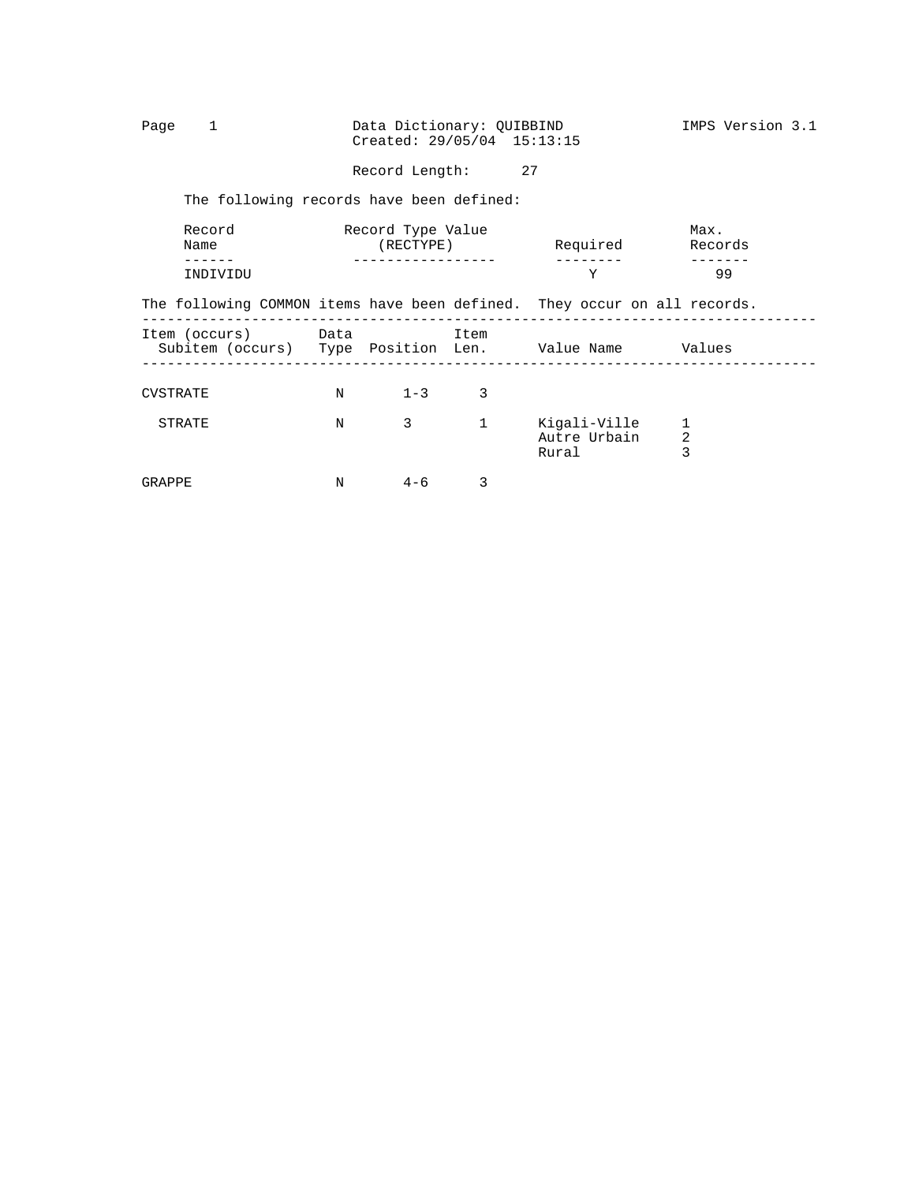Data Dictionary: QUIBBIND
Created: 29/05/04 15:13:15

IMPS Version 3.1

Record Length: 27

The following records have been defined:

| Record Name | Record Type Value (RECTYPE) | Required | Max. Records |
|---|---|---|---|
| INDIVIDU | | Y | 99 |

The following COMMON items have been defined. They occur on all records.

| Item (occurs) Subitem (occurs) | Data Type | Position | Item Len. | Value Name | Values |
|---|---|---|---|---|---|
| CVSTRATE | N | 1-3 | 3 | | |
| STRATE | N | 3 | 1 | Kigali-Ville | 1 |
| | | | | Autre Urbain | 2 |
| | | | | Rural | 3 |
| GRAPPE | N | 4-6 | 3 | | |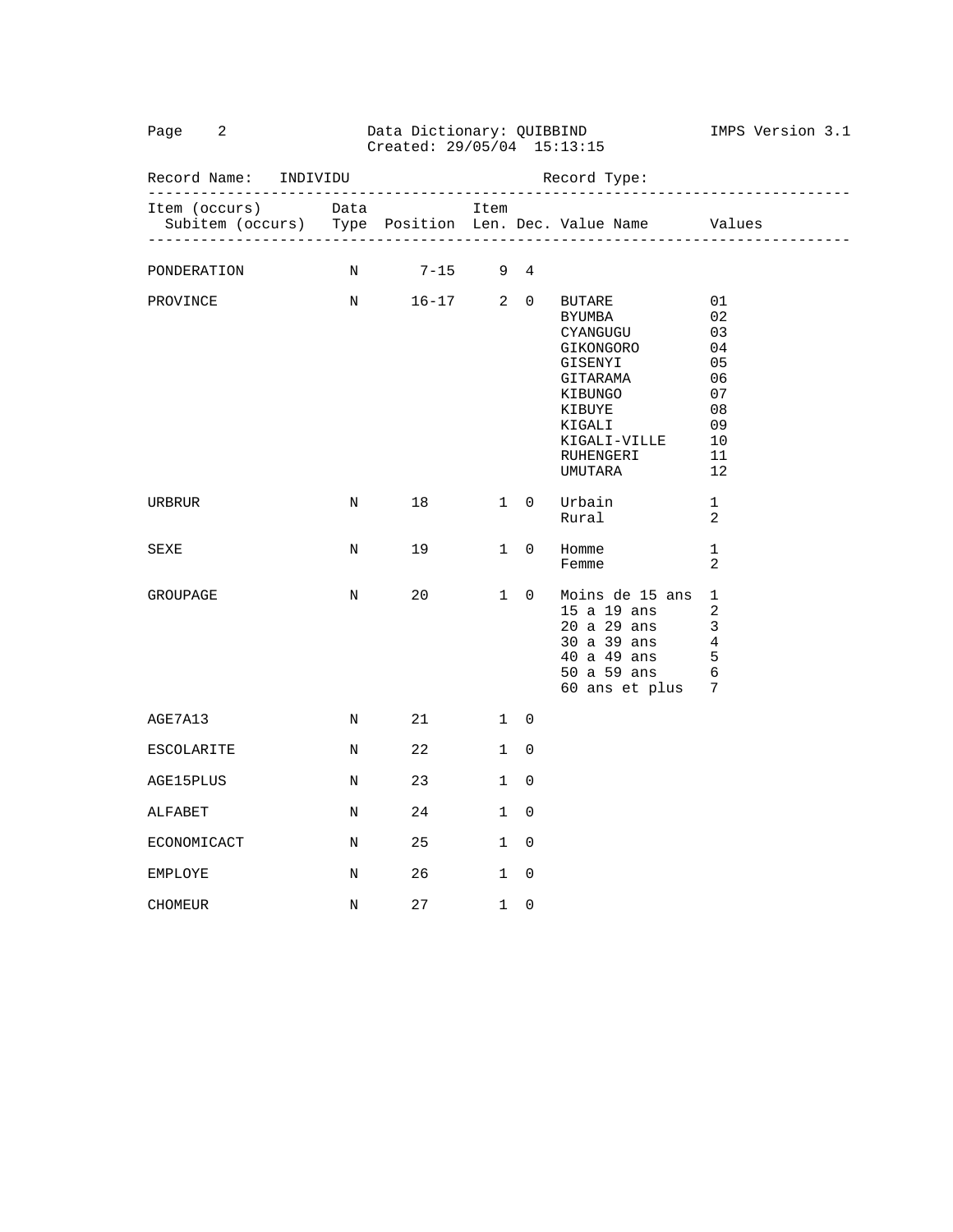Data Dictionary: QUIBBIND
Created: 29/05/04 15:13:15

IMPS Version 3.1

Record Name: INDIVIDU    Record Type:

| Item (occurs) Subitem (occurs) | Data Type | Position | Item Len. | Dec. | Value Name | Values |
|---|---|---|---|---|---|---|
| PONDERATION | N | 7-15 | 9 | 4 | | |
| PROVINCE | N | 16-17 | 2 | 0 | BUTARE | 01 |
| | | | | | BYUMBA | 02 |
| | | | | | CYANGUGU | 03 |
| | | | | | GIKONGORO | 04 |
| | | | | | GISENYI | 05 |
| | | | | | GITARAMA | 06 |
| | | | | | KIBUNGO | 07 |
| | | | | | KIBUYE | 08 |
| | | | | | KIGALI | 09 |
| | | | | | KIGALI-VILLE | 10 |
| | | | | | RUHENGERI | 11 |
| | | | | | UMUTARA | 12 |
| URBRUR | N | 18 | 1 | 0 | Urbain | 1 |
| | | | | | Rural | 2 |
| SEXE | N | 19 | 1 | 0 | Homme | 1 |
| | | | | | Femme | 2 |
| GROUPAGE | N | 20 | 1 | 0 | Moins de 15 ans | 1 |
| | | | | | 15 a 19 ans | 2 |
| | | | | | 20 a 29 ans | 3 |
| | | | | | 30 a 39 ans | 4 |
| | | | | | 40 a 49 ans | 5 |
| | | | | | 50 a 59 ans | 6 |
| | | | | | 60 ans et plus | 7 |
| AGE7A13 | N | 21 | 1 | 0 | | |
| ESCOLARITE | N | 22 | 1 | 0 | | |
| AGE15PLUS | N | 23 | 1 | 0 | | |
| ALFABET | N | 24 | 1 | 0 | | |
| ECONOMICACT | N | 25 | 1 | 0 | | |
| EMPLOYE | N | 26 | 1 | 0 | | |
| CHOMEUR | N | 27 | 1 | 0 | | |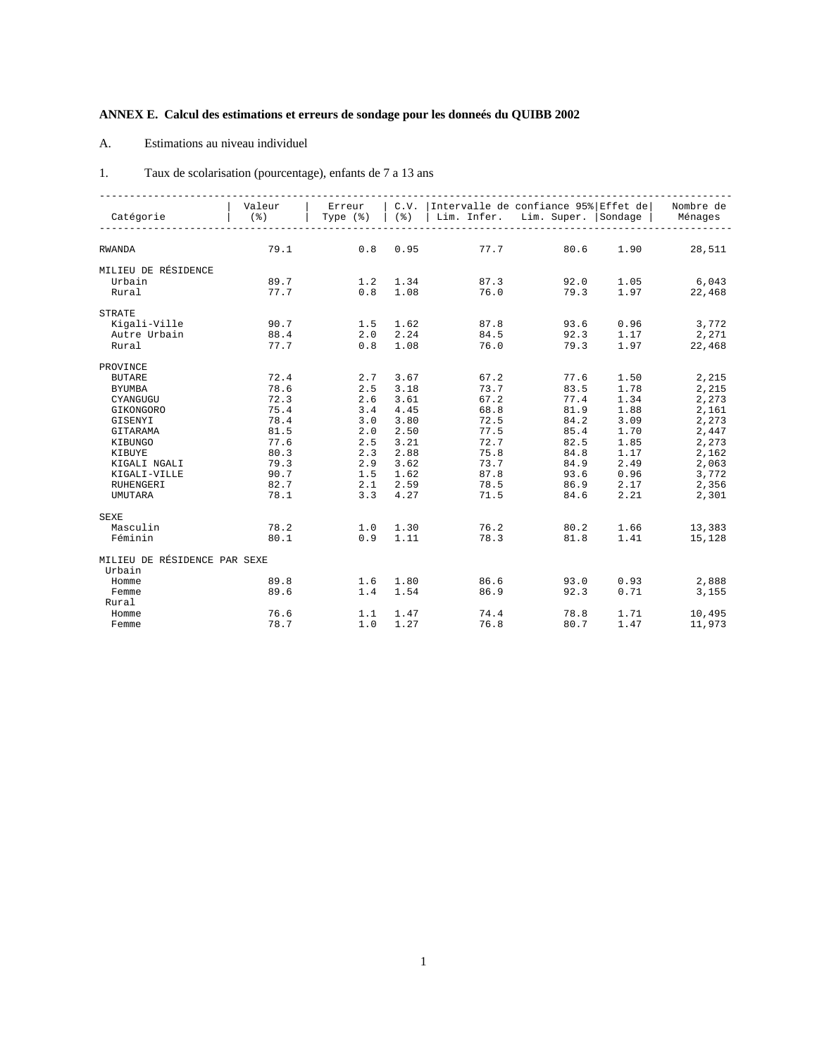**ANNEX E. Calcul des estimations et erreurs de sondage pour les doneés du QUIBB 2002**

A. Estimations au niveau individuel

1. Taux de scolarisation (pourcentage), enfants de 7 a 13 ans

| Catégorie | Valeur (%) | Erreur Type (%) | C.V. (%) | Intervalle de confiance 95% Lim. Infer. | Lim. Super. | Effet de Sondage | Nombre de Ménages |
|---|---|---|---|---|---|---|---|
| RWANDA | 79.1 | 0.8 | 0.95 | 77.7 | 80.6 | 1.90 | 28,511 |
| MILIEU DE RÉSIDENCE | | | | | | | |
| Urbain | 89.7 | 1.2 | 1.34 | 87.3 | 92.0 | 1.05 | 6,043 |
| Rural | 77.7 | 0.8 | 1.08 | 76.0 | 79.3 | 1.97 | 22,468 |
| STRATE | | | | | | | |
| Kigali-Ville | 90.7 | 1.5 | 1.62 | 87.8 | 93.6 | 0.96 | 3,772 |
| Autre Urbain | 88.4 | 2.0 | 2.24 | 84.5 | 92.3 | 1.17 | 2,271 |
| Rural | 77.7 | 0.8 | 1.08 | 76.0 | 79.3 | 1.97 | 22,468 |
| PROVINCE | | | | | | | |
| BUTARE | 72.4 | 2.7 | 3.67 | 67.2 | 77.6 | 1.50 | 2,215 |
| BYUMBA | 78.6 | 2.5 | 3.18 | 73.7 | 83.5 | 1.78 | 2,215 |
| CYANGUGU | 72.3 | 2.6 | 3.61 | 67.2 | 77.4 | 1.34 | 2,273 |
| GIKONGORO | 75.4 | 3.4 | 4.45 | 68.8 | 81.9 | 1.88 | 2,161 |
| GISENYI | 78.4 | 3.0 | 3.80 | 72.5 | 84.2 | 3.09 | 2,273 |
| GITARAMA | 81.5 | 2.0 | 2.50 | 77.5 | 85.4 | 1.70 | 2,447 |
| KIBUNGO | 77.6 | 2.5 | 3.21 | 72.7 | 82.5 | 1.85 | 2,273 |
| KIBUYE | 80.3 | 2.3 | 2.88 | 75.8 | 84.8 | 1.17 | 2,162 |
| KIGALI NGALI | 79.3 | 2.9 | 3.62 | 73.7 | 84.9 | 2.49 | 2,063 |
| KIGALI-VILLE | 90.7 | 1.5 | 1.62 | 87.8 | 93.6 | 0.96 | 3,772 |
| RUHENGERI | 82.7 | 2.1 | 2.59 | 78.5 | 86.9 | 2.17 | 2,356 |
| UMUTARA | 78.1 | 3.3 | 4.27 | 71.5 | 84.6 | 2.21 | 2,301 |
| SEXE | | | | | | | |
| Masculin | 78.2 | 1.0 | 1.30 | 76.2 | 80.2 | 1.66 | 13,383 |
| Féminin | 80.1 | 0.9 | 1.11 | 78.3 | 81.8 | 1.41 | 15,128 |
| MILIEU DE RÉSIDENCE PAR SEXE | | | | | | | |
| Urbain | | | | | | | |
| Homme | 89.8 | 1.6 | 1.80 | 86.6 | 93.0 | 0.93 | 2,888 |
| Femme | 89.6 | 1.4 | 1.54 | 86.9 | 92.3 | 0.71 | 3,155 |
| Rural | | | | | | | |
| Homme | 76.6 | 1.1 | 1.47 | 74.4 | 78.8 | 1.71 | 10,495 |
| Femme | 78.7 | 1.0 | 1.27 | 76.8 | 80.7 | 1.47 | 11,973 |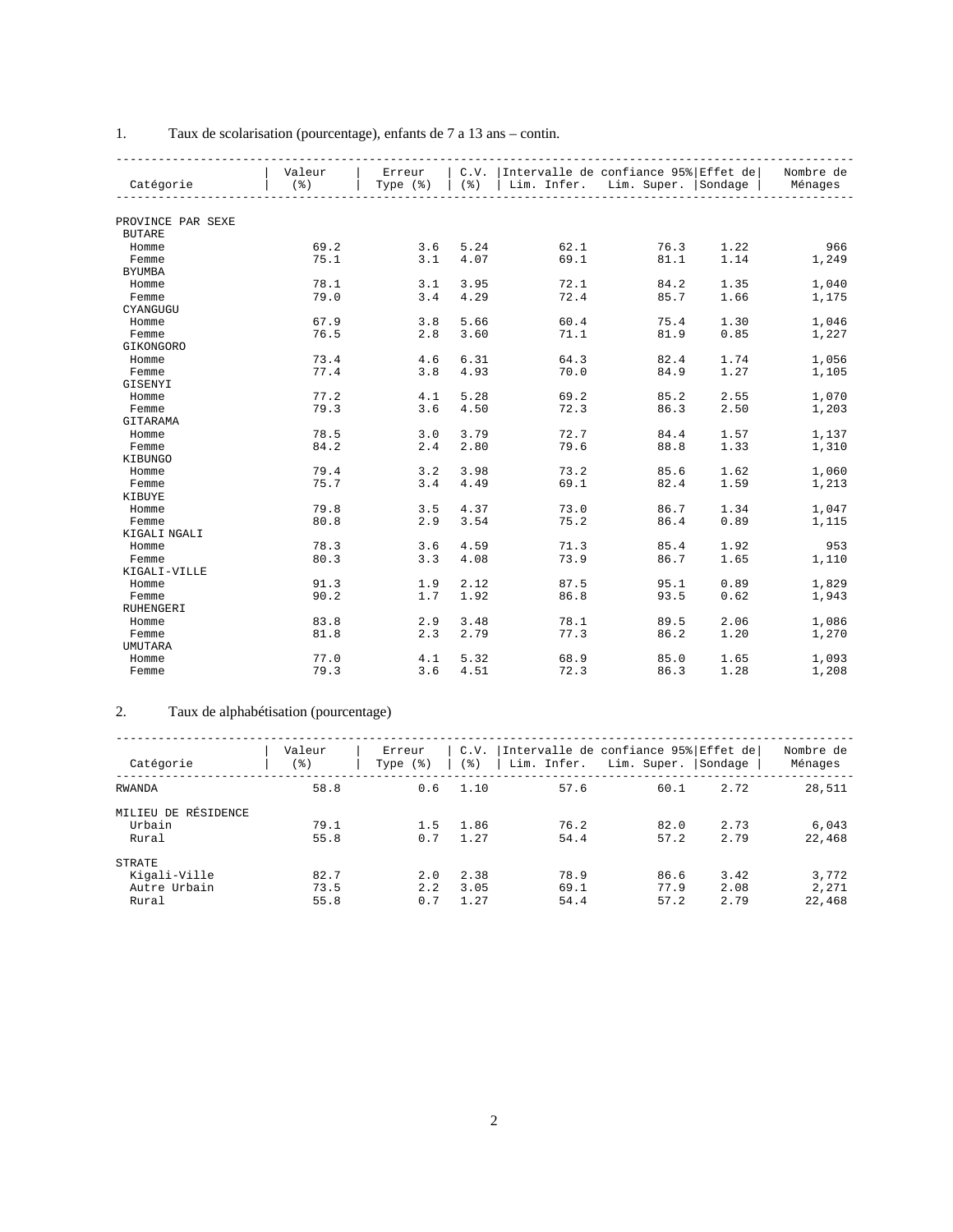1. Taux de scolarisation (pourcentage), enfants de 7 a 13 ans – contin.

| Catégorie | Valeur (%) | Erreur Type (%) | C.V. (%) | Intervalle de confiance 95% Lim. Infer. | Lim. Super. | Effet de Sondage | Nombre de Ménages |
|---|---|---|---|---|---|---|---|
| PROVINCE PAR SEXE | | | | | | | |
| BUTARE | | | | | | | |
| Homme | 69.2 | 3.6 | 5.24 | 62.1 | 76.3 | 1.22 | 966 |
| Femme | 75.1 | 3.1 | 4.07 | 69.1 | 81.1 | 1.14 | 1,249 |
| BYUMBA | | | | | | | |
| Homme | 78.1 | 3.1 | 3.95 | 72.1 | 84.2 | 1.35 | 1,040 |
| Femme | 79.0 | 3.4 | 4.29 | 72.4 | 85.7 | 1.66 | 1,175 |
| CYANGUGU | | | | | | | |
| Homme | 67.9 | 3.8 | 5.66 | 60.4 | 75.4 | 1.30 | 1,046 |
| Femme | 76.5 | 2.8 | 3.60 | 71.1 | 81.9 | 0.85 | 1,227 |
| GIKONGORO | | | | | | | |
| Homme | 73.4 | 4.6 | 6.31 | 64.3 | 82.4 | 1.74 | 1,056 |
| Femme | 77.4 | 3.8 | 4.93 | 70.0 | 84.9 | 1.27 | 1,105 |
| GISENYI | | | | | | | |
| Homme | 77.2 | 4.1 | 5.28 | 69.2 | 85.2 | 2.55 | 1,070 |
| Femme | 79.3 | 3.6 | 4.50 | 72.3 | 86.3 | 2.50 | 1,203 |
| GITARAMA | | | | | | | |
| Homme | 78.5 | 3.0 | 3.79 | 72.7 | 84.4 | 1.57 | 1,137 |
| Femme | 84.2 | 2.4 | 2.80 | 79.6 | 88.8 | 1.33 | 1,310 |
| KIBUNGO | | | | | | | |
| Homme | 79.4 | 3.2 | 3.98 | 73.2 | 85.6 | 1.62 | 1,060 |
| Femme | 75.7 | 3.4 | 4.49 | 69.1 | 82.4 | 1.59 | 1,213 |
| KIBUYE | | | | | | | |
| Homme | 79.8 | 3.5 | 4.37 | 73.0 | 86.7 | 1.34 | 1,047 |
| Femme | 80.8 | 2.9 | 3.54 | 75.2 | 86.4 | 0.89 | 1,115 |
| KIGALI NGALI | | | | | | | |
| Homme | 78.3 | 3.6 | 4.59 | 71.3 | 85.4 | 1.92 | 953 |
| Femme | 80.3 | 3.3 | 4.08 | 73.9 | 86.7 | 1.65 | 1,110 |
| KIGALI-VILLE | | | | | | | |
| Homme | 91.3 | 1.9 | 2.12 | 87.5 | 95.1 | 0.89 | 1,829 |
| Femme | 90.2 | 1.7 | 1.92 | 86.8 | 93.5 | 0.62 | 1,943 |
| RUHENGERI | | | | | | | |
| Homme | 83.8 | 2.9 | 3.48 | 78.1 | 89.5 | 2.06 | 1,086 |
| Femme | 81.8 | 2.3 | 2.79 | 77.3 | 86.2 | 1.20 | 1,270 |
| UMUTARA | | | | | | | |
| Homme | 77.0 | 4.1 | 5.32 | 68.9 | 85.0 | 1.65 | 1,093 |
| Femme | 79.3 | 3.6 | 4.51 | 72.3 | 86.3 | 1.28 | 1,208 |

2. Taux de alphabétisation (pourcentage)

| Catégorie | Valeur (%) | Erreur Type (%) | C.V. (%) | Intervalle de confiance 95% Lim. Infer. | Lim. Super. | Effet de Sondage | Nombre de Ménages |
|---|---|---|---|---|---|---|---|
| RWANDA | 58.8 | 0.6 | 1.10 | 57.6 | 60.1 | 2.72 | 28,511 |
| MILIEU DE RÉSIDENCE | | | | | | | |
| Urbain | 79.1 | 1.5 | 1.86 | 76.2 | 82.0 | 2.73 | 6,043 |
| Rural | 55.8 | 0.7 | 1.27 | 54.4 | 57.2 | 2.79 | 22,468 |
| STRATE | | | | | | | |
| Kigali-Ville | 82.7 | 2.0 | 2.38 | 78.9 | 86.6 | 3.42 | 3,772 |
| Autre Urbain | 73.5 | 2.2 | 3.05 | 69.1 | 77.9 | 2.08 | 2,271 |
| Rural | 55.8 | 0.7 | 1.27 | 54.4 | 57.2 | 2.79 | 22,468 |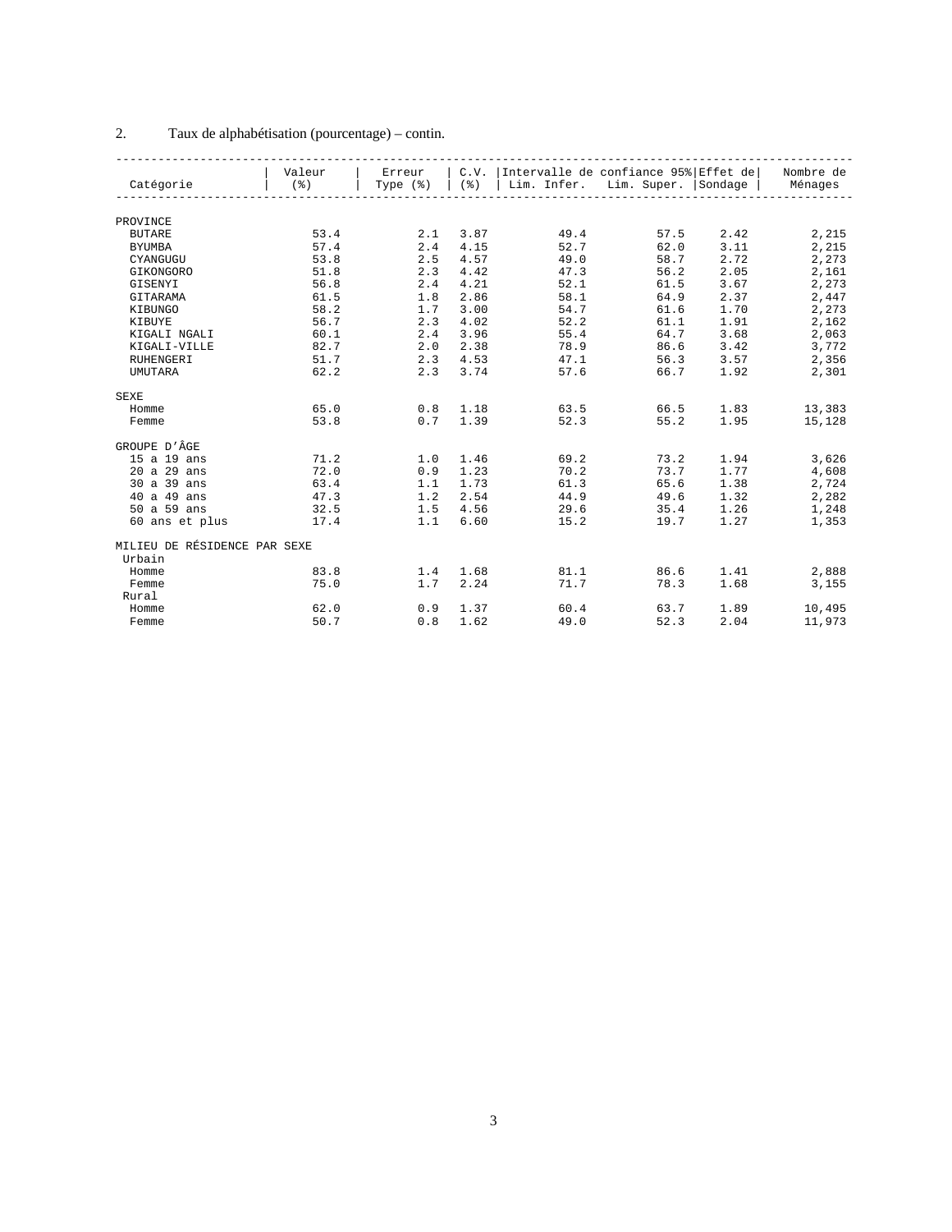2. Taux de alphabétisation (pourcentage) – contin.

| Catégorie | Valeur (%) | Erreur Type (%) | C.V. (%) | Intervalle de confiance 95% Lim. Infer. | Lim. Super. | Effet de Sondage | Nombre de Ménages |
|---|---|---|---|---|---|---|---|
| PROVINCE | | | | | | | |
| BUTARE | 53.4 | 2.1 | 3.87 | 49.4 | 57.5 | 2.42 | 2,215 |
| BYUMBA | 57.4 | 2.4 | 4.15 | 52.7 | 62.0 | 3.11 | 2,215 |
| CYANGUGU | 53.8 | 2.5 | 4.57 | 49.0 | 58.7 | 2.72 | 2,273 |
| GIKONGORO | 51.8 | 2.3 | 4.42 | 47.3 | 56.2 | 2.05 | 2,161 |
| GISENYI | 56.8 | 2.4 | 4.21 | 52.1 | 61.5 | 3.67 | 2,273 |
| GITARAMA | 61.5 | 1.8 | 2.86 | 58.1 | 64.9 | 2.37 | 2,447 |
| KIBUNGO | 58.2 | 1.7 | 3.00 | 54.7 | 61.6 | 1.70 | 2,273 |
| KIBUYE | 56.7 | 2.3 | 4.02 | 52.2 | 61.1 | 1.91 | 2,162 |
| KIGALI NGALI | 60.1 | 2.4 | 3.96 | 55.4 | 64.7 | 3.68 | 2,063 |
| KIGALI-VILLE | 82.7 | 2.0 | 2.38 | 78.9 | 86.6 | 3.42 | 3,772 |
| RUHENGERI | 51.7 | 2.3 | 4.53 | 47.1 | 56.3 | 3.57 | 2,356 |
| UMUTARA | 62.2 | 2.3 | 3.74 | 57.6 | 66.7 | 1.92 | 2,301 |
| SEXE | | | | | | | |
| Homme | 65.0 | 0.8 | 1.18 | 63.5 | 66.5 | 1.83 | 13,383 |
| Femme | 53.8 | 0.7 | 1.39 | 52.3 | 55.2 | 1.95 | 15,128 |
| GROUPE D'ÂGE | | | | | | | |
| 15 a 19 ans | 71.2 | 1.0 | 1.46 | 69.2 | 73.2 | 1.94 | 3,626 |
| 20 a 29 ans | 72.0 | 0.9 | 1.23 | 70.2 | 73.7 | 1.77 | 4,608 |
| 30 a 39 ans | 63.4 | 1.1 | 1.73 | 61.3 | 65.6 | 1.38 | 2,724 |
| 40 a 49 ans | 47.3 | 1.2 | 2.54 | 44.9 | 49.6 | 1.32 | 2,282 |
| 50 a 59 ans | 32.5 | 1.5 | 4.56 | 29.6 | 35.4 | 1.26 | 1,248 |
| 60 ans et plus | 17.4 | 1.1 | 6.60 | 15.2 | 19.7 | 1.27 | 1,353 |
| MILIEU DE RÉSIDENCE PAR SEXE | | | | | | | |
| Urbain | | | | | | | |
| Homme | 83.8 | 1.4 | 1.68 | 81.1 | 86.6 | 1.41 | 2,888 |
| Femme | 75.0 | 1.7 | 2.24 | 71.7 | 78.3 | 1.68 | 3,155 |
| Rural | | | | | | | |
| Homme | 62.0 | 0.9 | 1.37 | 60.4 | 63.7 | 1.89 | 10,495 |
| Femme | 50.7 | 0.8 | 1.62 | 49.0 | 52.3 | 2.04 | 11,973 |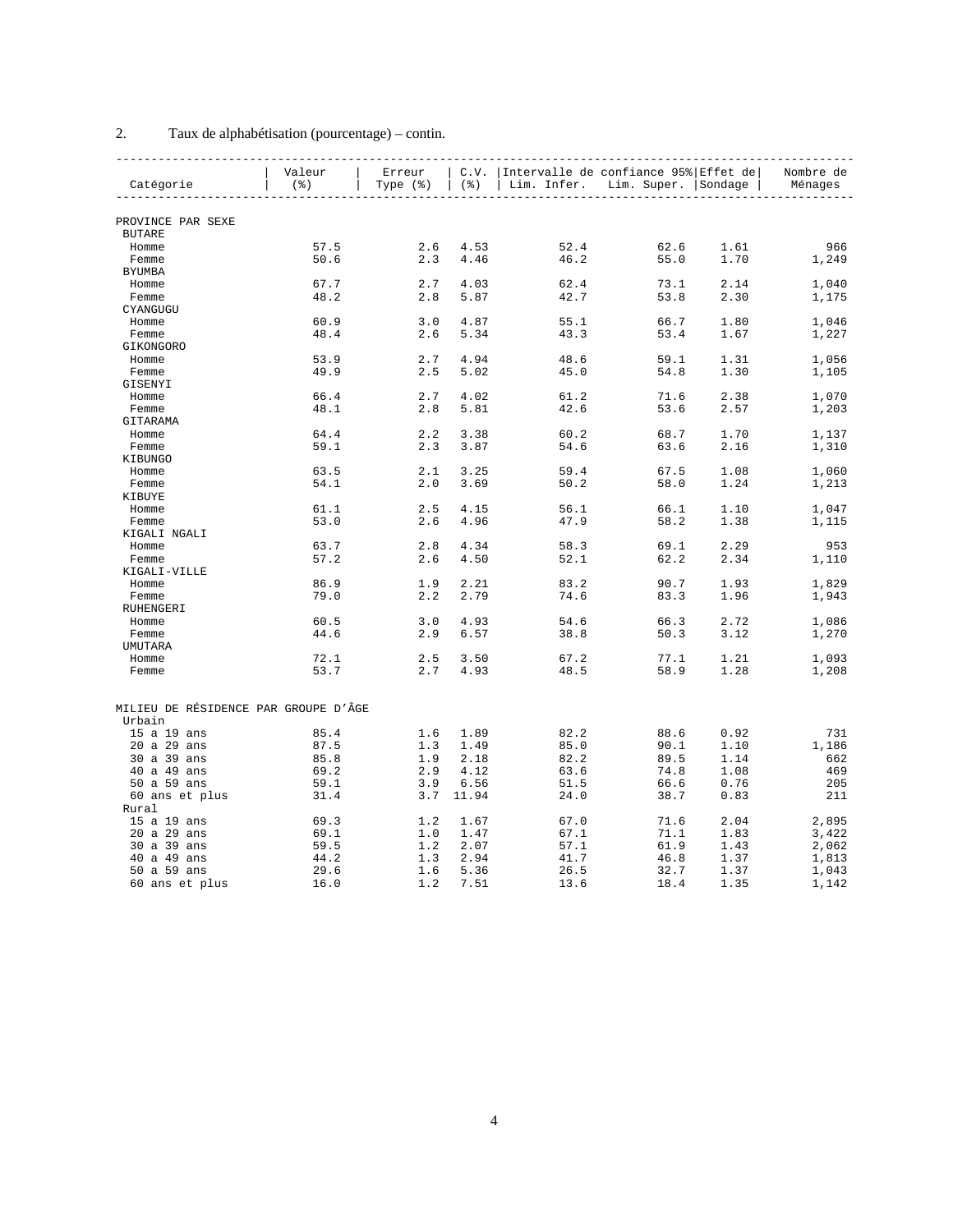2. Taux de alphabétisation (pourcentage) – contin.

| Catégorie | Valeur (%) | Erreur Type (%) | C.V. (%) | Intervalle de confiance 95% Lim. Infer. | Lim. Super. | Effet de Sondage | Nombre de Ménages |
|---|---|---|---|---|---|---|---|
| **PROVINCE PAR SEXE** | | | | | | | |
| BUTARE | | | | | | | |
| Homme | 57.5 | 2.6 | 4.53 | 52.4 | 62.6 | 1.61 | 966 |
| Femme | 50.6 | 2.3 | 4.46 | 46.2 | 55.0 | 1.70 | 1,249 |
| BYUMBA | | | | | | | |
| Homme | 67.7 | 2.7 | 4.03 | 62.4 | 73.1 | 2.14 | 1,040 |
| Femme | 48.2 | 2.8 | 5.87 | 42.7 | 53.8 | 2.30 | 1,175 |
| CYANGUGU | | | | | | | |
| Homme | 60.9 | 3.0 | 4.87 | 55.1 | 66.7 | 1.80 | 1,046 |
| Femme | 48.4 | 2.6 | 5.34 | 43.3 | 53.4 | 1.67 | 1,227 |
| GIKONGORO | | | | | | | |
| Homme | 53.9 | 2.7 | 4.94 | 48.6 | 59.1 | 1.31 | 1,056 |
| Femme | 49.9 | 2.5 | 5.02 | 45.0 | 54.8 | 1.30 | 1,105 |
| GISENYI | | | | | | | |
| Homme | 66.4 | 2.7 | 4.02 | 61.2 | 71.6 | 2.38 | 1,070 |
| Femme | 48.1 | 2.8 | 5.81 | 42.6 | 53.6 | 2.57 | 1,203 |
| GITARAMA | | | | | | | |
| Homme | 64.4 | 2.2 | 3.38 | 60.2 | 68.7 | 1.70 | 1,137 |
| Femme | 59.1 | 2.3 | 3.87 | 54.6 | 63.6 | 2.16 | 1,310 |
| KIBUNGO | | | | | | | |
| Homme | 63.5 | 2.1 | 3.25 | 59.4 | 67.5 | 1.08 | 1,060 |
| Femme | 54.1 | 2.0 | 3.69 | 50.2 | 58.0 | 1.24 | 1,213 |
| KIBUYE | | | | | | | |
| Homme | 61.1 | 2.5 | 4.15 | 56.1 | 66.1 | 1.10 | 1,047 |
| Femme | 53.0 | 2.6 | 4.96 | 47.9 | 58.2 | 1.38 | 1,115 |
| KIGALI NGALI | | | | | | | |
| Homme | 63.7 | 2.8 | 4.34 | 58.3 | 69.1 | 2.29 | 953 |
| Femme | 57.2 | 2.6 | 4.50 | 52.1 | 62.2 | 2.34 | 1,110 |
| KIGALI-VILLE | | | | | | | |
| Homme | 86.9 | 1.9 | 2.21 | 83.2 | 90.7 | 1.93 | 1,829 |
| Femme | 79.0 | 2.2 | 2.79 | 74.6 | 83.3 | 1.96 | 1,943 |
| RUHENGERI | | | | | | | |
| Homme | 60.5 | 3.0 | 4.93 | 54.6 | 66.3 | 2.72 | 1,086 |
| Femme | 44.6 | 2.9 | 6.57 | 38.8 | 50.3 | 3.12 | 1,270 |
| UMUTARA | | | | | | | |
| Homme | 72.1 | 2.5 | 3.50 | 67.2 | 77.1 | 1.21 | 1,093 |
| Femme | 53.7 | 2.7 | 4.93 | 48.5 | 58.9 | 1.28 | 1,208 |
| **MILIEU DE RÉSIDENCE PAR GROUPE D'ÂGE** | | | | | | | |
| Urbain | | | | | | | |
| 15 a 19 ans | 85.4 | 1.6 | 1.89 | 82.2 | 88.6 | 0.92 | 731 |
| 20 a 29 ans | 87.5 | 1.3 | 1.49 | 85.0 | 90.1 | 1.10 | 1,186 |
| 30 a 39 ans | 85.8 | 1.9 | 2.18 | 82.2 | 89.5 | 1.14 | 662 |
| 40 a 49 ans | 69.2 | 2.9 | 4.12 | 63.6 | 74.8 | 1.08 | 469 |
| 50 a 59 ans | 59.1 | 3.9 | 6.56 | 51.5 | 66.6 | 0.76 | 205 |
| 60 ans et plus | 31.4 | 3.7 | 11.94 | 24.0 | 38.7 | 0.83 | 211 |
| Rural | | | | | | | |
| 15 a 19 ans | 69.3 | 1.2 | 1.67 | 67.0 | 71.6 | 2.04 | 2,895 |
| 20 a 29 ans | 69.1 | 1.0 | 1.47 | 67.1 | 71.1 | 1.83 | 3,422 |
| 30 a 39 ans | 59.5 | 1.2 | 2.07 | 57.1 | 61.9 | 1.43 | 2,062 |
| 40 a 49 ans | 44.2 | 1.3 | 2.94 | 41.7 | 46.8 | 1.37 | 1,813 |
| 50 a 59 ans | 29.6 | 1.6 | 5.36 | 26.5 | 32.7 | 1.37 | 1,043 |
| 60 ans et plus | 16.0 | 1.2 | 7.51 | 13.6 | 18.4 | 1.35 | 1,142 |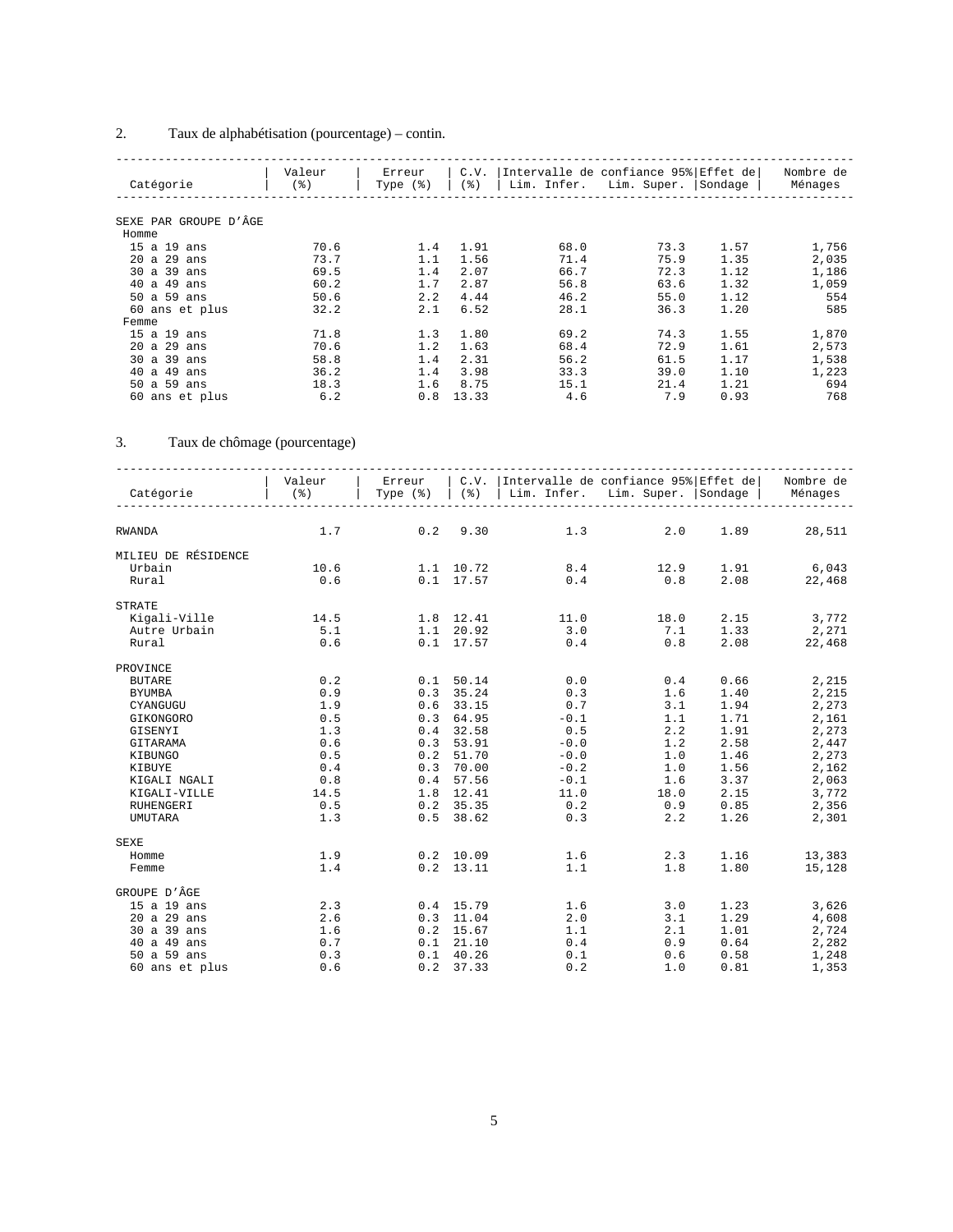2. Taux de alphabétisation (pourcentage) – contin.

| Catégorie | Valeur (%) | Erreur Type (%) | C.V. (%) | Intervalle de confiance 95% Lim. Infer. | Lim. Super. | Effet de Sondage | Nombre de Ménages |
|---|---|---|---|---|---|---|---|
| SEXE PAR GROUPE D'ÂGE | | | | | | | |
| Homme | | | | | | | |
| 15 a 19 ans | 70.6 | 1.4 | 1.91 | 68.0 | 73.3 | 1.57 | 1,756 |
| 20 a 29 ans | 73.7 | 1.1 | 1.56 | 71.4 | 75.9 | 1.35 | 2,035 |
| 30 a 39 ans | 69.5 | 1.4 | 2.07 | 66.7 | 72.3 | 1.12 | 1,186 |
| 40 a 49 ans | 60.2 | 1.7 | 2.87 | 56.8 | 63.6 | 1.32 | 1,059 |
| 50 a 59 ans | 50.6 | 2.2 | 4.44 | 46.2 | 55.0 | 1.12 | 554 |
| 60 ans et plus | 32.2 | 2.1 | 6.52 | 28.1 | 36.3 | 1.20 | 585 |
| Femme | | | | | | | |
| 15 a 19 ans | 71.8 | 1.3 | 1.80 | 69.2 | 74.3 | 1.55 | 1,870 |
| 20 a 29 ans | 70.6 | 1.2 | 1.63 | 68.4 | 72.9 | 1.61 | 2,573 |
| 30 a 39 ans | 58.8 | 1.4 | 2.31 | 56.2 | 61.5 | 1.17 | 1,538 |
| 40 a 49 ans | 36.2 | 1.4 | 3.98 | 33.3 | 39.0 | 1.10 | 1,223 |
| 50 a 59 ans | 18.3 | 1.6 | 8.75 | 15.1 | 21.4 | 1.21 | 694 |
| 60 ans et plus | 6.2 | 0.8 | 13.33 | 4.6 | 7.9 | 0.93 | 768 |

3. Taux de chômage (pourcentage)

| Catégorie | Valeur (%) | Erreur Type (%) | C.V. (%) | Intervalle de confiance 95% Lim. Infer. | Lim. Super. | Effet de Sondage | Nombre de Ménages |
|---|---|---|---|---|---|---|---|
| RWANDA | 1.7 | 0.2 | 9.30 | 1.3 | 2.0 | 1.89 | 28,511 |
| MILIEU DE RÉSIDENCE | | | | | | | |
| Urbain | 10.6 | 1.1 | 10.72 | 8.4 | 12.9 | 1.91 | 6,043 |
| Rural | 0.6 | 0.1 | 17.57 | 0.4 | 0.8 | 2.08 | 22,468 |
| STRATE | | | | | | | |
| Kigali-Ville | 14.5 | 1.8 | 12.41 | 11.0 | 18.0 | 2.15 | 3,772 |
| Autre Urbain | 5.1 | 1.1 | 20.92 | 3.0 | 7.1 | 1.33 | 2,271 |
| Rural | 0.6 | 0.1 | 17.57 | 0.4 | 0.8 | 2.08 | 22,468 |
| PROVINCE | | | | | | | |
| BUTARE | 0.2 | 0.1 | 50.14 | 0.0 | 0.4 | 0.66 | 2,215 |
| BYUMBA | 0.9 | 0.3 | 35.24 | 0.3 | 1.6 | 1.40 | 2,215 |
| CYANGUGU | 1.9 | 0.6 | 33.15 | 0.7 | 3.1 | 1.94 | 2,273 |
| GIKONGORO | 0.5 | 0.3 | 64.95 | -0.1 | 1.1 | 1.71 | 2,161 |
| GISENYI | 1.3 | 0.4 | 32.58 | 0.5 | 2.2 | 1.91 | 2,273 |
| GITARAMA | 0.6 | 0.3 | 53.91 | -0.0 | 1.2 | 2.58 | 2,447 |
| KIBUNGO | 0.5 | 0.2 | 51.70 | -0.0 | 1.0 | 1.46 | 2,273 |
| KIBUYE | 0.4 | 0.3 | 70.00 | -0.2 | 1.0 | 1.56 | 2,162 |
| KIGALI NGALI | 0.8 | 0.4 | 57.56 | -0.1 | 1.6 | 3.37 | 2,063 |
| KIGALI-VILLE | 14.5 | 1.8 | 12.41 | 11.0 | 18.0 | 2.15 | 3,772 |
| RUHENGERI | 0.5 | 0.2 | 35.35 | 0.2 | 0.9 | 0.85 | 2,356 |
| UMUTARA | 1.3 | 0.5 | 38.62 | 0.3 | 2.2 | 1.26 | 2,301 |
| SEXE | | | | | | | |
| Homme | 1.9 | 0.2 | 10.09 | 1.6 | 2.3 | 1.16 | 13,383 |
| Femme | 1.4 | 0.2 | 13.11 | 1.1 | 1.8 | 1.80 | 15,128 |
| GROUPE D'ÂGE | | | | | | | |
| 15 a 19 ans | 2.3 | 0.4 | 15.79 | 1.6 | 3.0 | 1.23 | 3,626 |
| 20 a 29 ans | 2.6 | 0.3 | 11.04 | 2.0 | 3.1 | 1.29 | 4,608 |
| 30 a 39 ans | 1.6 | 0.2 | 15.67 | 1.1 | 2.1 | 1.01 | 2,724 |
| 40 a 49 ans | 0.7 | 0.1 | 21.10 | 0.4 | 0.9 | 0.64 | 2,282 |
| 50 a 59 ans | 0.3 | 0.1 | 40.26 | 0.1 | 0.6 | 0.58 | 1,248 |
| 60 ans et plus | 0.6 | 0.2 | 37.33 | 0.2 | 1.0 | 0.81 | 1,353 |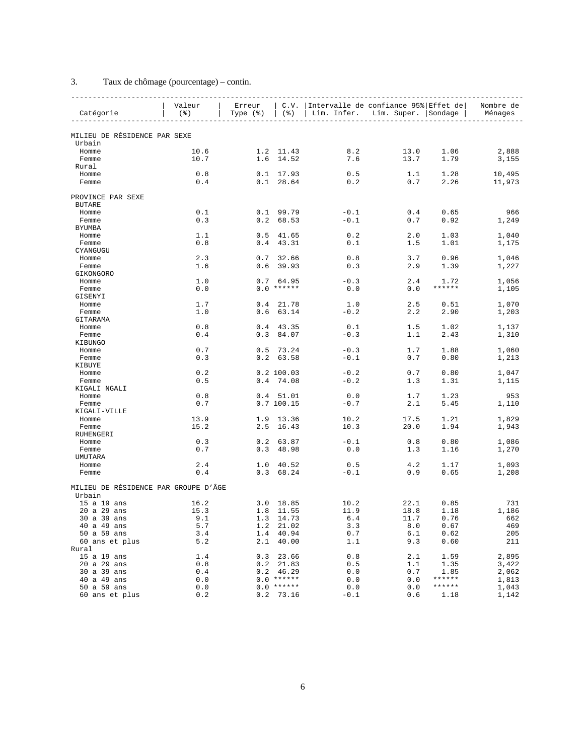3. Taux de chômage (pourcentage) – contin.

| Catégorie | Valeur (%) | Erreur Type (%) | C.V. (%) | Intervalle de confiance 95% Lim. Infer. | Lim. Super. | Effet de Sondage | Nombre de Ménages |
|---|---|---|---|---|---|---|---|
| MILIEU DE RÉSIDENCE PAR SEXE | | | | | | | |
| Urbain | | | | | | | |
| Homme | 10.6 | 1.2 | 11.43 | 8.2 | 13.0 | 1.06 | 2,888 |
| Femme | 10.7 | 1.6 | 14.52 | 7.6 | 13.7 | 1.79 | 3,155 |
| Rural | | | | | | | |
| Homme | 0.8 | 0.1 | 17.93 | 0.5 | 1.1 | 1.28 | 10,495 |
| Femme | 0.4 | 0.1 | 28.64 | 0.2 | 0.7 | 2.26 | 11,973 |
| PROVINCE PAR SEXE | | | | | | | |
| BUTARE | | | | | | | |
| Homme | 0.1 | 0.1 | 99.79 | -0.1 | 0.4 | 0.65 | 966 |
| Femme | 0.3 | 0.2 | 68.53 | -0.1 | 0.7 | 0.92 | 1,249 |
| BYUMBA | | | | | | | |
| Homme | 1.1 | 0.5 | 41.65 | 0.2 | 2.0 | 1.03 | 1,040 |
| Femme | 0.8 | 0.4 | 43.31 | 0.1 | 1.5 | 1.01 | 1,175 |
| CYANGUGU | | | | | | | |
| Homme | 2.3 | 0.7 | 32.66 | 0.8 | 3.7 | 0.96 | 1,046 |
| Femme | 1.6 | 0.6 | 39.93 | 0.3 | 2.9 | 1.39 | 1,227 |
| GIKONGORO | | | | | | | |
| Homme | 1.0 | 0.7 | 64.95 | -0.3 | 2.4 | 1.72 | 1,056 |
| Femme | 0.0 | 0.0 | ****** | 0.0 | 0.0 | ****** | 1,105 |
| GISENYI | | | | | | | |
| Homme | 1.7 | 0.4 | 21.78 | 1.0 | 2.5 | 0.51 | 1,070 |
| Femme | 1.0 | 0.6 | 63.14 | -0.2 | 2.2 | 2.90 | 1,203 |
| GITARAMA | | | | | | | |
| Homme | 0.8 | 0.4 | 43.35 | 0.1 | 1.5 | 1.02 | 1,137 |
| Femme | 0.4 | 0.3 | 84.07 | -0.3 | 1.1 | 2.43 | 1,310 |
| KIBUNGO | | | | | | | |
| Homme | 0.7 | 0.5 | 73.24 | -0.3 | 1.7 | 1.88 | 1,060 |
| Femme | 0.3 | 0.2 | 63.58 | -0.1 | 0.7 | 0.80 | 1,213 |
| KIBUYE | | | | | | | |
| Homme | 0.2 | 0.2 | 100.03 | -0.2 | 0.7 | 0.80 | 1,047 |
| Femme | 0.5 | 0.4 | 74.08 | -0.2 | 1.3 | 1.31 | 1,115 |
| KIGALI NGALI | | | | | | | |
| Homme | 0.8 | 0.4 | 51.01 | 0.0 | 1.7 | 1.23 | 953 |
| Femme | 0.7 | 0.7 | 100.15 | -0.7 | 2.1 | 5.45 | 1,110 |
| KIGALI-VILLE | | | | | | | |
| Homme | 13.9 | 1.9 | 13.36 | 10.2 | 17.5 | 1.21 | 1,829 |
| Femme | 15.2 | 2.5 | 16.43 | 10.3 | 20.0 | 1.94 | 1,943 |
| RUHENGERI | | | | | | | |
| Homme | 0.3 | 0.2 | 63.87 | -0.1 | 0.8 | 0.80 | 1,086 |
| Femme | 0.7 | 0.3 | 48.98 | 0.0 | 1.3 | 1.16 | 1,270 |
| UMUTARA | | | | | | | |
| Homme | 2.4 | 1.0 | 40.52 | 0.5 | 4.2 | 1.17 | 1,093 |
| Femme | 0.4 | 0.3 | 68.24 | -0.1 | 0.9 | 0.65 | 1,208 |
| MILIEU DE RÉSIDENCE PAR GROUPE D'ÂGE | | | | | | | |
| Urbain | | | | | | | |
| 15 a 19 ans | 16.2 | 3.0 | 18.85 | 10.2 | 22.1 | 0.85 | 731 |
| 20 a 29 ans | 15.3 | 1.8 | 11.55 | 11.9 | 18.8 | 1.18 | 1,186 |
| 30 a 39 ans | 9.1 | 1.3 | 14.73 | 6.4 | 11.7 | 0.76 | 662 |
| 40 a 49 ans | 5.7 | 1.2 | 21.02 | 3.3 | 8.0 | 0.67 | 469 |
| 50 a 59 ans | 3.4 | 1.4 | 40.94 | 0.7 | 6.1 | 0.62 | 205 |
| 60 ans et plus | 5.2 | 2.1 | 40.00 | 1.1 | 9.3 | 0.60 | 211 |
| Rural | | | | | | | |
| 15 a 19 ans | 1.4 | 0.3 | 23.66 | 0.8 | 2.1 | 1.59 | 2,895 |
| 20 a 29 ans | 0.8 | 0.2 | 21.83 | 0.5 | 1.1 | 1.35 | 3,422 |
| 30 a 39 ans | 0.4 | 0.2 | 46.29 | 0.0 | 0.7 | 1.85 | 2,062 |
| 40 a 49 ans | 0.0 | 0.0 | ****** | 0.0 | 0.0 | ****** | 1,813 |
| 50 a 59 ans | 0.0 | 0.0 | ****** | 0.0 | 0.0 | ****** | 1,043 |
| 60 ans et plus | 0.2 | 0.2 | 73.16 | -0.1 | 0.6 | 1.18 | 1,142 |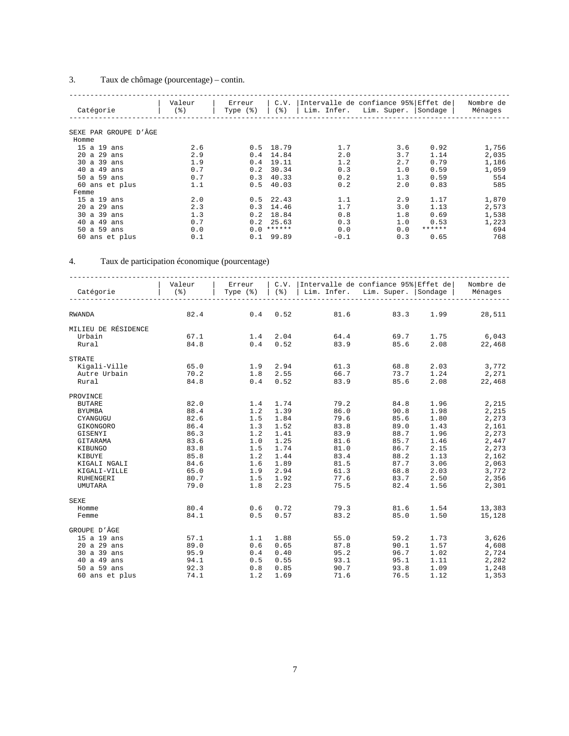3. Taux de chômage (pourcentage) – contin.

| Catégorie | Valeur (%) | Erreur Type (%) | C.V. (%) | Intervalle de confiance 95% Lim. Infer. | Lim. Super. | Effet de Sondage | Nombre de Ménages |
|---|---|---|---|---|---|---|---|
| SEXE PAR GROUPE D'ÂGE | | | | | | | |
| Homme | | | | | | | |
| 15 a 19 ans | 2.6 | 0.5 | 18.79 | 1.7 | 3.6 | 0.92 | 1,756 |
| 20 a 29 ans | 2.9 | 0.4 | 14.84 | 2.0 | 3.7 | 1.14 | 2,035 |
| 30 a 39 ans | 1.9 | 0.4 | 19.11 | 1.2 | 2.7 | 0.79 | 1,186 |
| 40 a 49 ans | 0.7 | 0.2 | 30.34 | 0.3 | 1.0 | 0.59 | 1,059 |
| 50 a 59 ans | 0.7 | 0.3 | 40.33 | 0.2 | 1.3 | 0.59 | 554 |
| 60 ans et plus | 1.1 | 0.5 | 40.03 | 0.2 | 2.0 | 0.83 | 585 |
| Femme | | | | | | | |
| 15 a 19 ans | 2.0 | 0.5 | 22.43 | 1.1 | 2.9 | 1.17 | 1,870 |
| 20 a 29 ans | 2.3 | 0.3 | 14.46 | 1.7 | 3.0 | 1.13 | 2,573 |
| 30 a 39 ans | 1.3 | 0.2 | 18.84 | 0.8 | 1.8 | 0.69 | 1,538 |
| 40 a 49 ans | 0.7 | 0.2 | 25.63 | 0.3 | 1.0 | 0.53 | 1,223 |
| 50 a 59 ans | 0.0 | 0.0 | ****** | 0.0 | 0.0 | ****** | 694 |
| 60 ans et plus | 0.1 | 0.1 | 99.89 | -0.1 | 0.3 | 0.65 | 768 |

4. Taux de participation économique (pourcentage)

| Catégorie | Valeur (%) | Erreur Type (%) | C.V. (%) | Intervalle de confiance 95% Lim. Infer. | Lim. Super. | Effet de Sondage | Nombre de Ménages |
|---|---|---|---|---|---|---|---|
| RWANDA | 82.4 | 0.4 | 0.52 | 81.6 | 83.3 | 1.99 | 28,511 |
| MILIEU DE RÉSIDENCE | | | | | | | |
| Urbain | 67.1 | 1.4 | 2.04 | 64.4 | 69.7 | 1.75 | 6,043 |
| Rural | 84.8 | 0.4 | 0.52 | 83.9 | 85.6 | 2.08 | 22,468 |
| STRATE | | | | | | | |
| Kigali-Ville | 65.0 | 1.9 | 2.94 | 61.3 | 68.8 | 2.03 | 3,772 |
| Autre Urbain | 70.2 | 1.8 | 2.55 | 66.7 | 73.7 | 1.24 | 2,271 |
| Rural | 84.8 | 0.4 | 0.52 | 83.9 | 85.6 | 2.08 | 22,468 |
| PROVINCE | | | | | | | |
| BUTARE | 82.0 | 1.4 | 1.74 | 79.2 | 84.8 | 1.96 | 2,215 |
| BYUMBA | 88.4 | 1.2 | 1.39 | 86.0 | 90.8 | 1.98 | 2,215 |
| CYANGUGU | 82.6 | 1.5 | 1.84 | 79.6 | 85.6 | 1.80 | 2,273 |
| GIKONGORO | 86.4 | 1.3 | 1.52 | 83.8 | 89.0 | 1.43 | 2,161 |
| GISENYI | 86.3 | 1.2 | 1.41 | 83.9 | 88.7 | 1.96 | 2,273 |
| GITARAMA | 83.6 | 1.0 | 1.25 | 81.6 | 85.7 | 1.46 | 2,447 |
| KIBUNGO | 83.8 | 1.5 | 1.74 | 81.0 | 86.7 | 2.15 | 2,273 |
| KIBUYE | 85.8 | 1.2 | 1.44 | 83.4 | 88.2 | 1.13 | 2,162 |
| KIGALI NGALI | 84.6 | 1.6 | 1.89 | 81.5 | 87.7 | 3.06 | 2,063 |
| KIGALI-VILLE | 65.0 | 1.9 | 2.94 | 61.3 | 68.8 | 2.03 | 3,772 |
| RUHENGERI | 80.7 | 1.5 | 1.92 | 77.6 | 83.7 | 2.50 | 2,356 |
| UMUTARA | 79.0 | 1.8 | 2.23 | 75.5 | 82.4 | 1.56 | 2,301 |
| SEXE | | | | | | | |
| Homme | 80.4 | 0.6 | 0.72 | 79.3 | 81.6 | 1.54 | 13,383 |
| Femme | 84.1 | 0.5 | 0.57 | 83.2 | 85.0 | 1.50 | 15,128 |
| GROUPE D'ÂGE | | | | | | | |
| 15 a 19 ans | 57.1 | 1.1 | 1.88 | 55.0 | 59.2 | 1.73 | 3,626 |
| 20 a 29 ans | 89.0 | 0.6 | 0.65 | 87.8 | 90.1 | 1.57 | 4,608 |
| 30 a 39 ans | 95.9 | 0.4 | 0.40 | 95.2 | 96.7 | 1.02 | 2,724 |
| 40 a 49 ans | 94.1 | 0.5 | 0.55 | 93.1 | 95.1 | 1.11 | 2,282 |
| 50 a 59 ans | 92.3 | 0.8 | 0.85 | 90.7 | 93.8 | 1.09 | 1,248 |
| 60 ans et plus | 74.1 | 1.2 | 1.69 | 71.6 | 76.5 | 1.12 | 1,353 |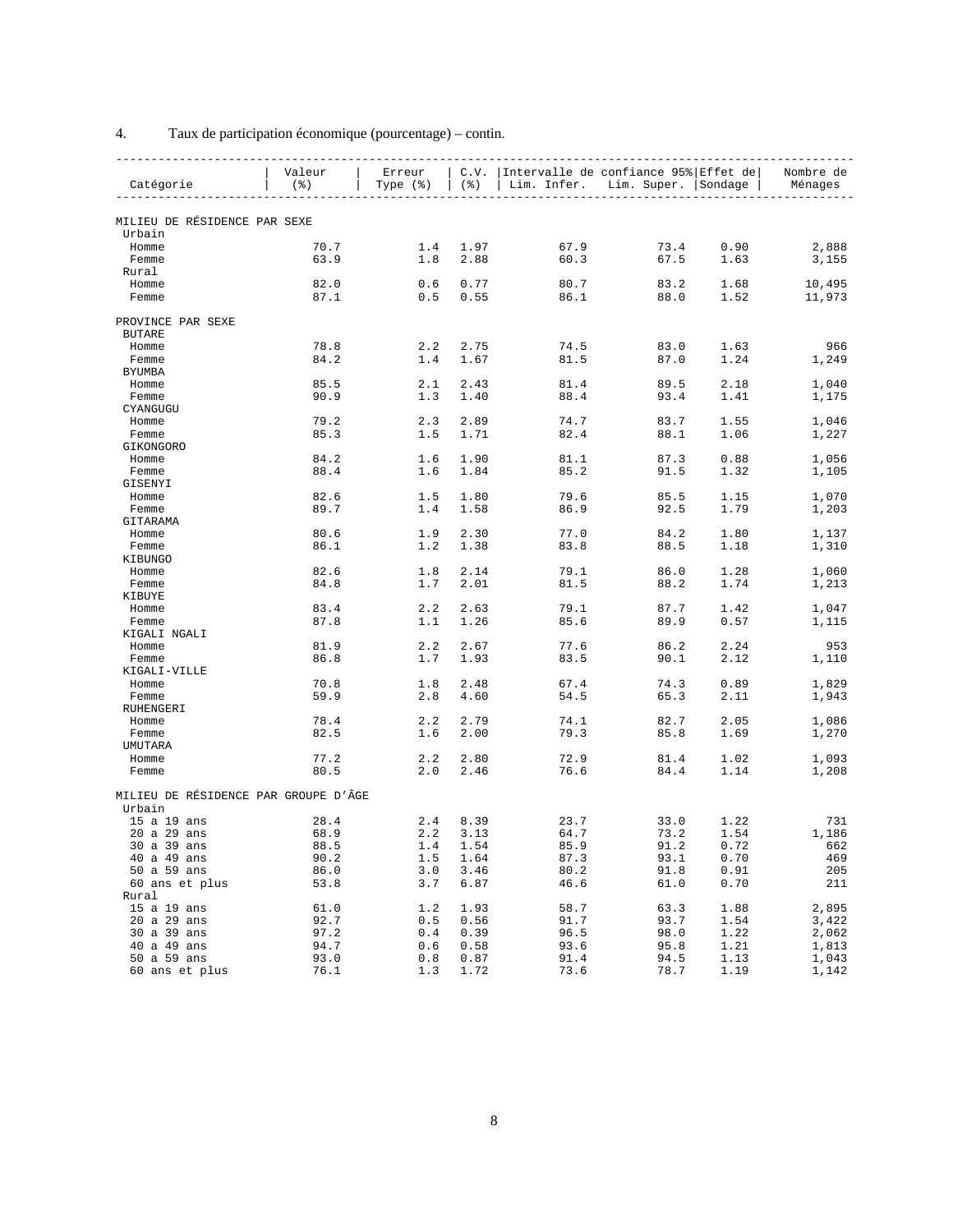4. Taux de participation économique (pourcentage) – contin.

| Catégorie | Valeur (%) | Erreur Type (%) | C.V. (%) | Intervalle de confiance 95% Lim. Infer. | Lim. Super. | Effet de Sondage | Nombre de Ménages |
|---|---|---|---|---|---|---|---|
| MILIEU DE RÉSIDENCE PAR SEXE | | | | | | | |
| Urbain | | | | | | | |
| Homme | 70.7 | 1.4 | 1.97 | 67.9 | 73.4 | 0.90 | 2,888 |
| Femme | 63.9 | 1.8 | 2.88 | 60.3 | 67.5 | 1.63 | 3,155 |
| Rural | | | | | | | |
| Homme | 82.0 | 0.6 | 0.77 | 80.7 | 83.2 | 1.68 | 10,495 |
| Femme | 87.1 | 0.5 | 0.55 | 86.1 | 88.0 | 1.52 | 11,973 |
| PROVINCE PAR SEXE | | | | | | | |
| BUTARE | | | | | | | |
| Homme | 78.8 | 2.2 | 2.75 | 74.5 | 83.0 | 1.63 | 966 |
| Femme | 84.2 | 1.4 | 1.67 | 81.5 | 87.0 | 1.24 | 1,249 |
| BYUMBA | | | | | | | |
| Homme | 85.5 | 2.1 | 2.43 | 81.4 | 89.5 | 2.18 | 1,040 |
| Femme | 90.9 | 1.3 | 1.40 | 88.4 | 93.4 | 1.41 | 1,175 |
| CYANGUGU | | | | | | | |
| Homme | 79.2 | 2.3 | 2.89 | 74.7 | 83.7 | 1.55 | 1,046 |
| Femme | 85.3 | 1.5 | 1.71 | 82.4 | 88.1 | 1.06 | 1,227 |
| GIKONGORO | | | | | | | |
| Homme | 84.2 | 1.6 | 1.90 | 81.1 | 87.3 | 0.88 | 1,056 |
| Femme | 88.4 | 1.6 | 1.84 | 85.2 | 91.5 | 1.32 | 1,105 |
| GISENYI | | | | | | | |
| Homme | 82.6 | 1.5 | 1.80 | 79.6 | 85.5 | 1.15 | 1,070 |
| Femme | 89.7 | 1.4 | 1.58 | 86.9 | 92.5 | 1.79 | 1,203 |
| GITARAMA | | | | | | | |
| Homme | 80.6 | 1.9 | 2.30 | 77.0 | 84.2 | 1.80 | 1,137 |
| Femme | 86.1 | 1.2 | 1.38 | 83.8 | 88.5 | 1.18 | 1,310 |
| KIBUNGO | | | | | | | |
| Homme | 82.6 | 1.8 | 2.14 | 79.1 | 86.0 | 1.28 | 1,060 |
| Femme | 84.8 | 1.7 | 2.01 | 81.5 | 88.2 | 1.74 | 1,213 |
| KIBUYE | | | | | | | |
| Homme | 83.4 | 2.2 | 2.63 | 79.1 | 87.7 | 1.42 | 1,047 |
| Femme | 87.8 | 1.1 | 1.26 | 85.6 | 89.9 | 0.57 | 1,115 |
| KIGALI NGALI | | | | | | | |
| Homme | 81.9 | 2.2 | 2.67 | 77.6 | 86.2 | 2.24 | 953 |
| Femme | 86.8 | 1.7 | 1.93 | 83.5 | 90.1 | 2.12 | 1,110 |
| KIGALI-VILLE | | | | | | | |
| Homme | 70.8 | 1.8 | 2.48 | 67.4 | 74.3 | 0.89 | 1,829 |
| Femme | 59.9 | 2.8 | 4.60 | 54.5 | 65.3 | 2.11 | 1,943 |
| RUHENGERI | | | | | | | |
| Homme | 78.4 | 2.2 | 2.79 | 74.1 | 82.7 | 2.05 | 1,086 |
| Femme | 82.5 | 1.6 | 2.00 | 79.3 | 85.8 | 1.69 | 1,270 |
| UMUTARA | | | | | | | |
| Homme | 77.2 | 2.2 | 2.80 | 72.9 | 81.4 | 1.02 | 1,093 |
| Femme | 80.5 | 2.0 | 2.46 | 76.6 | 84.4 | 1.14 | 1,208 |
| MILIEU DE RÉSIDENCE PAR GROUPE D'ÂGE | | | | | | | |
| Urbain | | | | | | | |
| 15 a 19 ans | 28.4 | 2.4 | 8.39 | 23.7 | 33.0 | 1.22 | 731 |
| 20 a 29 ans | 68.9 | 2.2 | 3.13 | 64.7 | 73.2 | 1.54 | 1,186 |
| 30 a 39 ans | 88.5 | 1.4 | 1.54 | 85.9 | 91.2 | 0.72 | 662 |
| 40 a 49 ans | 90.2 | 1.5 | 1.64 | 87.3 | 93.1 | 0.70 | 469 |
| 50 a 59 ans | 86.0 | 3.0 | 3.46 | 80.2 | 91.8 | 0.91 | 205 |
| 60 ans et plus | 53.8 | 3.7 | 6.87 | 46.6 | 61.0 | 0.70 | 211 |
| Rural | | | | | | | |
| 15 a 19 ans | 61.0 | 1.2 | 1.93 | 58.7 | 63.3 | 1.88 | 2,895 |
| 20 a 29 ans | 92.7 | 0.5 | 0.56 | 91.7 | 93.7 | 1.54 | 3,422 |
| 30 a 39 ans | 97.2 | 0.4 | 0.39 | 96.5 | 98.0 | 1.22 | 2,062 |
| 40 a 49 ans | 94.7 | 0.6 | 0.58 | 93.6 | 95.8 | 1.21 | 1,813 |
| 50 a 59 ans | 93.0 | 0.8 | 0.87 | 91.4 | 94.5 | 1.13 | 1,043 |
| 60 ans et plus | 76.1 | 1.3 | 1.72 | 73.6 | 78.7 | 1.19 | 1,142 |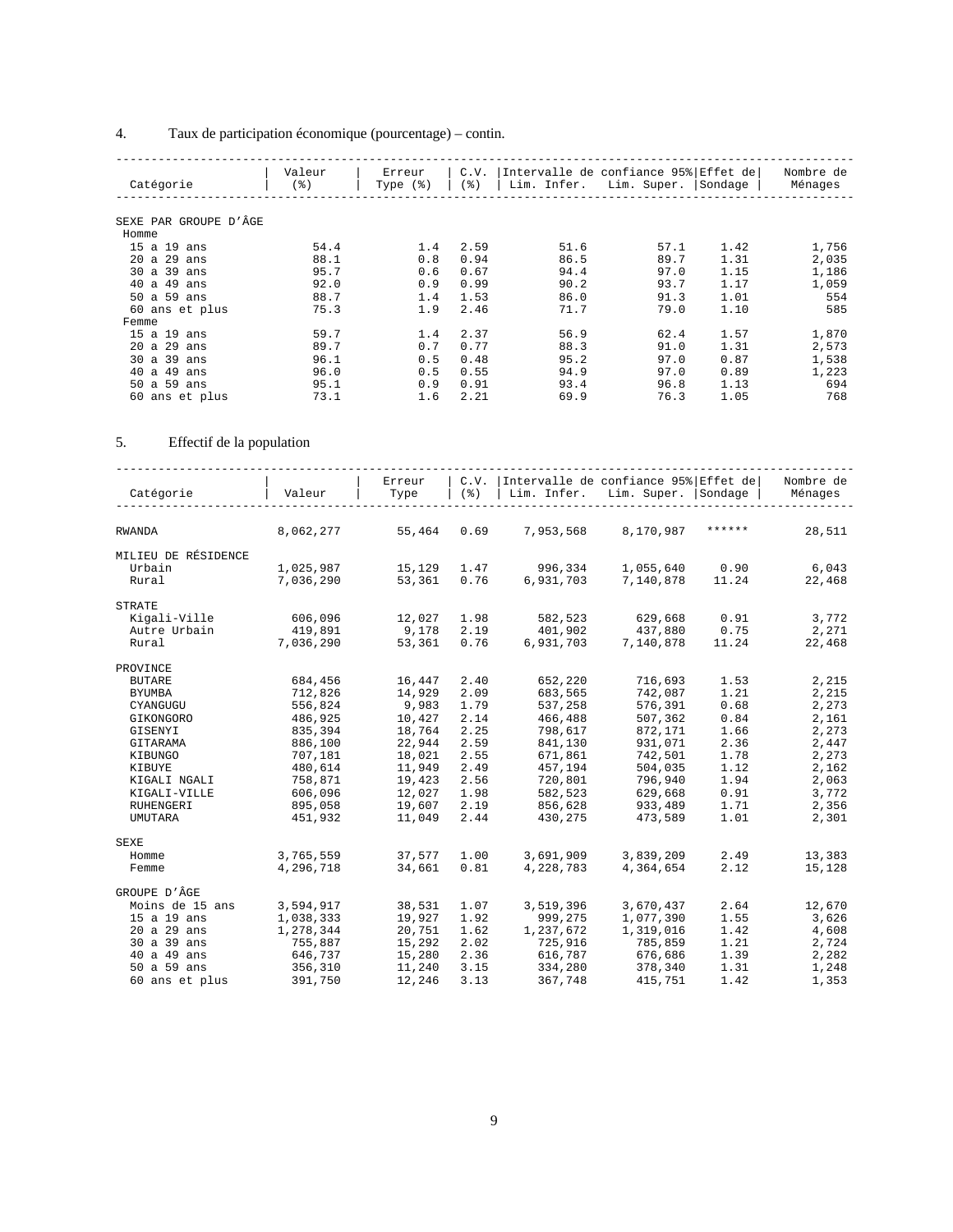4. Taux de participation économique (pourcentage) – contin.

| Catégorie | Valeur (%) | Erreur Type (%) | C.V. (%) | Intervalle de confiance 95% Lim. Infer. | Lim. Super. | Effet de Sondage | Nombre de Ménages |
|---|---|---|---|---|---|---|---|
| SEXE PAR GROUPE D'ÂGE | | | | | | | |
| Homme | | | | | | | |
| 15 a 19 ans | 54.4 | 1.4 | 2.59 | 51.6 | 57.1 | 1.42 | 1,756 |
| 20 a 29 ans | 88.1 | 0.8 | 0.94 | 86.5 | 89.7 | 1.31 | 2,035 |
| 30 a 39 ans | 95.7 | 0.6 | 0.67 | 94.4 | 97.0 | 1.15 | 1,186 |
| 40 a 49 ans | 92.0 | 0.9 | 0.99 | 90.2 | 93.7 | 1.17 | 1,059 |
| 50 a 59 ans | 88.7 | 1.4 | 1.53 | 86.0 | 91.3 | 1.01 | 554 |
| 60 ans et plus | 75.3 | 1.9 | 2.46 | 71.7 | 79.0 | 1.10 | 585 |
| Femme | | | | | | | |
| 15 a 19 ans | 59.7 | 1.4 | 2.37 | 56.9 | 62.4 | 1.57 | 1,870 |
| 20 a 29 ans | 89.7 | 0.7 | 0.77 | 88.3 | 91.0 | 1.31 | 2,573 |
| 30 a 39 ans | 96.1 | 0.5 | 0.48 | 95.2 | 97.0 | 0.87 | 1,538 |
| 40 a 49 ans | 96.0 | 0.5 | 0.55 | 94.9 | 97.0 | 0.89 | 1,223 |
| 50 a 59 ans | 95.1 | 0.9 | 0.91 | 93.4 | 96.8 | 1.13 | 694 |
| 60 ans et plus | 73.1 | 1.6 | 2.21 | 69.9 | 76.3 | 1.05 | 768 |

5. Effectif de la population

| Catégorie | Valeur | Erreur Type | C.V. (%) | Intervalle de confiance 95% Lim. Infer. | Lim. Super. | Effet de Sondage | Nombre de Ménages |
|---|---|---|---|---|---|---|---|
| RWANDA | 8,062,277 | 55,464 | 0.69 | 7,953,568 | 8,170,987 | ****** | 28,511 |
| MILIEU DE RÉSIDENCE | | | | | | | |
| Urbain | 1,025,987 | 15,129 | 1.47 | 996,334 | 1,055,640 | 0.90 | 6,043 |
| Rural | 7,036,290 | 53,361 | 0.76 | 6,931,703 | 7,140,878 | 11.24 | 22,468 |
| STRATE | | | | | | | |
| Kigali-Ville | 606,096 | 12,027 | 1.98 | 582,523 | 629,668 | 0.91 | 3,772 |
| Autre Urbain | 419,891 | 9,178 | 2.19 | 401,902 | 437,880 | 0.75 | 2,271 |
| Rural | 7,036,290 | 53,361 | 0.76 | 6,931,703 | 7,140,878 | 11.24 | 22,468 |
| PROVINCE | | | | | | | |
| BUTARE | 684,456 | 16,447 | 2.40 | 652,220 | 716,693 | 1.53 | 2,215 |
| BYUMBA | 712,826 | 14,929 | 2.09 | 683,565 | 742,087 | 1.21 | 2,215 |
| CYANGUGU | 556,824 | 9,983 | 1.79 | 537,258 | 576,391 | 0.68 | 2,273 |
| GIKONGORO | 486,925 | 10,427 | 2.14 | 466,488 | 507,362 | 0.84 | 2,161 |
| GISENYI | 835,394 | 18,764 | 2.25 | 798,617 | 872,171 | 1.66 | 2,273 |
| GITARAMA | 886,100 | 22,944 | 2.59 | 841,130 | 931,071 | 2.36 | 2,447 |
| KIBUNGO | 707,181 | 18,021 | 2.55 | 671,861 | 742,501 | 1.78 | 2,273 |
| KIBUYE | 480,614 | 11,949 | 2.49 | 457,194 | 504,035 | 1.12 | 2,162 |
| KIGALI NGALI | 758,871 | 19,423 | 2.56 | 720,801 | 796,940 | 1.94 | 2,063 |
| KIGALI-VILLE | 606,096 | 12,027 | 1.98 | 582,523 | 629,668 | 0.91 | 3,772 |
| RUHENGERI | 895,058 | 19,607 | 2.19 | 856,628 | 933,489 | 1.71 | 2,356 |
| UMUTARA | 451,932 | 11,049 | 2.44 | 430,275 | 473,589 | 1.01 | 2,301 |
| SEXE | | | | | | | |
| Homme | 3,765,559 | 37,577 | 1.00 | 3,691,909 | 3,839,209 | 2.49 | 13,383 |
| Femme | 4,296,718 | 34,661 | 0.81 | 4,228,783 | 4,364,654 | 2.12 | 15,128 |
| GROUPE D'ÂGE | | | | | | | |
| Moins de 15 ans | 3,594,917 | 38,531 | 1.07 | 3,519,396 | 3,670,437 | 2.64 | 12,670 |
| 15 a 19 ans | 1,038,333 | 19,927 | 1.92 | 999,275 | 1,077,390 | 1.55 | 3,626 |
| 20 a 29 ans | 1,278,344 | 20,751 | 1.62 | 1,237,672 | 1,319,016 | 1.42 | 4,608 |
| 30 a 39 ans | 755,887 | 15,292 | 2.02 | 725,916 | 785,859 | 1.21 | 2,724 |
| 40 a 49 ans | 646,737 | 15,280 | 2.36 | 616,787 | 676,686 | 1.39 | 2,282 |
| 50 a 59 ans | 356,310 | 11,240 | 3.15 | 334,280 | 378,340 | 1.31 | 1,248 |
| 60 ans et plus | 391,750 | 12,246 | 3.13 | 367,748 | 415,751 | 1.42 | 1,353 |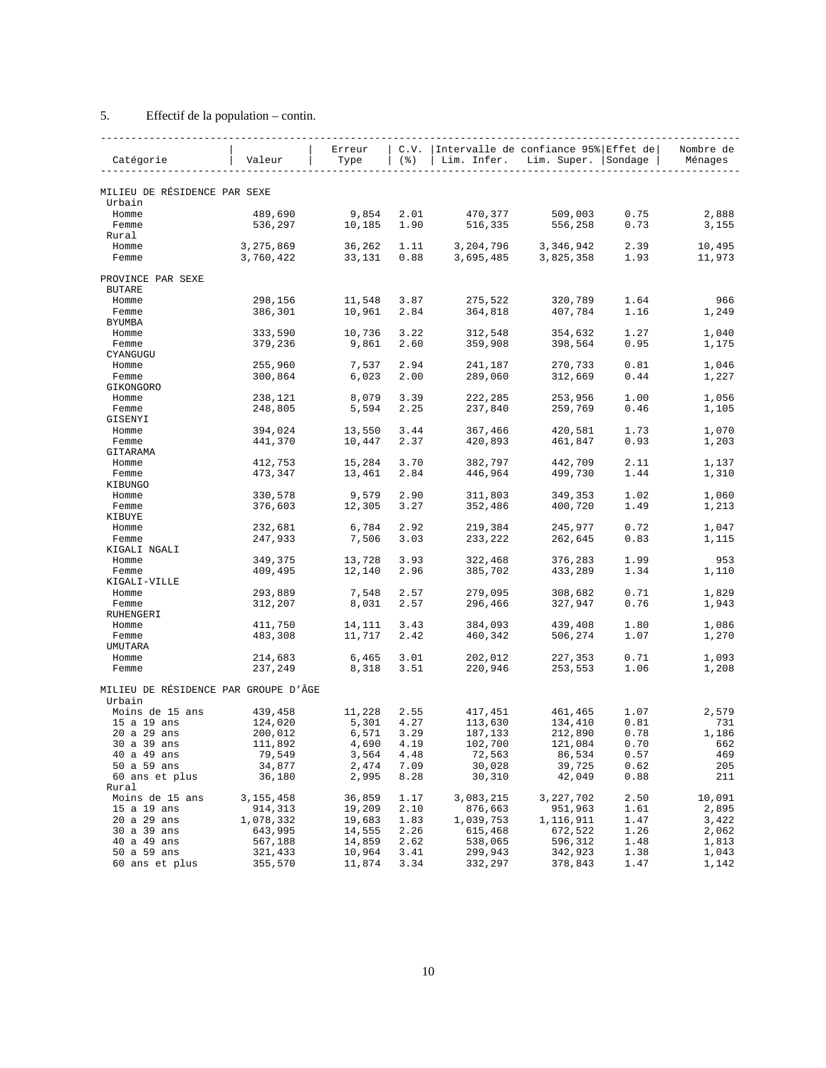5. Effectif de la population – contin.

| Catégorie | Valeur | Erreur Type | C.V. (%) | Intervalle de confiance 95% Lim. Infer. | Lim. Super. | Effet de Sondage | Nombre de Ménages |
|---|---|---|---|---|---|---|---|
| **MILIEU DE RÉSIDENCE PAR SEXE** | | | | | | | |
| Urbain | | | | | | | |
| Homme | 489,690 | 9,854 | 2.01 | 470,377 | 509,003 | 0.75 | 2,888 |
| Femme | 536,297 | 10,185 | 1.90 | 516,335 | 556,258 | 0.73 | 3,155 |
| Rural | | | | | | | |
| Homme | 3,275,869 | 36,262 | 1.11 | 3,204,796 | 3,346,942 | 2.39 | 10,495 |
| Femme | 3,760,422 | 33,131 | 0.88 | 3,695,485 | 3,825,358 | 1.93 | 11,973 |
| **PROVINCE PAR SEXE** | | | | | | | |
| BUTARE | | | | | | | |
| Homme | 298,156 | 11,548 | 3.87 | 275,522 | 320,789 | 1.64 | 966 |
| Femme | 386,301 | 10,961 | 2.84 | 364,818 | 407,784 | 1.16 | 1,249 |
| BYUMBA | | | | | | | |
| Homme | 333,590 | 10,736 | 3.22 | 312,548 | 354,632 | 1.27 | 1,040 |
| Femme | 379,236 | 9,861 | 2.60 | 359,908 | 398,564 | 0.95 | 1,175 |
| CYANGUGU | | | | | | | |
| Homme | 255,960 | 7,537 | 2.94 | 241,187 | 270,733 | 0.81 | 1,046 |
| Femme | 300,864 | 6,023 | 2.00 | 289,060 | 312,669 | 0.44 | 1,227 |
| GIKONGORO | | | | | | | |
| Homme | 238,121 | 8,079 | 3.39 | 222,285 | 253,956 | 1.00 | 1,056 |
| Femme | 248,805 | 5,594 | 2.25 | 237,840 | 259,769 | 0.46 | 1,105 |
| GISENYI | | | | | | | |
| Homme | 394,024 | 13,550 | 3.44 | 367,466 | 420,581 | 1.73 | 1,070 |
| Femme | 441,370 | 10,447 | 2.37 | 420,893 | 461,847 | 0.93 | 1,203 |
| GITARAMA | | | | | | | |
| Homme | 412,753 | 15,284 | 3.70 | 382,797 | 442,709 | 2.11 | 1,137 |
| Femme | 473,347 | 13,461 | 2.84 | 446,964 | 499,730 | 1.44 | 1,310 |
| KIBUNGO | | | | | | | |
| Homme | 330,578 | 9,579 | 2.90 | 311,803 | 349,353 | 1.02 | 1,060 |
| Femme | 376,603 | 12,305 | 3.27 | 352,486 | 400,720 | 1.49 | 1,213 |
| KIBUYE | | | | | | | |
| Homme | 232,681 | 6,784 | 2.92 | 219,384 | 245,977 | 0.72 | 1,047 |
| Femme | 247,933 | 7,506 | 3.03 | 233,222 | 262,645 | 0.83 | 1,115 |
| KIGALI NGALI | | | | | | | |
| Homme | 349,375 | 13,728 | 3.93 | 322,468 | 376,283 | 1.99 | 953 |
| Femme | 409,495 | 12,140 | 2.96 | 385,702 | 433,289 | 1.34 | 1,110 |
| KIGALI-VILLE | | | | | | | |
| Homme | 293,889 | 7,548 | 2.57 | 279,095 | 308,682 | 0.71 | 1,829 |
| Femme | 312,207 | 8,031 | 2.57 | 296,466 | 327,947 | 0.76 | 1,943 |
| RUHENGERI | | | | | | | |
| Homme | 411,750 | 14,111 | 3.43 | 384,093 | 439,408 | 1.80 | 1,086 |
| Femme | 483,308 | 11,717 | 2.42 | 460,342 | 506,274 | 1.07 | 1,270 |
| UMUTARA | | | | | | | |
| Homme | 214,683 | 6,465 | 3.01 | 202,012 | 227,353 | 0.71 | 1,093 |
| Femme | 237,249 | 8,318 | 3.51 | 220,946 | 253,553 | 1.06 | 1,208 |
| **MILIEU DE RÉSIDENCE PAR GROUPE D'ÂGE** | | | | | | | |
| Urbain | | | | | | | |
| Moins de 15 ans | 439,458 | 11,228 | 2.55 | 417,451 | 461,465 | 1.07 | 2,579 |
| 15 a 19 ans | 124,020 | 5,301 | 4.27 | 113,630 | 134,410 | 0.81 | 731 |
| 20 a 29 ans | 200,012 | 6,571 | 3.29 | 187,133 | 212,890 | 0.78 | 1,186 |
| 30 a 39 ans | 111,892 | 4,690 | 4.19 | 102,700 | 121,084 | 0.70 | 662 |
| 40 a 49 ans | 79,549 | 3,564 | 4.48 | 72,563 | 86,534 | 0.57 | 469 |
| 50 a 59 ans | 34,877 | 2,474 | 7.09 | 30,028 | 39,725 | 0.62 | 205 |
| 60 ans et plus | 36,180 | 2,995 | 8.28 | 30,310 | 42,049 | 0.88 | 211 |
| Rural | | | | | | | |
| Moins de 15 ans | 3,155,458 | 36,859 | 1.17 | 3,083,215 | 3,227,702 | 2.50 | 10,091 |
| 15 a 19 ans | 914,313 | 19,209 | 2.10 | 876,663 | 951,963 | 1.61 | 2,895 |
| 20 a 29 ans | 1,078,332 | 19,683 | 1.83 | 1,039,753 | 1,116,911 | 1.47 | 3,422 |
| 30 a 39 ans | 643,995 | 14,555 | 2.26 | 615,468 | 672,522 | 1.26 | 2,062 |
| 40 a 49 ans | 567,188 | 14,859 | 2.62 | 538,065 | 596,312 | 1.48 | 1,813 |
| 50 a 59 ans | 321,433 | 10,964 | 3.41 | 299,943 | 342,923 | 1.38 | 1,043 |
| 60 ans et plus | 355,570 | 11,874 | 3.34 | 332,297 | 378,843 | 1.47 | 1,142 |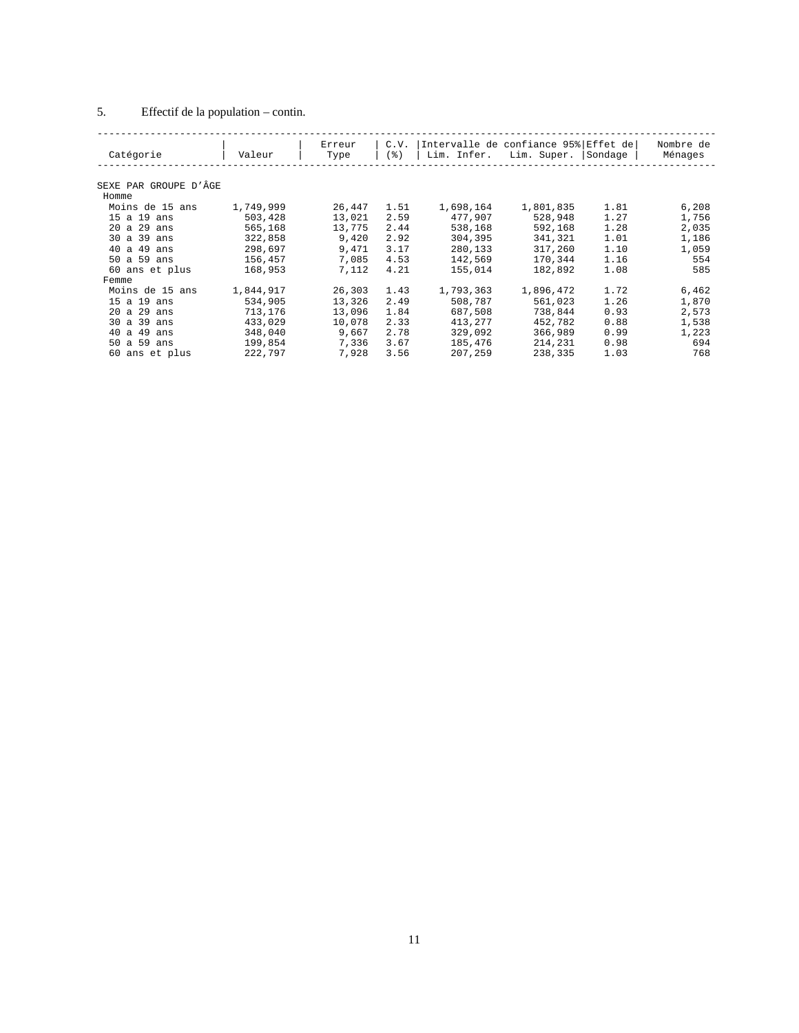5. Effectif de la population – contin.

| Catégorie | Valeur | Erreur Type | C.V. (%) | Intervalle de confiance 95% Lim. Infer. | Lim. Super. | Effet de Sondage | Nombre de Ménages |
|---|---|---|---|---|---|---|---|
| SEXE PAR GROUPE D'ÂGE | | | | | | | |
| Homme | | | | | | | |
| Moins de 15 ans | 1,749,999 | 26,447 | 1.51 | 1,698,164 | 1,801,835 | 1.81 | 6,208 |
| 15 a 19 ans | 503,428 | 13,021 | 2.59 | 477,907 | 528,948 | 1.27 | 1,756 |
| 20 a 29 ans | 565,168 | 13,775 | 2.44 | 538,168 | 592,168 | 1.28 | 2,035 |
| 30 a 39 ans | 322,858 | 9,420 | 2.92 | 304,395 | 341,321 | 1.01 | 1,186 |
| 40 a 49 ans | 298,697 | 9,471 | 3.17 | 280,133 | 317,260 | 1.10 | 1,059 |
| 50 a 59 ans | 156,457 | 7,085 | 4.53 | 142,569 | 170,344 | 1.16 | 554 |
| 60 ans et plus | 168,953 | 7,112 | 4.21 | 155,014 | 182,892 | 1.08 | 585 |
| Femme | | | | | | | |
| Moins de 15 ans | 1,844,917 | 26,303 | 1.43 | 1,793,363 | 1,896,472 | 1.72 | 6,462 |
| 15 a 19 ans | 534,905 | 13,326 | 2.49 | 508,787 | 561,023 | 1.26 | 1,870 |
| 20 a 29 ans | 713,176 | 13,096 | 1.84 | 687,508 | 738,844 | 0.93 | 2,573 |
| 30 a 39 ans | 433,029 | 10,078 | 2.33 | 413,277 | 452,782 | 0.88 | 1,538 |
| 40 a 49 ans | 348,040 | 9,667 | 2.78 | 329,092 | 366,989 | 0.99 | 1,223 |
| 50 a 59 ans | 199,854 | 7,336 | 3.67 | 185,476 | 214,231 | 0.98 | 694 |
| 60 ans et plus | 222,797 | 7,928 | 3.56 | 207,259 | 238,335 | 1.03 | 768 |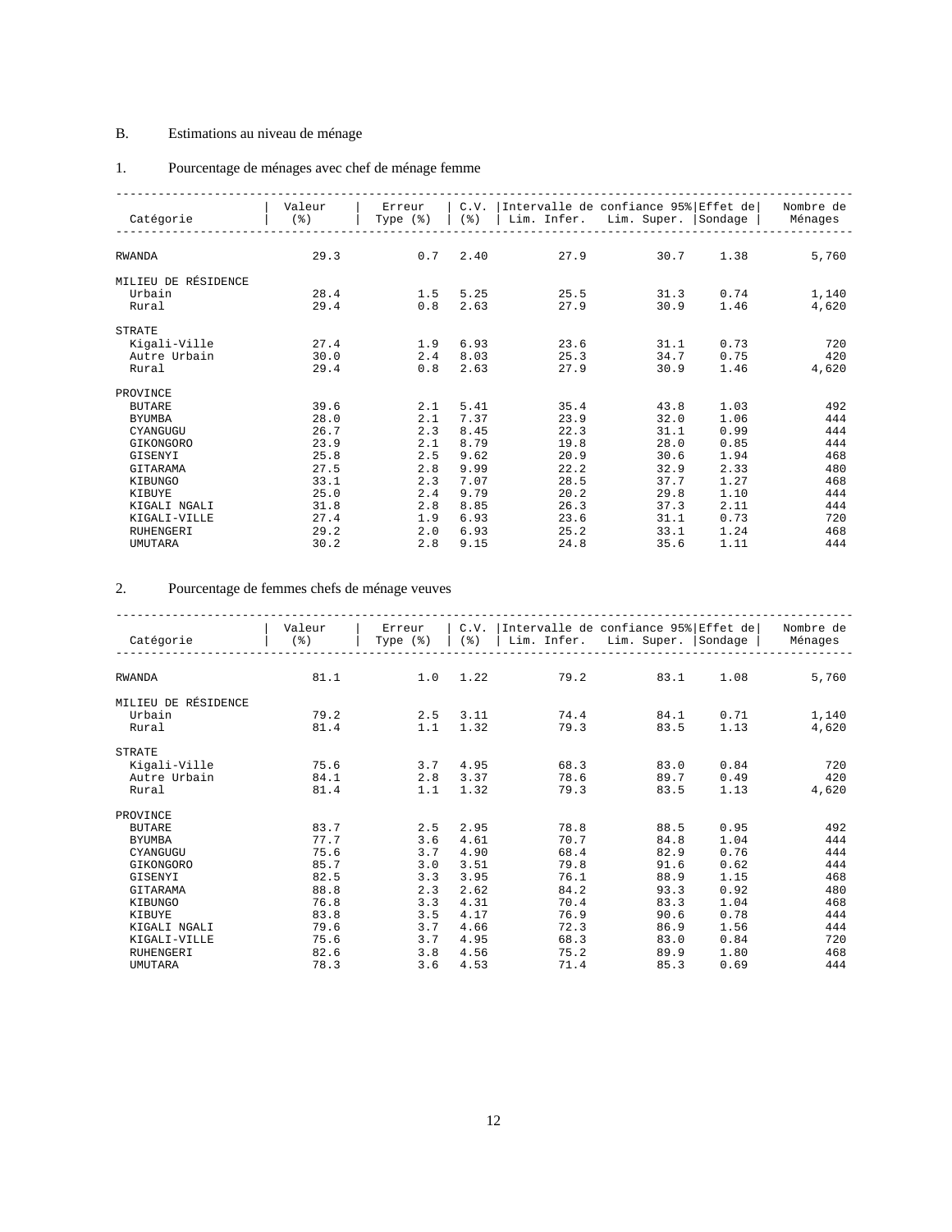## B. Estimations au niveau de ménage

### 1. Pourcentage de ménages avec chef de ménage femme

| Catégorie | Valeur (%) | Erreur Type (%) | C.V. (%) | Intervalle de confiance 95% Lim. Infer. | Lim. Super. | Effet de Sondage | Nombre de Ménages |
|---|---|---|---|---|---|---|---|
| RWANDA | 29.3 | 0.7 | 2.40 | 27.9 | 30.7 | 1.38 | 5,760 |
| MILIEU DE RÉSIDENCE | | | | | | | |
| Urbain | 28.4 | 1.5 | 5.25 | 25.5 | 31.3 | 0.74 | 1,140 |
| Rural | 29.4 | 0.8 | 2.63 | 27.9 | 30.9 | 1.46 | 4,620 |
| STRATE | | | | | | | |
| Kigali-Ville | 27.4 | 1.9 | 6.93 | 23.6 | 31.1 | 0.73 | 720 |
| Autre Urbain | 30.0 | 2.4 | 8.03 | 25.3 | 34.7 | 0.75 | 420 |
| Rural | 29.4 | 0.8 | 2.63 | 27.9 | 30.9 | 1.46 | 4,620 |
| PROVINCE | | | | | | | |
| BUTARE | 39.6 | 2.1 | 5.41 | 35.4 | 43.8 | 1.03 | 492 |
| BYUMBA | 28.0 | 2.1 | 7.37 | 23.9 | 32.0 | 1.06 | 444 |
| CYANGUGU | 26.7 | 2.3 | 8.45 | 22.3 | 31.1 | 0.99 | 444 |
| GIKONGORO | 23.9 | 2.1 | 8.79 | 19.8 | 28.0 | 0.85 | 444 |
| GISENYI | 25.8 | 2.5 | 9.62 | 20.9 | 30.6 | 1.94 | 468 |
| GITARAMA | 27.5 | 2.8 | 9.99 | 22.2 | 32.9 | 2.33 | 480 |
| KIBUNGO | 33.1 | 2.3 | 7.07 | 28.5 | 37.7 | 1.27 | 468 |
| KIBUYE | 25.0 | 2.4 | 9.79 | 20.2 | 29.8 | 1.10 | 444 |
| KIGALI NGALI | 31.8 | 2.8 | 8.85 | 26.3 | 37.3 | 2.11 | 444 |
| KIGALI-VILLE | 27.4 | 1.9 | 6.93 | 23.6 | 31.1 | 0.73 | 720 |
| RUHENGERI | 29.2 | 2.0 | 6.93 | 25.2 | 33.1 | 1.24 | 468 |
| UMUTARA | 30.2 | 2.8 | 9.15 | 24.8 | 35.6 | 1.11 | 444 |

### 2. Pourcentage de femmes chefs de ménage veuves

| Catégorie | Valeur (%) | Erreur Type (%) | C.V. (%) | Intervalle de confiance 95% Lim. Infer. | Lim. Super. | Effet de Sondage | Nombre de Ménages |
|---|---|---|---|---|---|---|---|
| RWANDA | 81.1 | 1.0 | 1.22 | 79.2 | 83.1 | 1.08 | 5,760 |
| MILIEU DE RÉSIDENCE | | | | | | | |
| Urbain | 79.2 | 2.5 | 3.11 | 74.4 | 84.1 | 0.71 | 1,140 |
| Rural | 81.4 | 1.1 | 1.32 | 79.3 | 83.5 | 1.13 | 4,620 |
| STRATE | | | | | | | |
| Kigali-Ville | 75.6 | 3.7 | 4.95 | 68.3 | 83.0 | 0.84 | 720 |
| Autre Urbain | 84.1 | 2.8 | 3.37 | 78.6 | 89.7 | 0.49 | 420 |
| Rural | 81.4 | 1.1 | 1.32 | 79.3 | 83.5 | 1.13 | 4,620 |
| PROVINCE | | | | | | | |
| BUTARE | 83.7 | 2.5 | 2.95 | 78.8 | 88.5 | 0.95 | 492 |
| BYUMBA | 77.7 | 3.6 | 4.61 | 70.7 | 84.8 | 1.04 | 444 |
| CYANGUGU | 75.6 | 3.7 | 4.90 | 68.4 | 82.9 | 0.76 | 444 |
| GIKONGORO | 85.7 | 3.0 | 3.51 | 79.8 | 91.6 | 0.62 | 444 |
| GISENYI | 82.5 | 3.3 | 3.95 | 76.1 | 88.9 | 1.15 | 468 |
| GITARAMA | 88.8 | 2.3 | 2.62 | 84.2 | 93.3 | 0.92 | 480 |
| KIBUNGO | 76.8 | 3.3 | 4.31 | 70.4 | 83.3 | 1.04 | 468 |
| KIBUYE | 83.8 | 3.5 | 4.17 | 76.9 | 90.6 | 0.78 | 444 |
| KIGALI NGALI | 79.6 | 3.7 | 4.66 | 72.3 | 86.9 | 1.56 | 444 |
| KIGALI-VILLE | 75.6 | 3.7 | 4.95 | 68.3 | 83.0 | 0.84 | 720 |
| RUHENGERI | 82.6 | 3.8 | 4.56 | 75.2 | 89.9 | 1.80 | 468 |
| UMUTARA | 78.3 | 3.6 | 4.53 | 71.4 | 85.3 | 0.69 | 444 |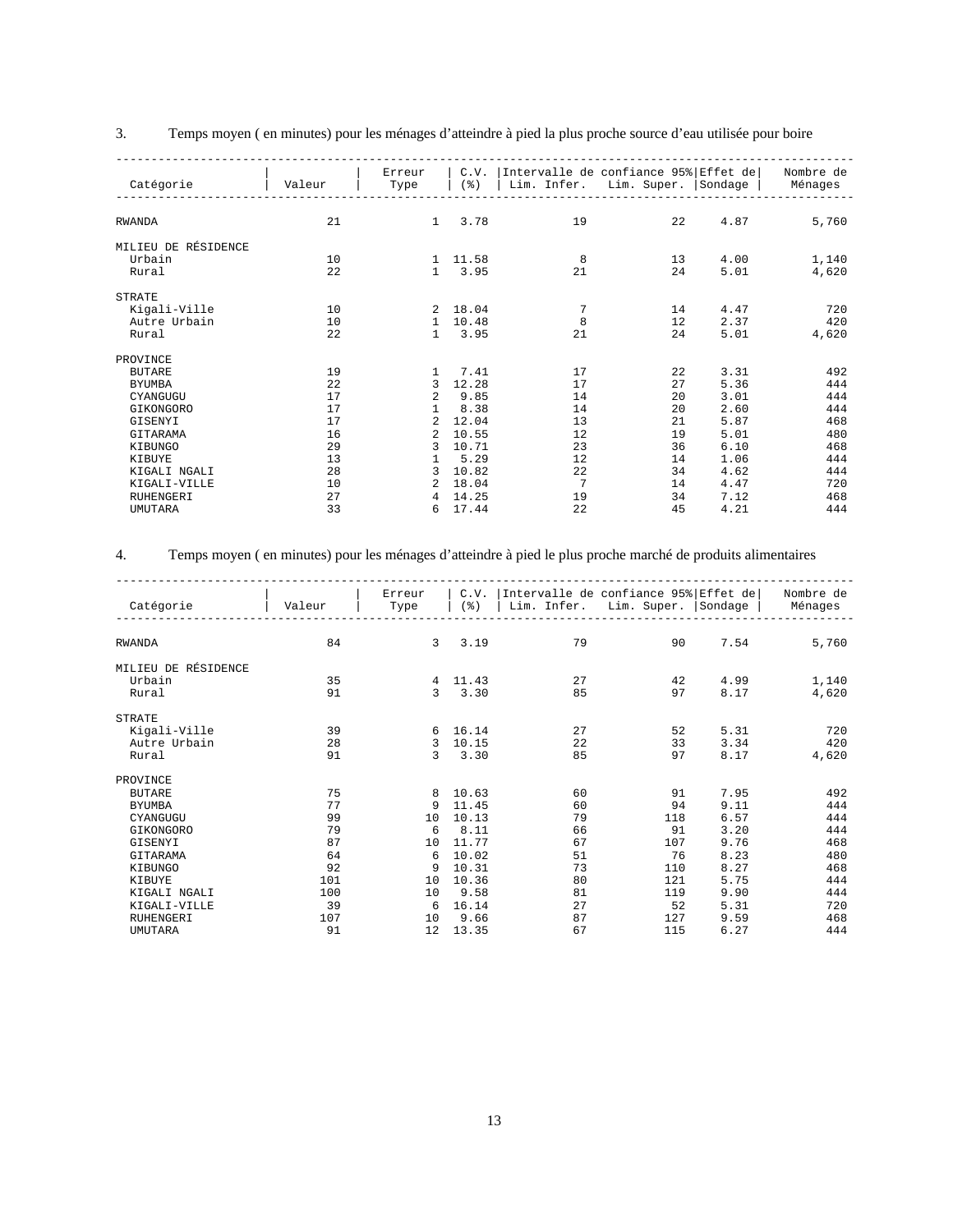3. Temps moyen ( en minutes) pour les ménages d'atteindre à pied la plus proche source d'eau utilisée pour boire

| Catégorie | Valeur | Erreur Type | C.V. (%) | Intervalle de confiance 95% Lim. Infer. | Lim. Super. | Effet de Sondage | Nombre de Ménages |
|---|---|---|---|---|---|---|---|
| RWANDA | 21 | 1 | 3.78 | 19 | 22 | 4.87 | 5,760 |
| MILIEU DE RÉSIDENCE | | | | | | | |
| Urbain | 10 | 1 | 11.58 | 8 | 13 | 4.00 | 1,140 |
| Rural | 22 | 1 | 3.95 | 21 | 24 | 5.01 | 4,620 |
| STRATE | | | | | | | |
| Kigali-Ville | 10 | 2 | 18.04 | 7 | 14 | 4.47 | 720 |
| Autre Urbain | 10 | 1 | 10.48 | 8 | 12 | 2.37 | 420 |
| Rural | 22 | 1 | 3.95 | 21 | 24 | 5.01 | 4,620 |
| PROVINCE | | | | | | | |
| BUTARE | 19 | 1 | 7.41 | 17 | 22 | 3.31 | 492 |
| BYUMBA | 22 | 3 | 12.28 | 17 | 27 | 5.36 | 444 |
| CYANGUGU | 17 | 2 | 9.85 | 14 | 20 | 3.01 | 444 |
| GIKONGORO | 17 | 1 | 8.38 | 14 | 20 | 2.60 | 444 |
| GISENYI | 17 | 2 | 12.04 | 13 | 21 | 5.87 | 468 |
| GITARAMA | 16 | 2 | 10.55 | 12 | 19 | 5.01 | 480 |
| KIBUNGO | 29 | 3 | 10.71 | 23 | 36 | 6.10 | 468 |
| KIBUYE | 13 | 1 | 5.29 | 12 | 14 | 1.06 | 444 |
| KIGALI NGALI | 28 | 3 | 10.82 | 22 | 34 | 4.62 | 444 |
| KIGALI-VILLE | 10 | 2 | 18.04 | 7 | 14 | 4.47 | 720 |
| RUHENGERI | 27 | 4 | 14.25 | 19 | 34 | 7.12 | 468 |
| UMUTARA | 33 | 6 | 17.44 | 22 | 45 | 4.21 | 444 |

4. Temps moyen ( en minutes) pour les ménages d'atteindre à pied le plus proche marché de produits alimentaires

| Catégorie | Valeur | Erreur Type | C.V. (%) | Intervalle de confiance 95% Lim. Infer. | Lim. Super. | Effet de Sondage | Nombre de Ménages |
|---|---|---|---|---|---|---|---|
| RWANDA | 84 | 3 | 3.19 | 79 | 90 | 7.54 | 5,760 |
| MILIEU DE RÉSIDENCE | | | | | | | |
| Urbain | 35 | 4 | 11.43 | 27 | 42 | 4.99 | 1,140 |
| Rural | 91 | 3 | 3.30 | 85 | 97 | 8.17 | 4,620 |
| STRATE | | | | | | | |
| Kigali-Ville | 39 | 6 | 16.14 | 27 | 52 | 5.31 | 720 |
| Autre Urbain | 28 | 3 | 10.15 | 22 | 33 | 3.34 | 420 |
| Rural | 91 | 3 | 3.30 | 85 | 97 | 8.17 | 4,620 |
| PROVINCE | | | | | | | |
| BUTARE | 75 | 8 | 10.63 | 60 | 91 | 7.95 | 492 |
| BYUMBA | 77 | 9 | 11.45 | 60 | 94 | 9.11 | 444 |
| CYANGUGU | 99 | 10 | 10.13 | 79 | 118 | 6.57 | 444 |
| GIKONGORO | 79 | 6 | 8.11 | 66 | 91 | 3.20 | 444 |
| GISENYI | 87 | 10 | 11.77 | 67 | 107 | 9.76 | 468 |
| GITARAMA | 64 | 6 | 10.02 | 51 | 76 | 8.23 | 480 |
| KIBUNGO | 92 | 9 | 10.31 | 73 | 110 | 8.27 | 468 |
| KIBUYE | 101 | 10 | 10.36 | 80 | 121 | 5.75 | 444 |
| KIGALI NGALI | 100 | 10 | 9.58 | 81 | 119 | 9.90 | 444 |
| KIGALI-VILLE | 39 | 6 | 16.14 | 27 | 52 | 5.31 | 720 |
| RUHENGERI | 107 | 10 | 9.66 | 87 | 127 | 9.59 | 468 |
| UMUTARA | 91 | 12 | 13.35 | 67 | 115 | 6.27 | 444 |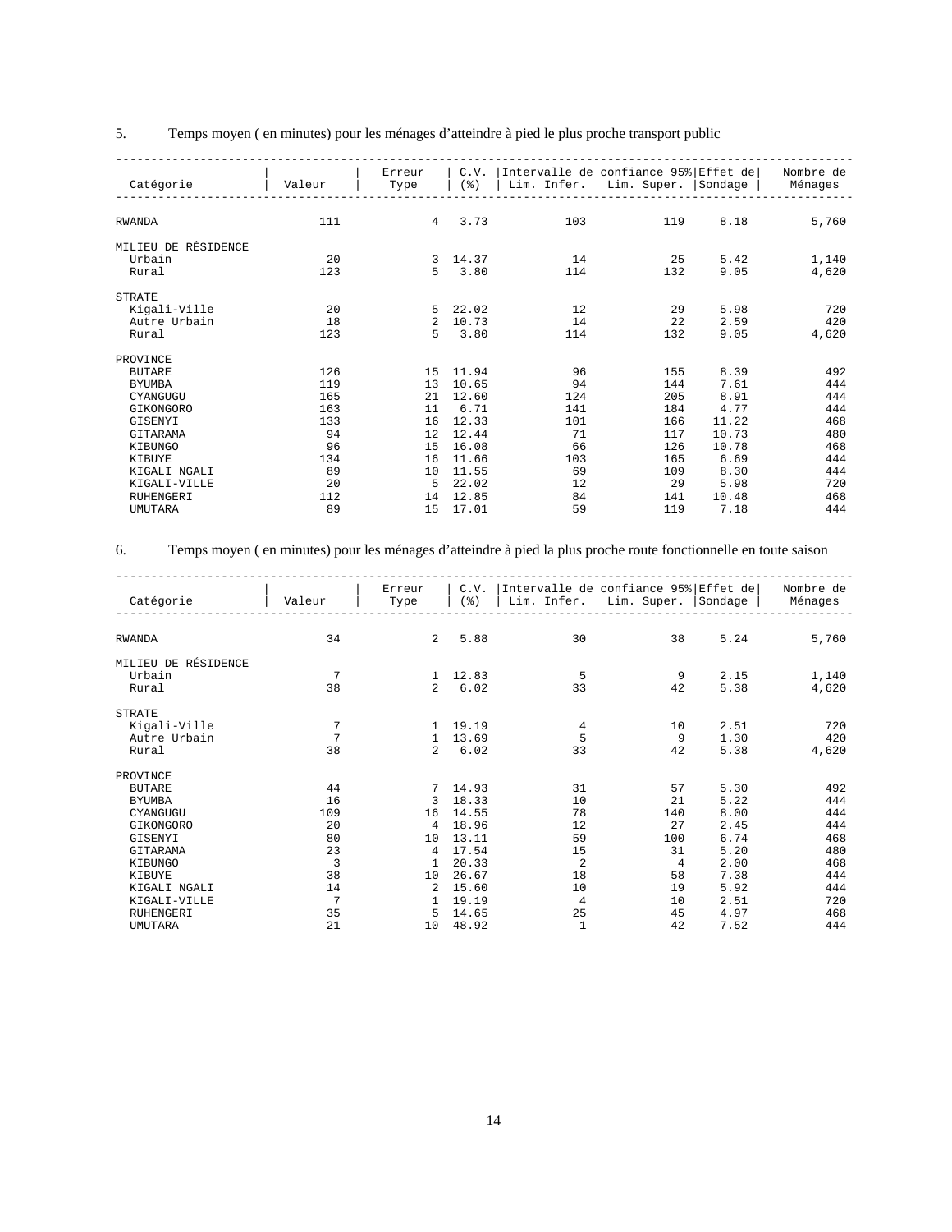5. Temps moyen ( en minutes) pour les ménages d'atteindre à pied le plus proche transport public

| Catégorie | Valeur | Erreur Type | C.V. (%) | Intervalle de confiance 95% Lim. Infer. | Lim. Super. | Effet de Sondage | Nombre de Ménages |
|---|---|---|---|---|---|---|---|
| RWANDA | 111 | 4 | 3.73 | 103 | 119 | 8.18 | 5,760 |
| MILIEU DE RÉSIDENCE | | | | | | | |
| Urbain | 20 | 3 | 14.37 | 14 | 25 | 5.42 | 1,140 |
| Rural | 123 | 5 | 3.80 | 114 | 132 | 9.05 | 4,620 |
| STRATE | | | | | | | |
| Kigali-Ville | 20 | 5 | 22.02 | 12 | 29 | 5.98 | 720 |
| Autre Urbain | 18 | 2 | 10.73 | 14 | 22 | 2.59 | 420 |
| Rural | 123 | 5 | 3.80 | 114 | 132 | 9.05 | 4,620 |
| PROVINCE | | | | | | | |
| BUTARE | 126 | 15 | 11.94 | 96 | 155 | 8.39 | 492 |
| BYUMBA | 119 | 13 | 10.65 | 94 | 144 | 7.61 | 444 |
| CYANGUGU | 165 | 21 | 12.60 | 124 | 205 | 8.91 | 444 |
| GIKONGORO | 163 | 11 | 6.71 | 141 | 184 | 4.77 | 444 |
| GISENYI | 133 | 16 | 12.33 | 101 | 166 | 11.22 | 468 |
| GITARAMA | 94 | 12 | 12.44 | 71 | 117 | 10.73 | 480 |
| KIBUNGO | 96 | 15 | 16.08 | 66 | 126 | 10.78 | 468 |
| KIBUYE | 134 | 16 | 11.66 | 103 | 165 | 6.69 | 444 |
| KIGALI NGALI | 89 | 10 | 11.55 | 69 | 109 | 8.30 | 444 |
| KIGALI-VILLE | 20 | 5 | 22.02 | 12 | 29 | 5.98 | 720 |
| RUHENGERI | 112 | 14 | 12.85 | 84 | 141 | 10.48 | 468 |
| UMUTARA | 89 | 15 | 17.01 | 59 | 119 | 7.18 | 444 |

6. Temps moyen ( en minutes) pour les ménages d'atteindre à pied la plus proche route fonctionnelle en toute saison

| Catégorie | Valeur | Erreur Type | C.V. (%) | Intervalle de confiance 95% Lim. Infer. | Lim. Super. | Effet de Sondage | Nombre de Ménages |
|---|---|---|---|---|---|---|---|
| RWANDA | 34 | 2 | 5.88 | 30 | 38 | 5.24 | 5,760 |
| MILIEU DE RÉSIDENCE | | | | | | | |
| Urbain | 7 | 1 | 12.83 | 5 | 9 | 2.15 | 1,140 |
| Rural | 38 | 2 | 6.02 | 33 | 42 | 5.38 | 4,620 |
| STRATE | | | | | | | |
| Kigali-Ville | 7 | 1 | 19.19 | 4 | 10 | 2.51 | 720 |
| Autre Urbain | 7 | 1 | 13.69 | 5 | 9 | 1.30 | 420 |
| Rural | 38 | 2 | 6.02 | 33 | 42 | 5.38 | 4,620 |
| PROVINCE | | | | | | | |
| BUTARE | 44 | 7 | 14.93 | 31 | 57 | 5.30 | 492 |
| BYUMBA | 16 | 3 | 18.33 | 10 | 21 | 5.22 | 444 |
| CYANGUGU | 109 | 16 | 14.55 | 78 | 140 | 8.00 | 444 |
| GIKONGORO | 20 | 4 | 18.96 | 12 | 27 | 2.45 | 444 |
| GISENYI | 80 | 10 | 13.11 | 59 | 100 | 6.74 | 468 |
| GITARAMA | 23 | 4 | 17.54 | 15 | 31 | 5.20 | 480 |
| KIBUNGO | 3 | 1 | 20.33 | 2 | 4 | 2.00 | 468 |
| KIBUYE | 38 | 10 | 26.67 | 18 | 58 | 7.38 | 444 |
| KIGALI NGALI | 14 | 2 | 15.60 | 10 | 19 | 5.92 | 444 |
| KIGALI-VILLE | 7 | 1 | 19.19 | 4 | 10 | 2.51 | 720 |
| RUHENGERI | 35 | 5 | 14.65 | 25 | 45 | 4.97 | 468 |
| UMUTARA | 21 | 10 | 48.92 | 1 | 42 | 7.52 | 444 |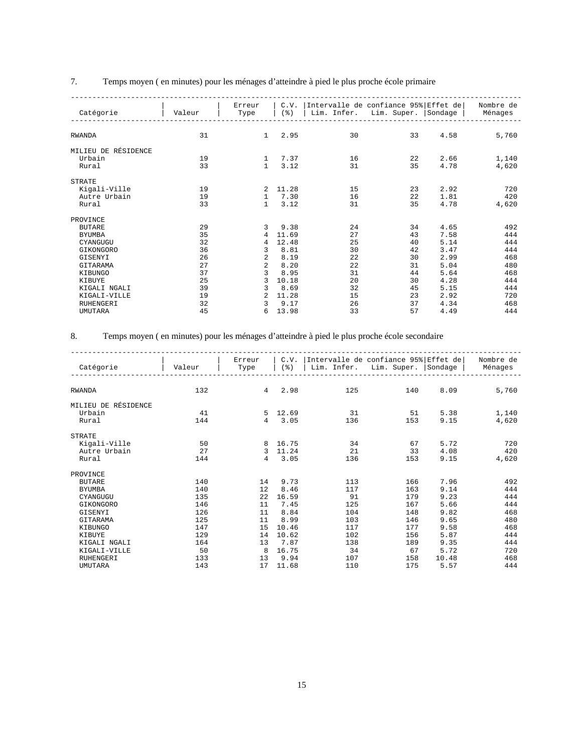7. Temps moyen ( en minutes) pour les ménages d'atteindre à pied le plus proche école primaire

| Catégorie | Valeur | Erreur Type | C.V. (%) | Intervalle de confiance 95% Lim. Infer. | Lim. Super. | Effet de Sondage | Nombre de Ménages |
|---|---|---|---|---|---|---|---|
| RWANDA | 31 | 1 | 2.95 | 30 | 33 | 4.58 | 5,760 |
| MILIEU DE RÉSIDENCE | | | | | | | |
| Urbain | 19 | 1 | 7.37 | 16 | 22 | 2.66 | 1,140 |
| Rural | 33 | 1 | 3.12 | 31 | 35 | 4.78 | 4,620 |
| STRATE | | | | | | | |
| Kigali-Ville | 19 | 2 | 11.28 | 15 | 23 | 2.92 | 720 |
| Autre Urbain | 19 | 1 | 7.30 | 16 | 22 | 1.81 | 420 |
| Rural | 33 | 1 | 3.12 | 31 | 35 | 4.78 | 4,620 |
| PROVINCE | | | | | | | |
| BUTARE | 29 | 3 | 9.38 | 24 | 34 | 4.65 | 492 |
| BYUMBA | 35 | 4 | 11.69 | 27 | 43 | 7.58 | 444 |
| CYANGUGU | 32 | 4 | 12.48 | 25 | 40 | 5.14 | 444 |
| GIKONGORO | 36 | 3 | 8.81 | 30 | 42 | 3.47 | 444 |
| GISENYI | 26 | 2 | 8.19 | 22 | 30 | 2.99 | 468 |
| GITARAMA | 27 | 2 | 8.20 | 22 | 31 | 5.04 | 480 |
| KIBUNGO | 37 | 3 | 8.95 | 31 | 44 | 5.64 | 468 |
| KIBUYE | 25 | 3 | 10.18 | 20 | 30 | 4.28 | 444 |
| KIGALI NGALI | 39 | 3 | 8.69 | 32 | 45 | 5.15 | 444 |
| KIGALI-VILLE | 19 | 2 | 11.28 | 15 | 23 | 2.92 | 720 |
| RUHENGERI | 32 | 3 | 9.17 | 26 | 37 | 4.34 | 468 |
| UMUTARA | 45 | 6 | 13.98 | 33 | 57 | 4.49 | 444 |

8. Temps moyen ( en minutes) pour les ménages d'atteindre à pied le plus proche école secondaire

| Catégorie | Valeur | Erreur Type | C.V. (%) | Intervalle de confiance 95% Lim. Infer. | Lim. Super. | Effet de Sondage | Nombre de Ménages |
|---|---|---|---|---|---|---|---|
| RWANDA | 132 | 4 | 2.98 | 125 | 140 | 8.09 | 5,760 |
| MILIEU DE RÉSIDENCE | | | | | | | |
| Urbain | 41 | 5 | 12.69 | 31 | 51 | 5.38 | 1,140 |
| Rural | 144 | 4 | 3.05 | 136 | 153 | 9.15 | 4,620 |
| STRATE | | | | | | | |
| Kigali-Ville | 50 | 8 | 16.75 | 34 | 67 | 5.72 | 720 |
| Autre Urbain | 27 | 3 | 11.24 | 21 | 33 | 4.08 | 420 |
| Rural | 144 | 4 | 3.05 | 136 | 153 | 9.15 | 4,620 |
| PROVINCE | | | | | | | |
| BUTARE | 140 | 14 | 9.73 | 113 | 166 | 7.96 | 492 |
| BYUMBA | 140 | 12 | 8.46 | 117 | 163 | 9.14 | 444 |
| CYANGUGU | 135 | 22 | 16.59 | 91 | 179 | 9.23 | 444 |
| GIKONGORO | 146 | 11 | 7.45 | 125 | 167 | 5.66 | 444 |
| GISENYI | 126 | 11 | 8.84 | 104 | 148 | 9.82 | 468 |
| GITARAMA | 125 | 11 | 8.99 | 103 | 146 | 9.65 | 480 |
| KIBUNGO | 147 | 15 | 10.46 | 117 | 177 | 9.58 | 468 |
| KIBUYE | 129 | 14 | 10.62 | 102 | 156 | 5.87 | 444 |
| KIGALI NGALI | 164 | 13 | 7.87 | 138 | 189 | 9.35 | 444 |
| KIGALI-VILLE | 50 | 8 | 16.75 | 34 | 67 | 5.72 | 720 |
| RUHENGERI | 133 | 13 | 9.94 | 107 | 158 | 10.48 | 468 |
| UMUTARA | 143 | 17 | 11.68 | 110 | 175 | 5.57 | 444 |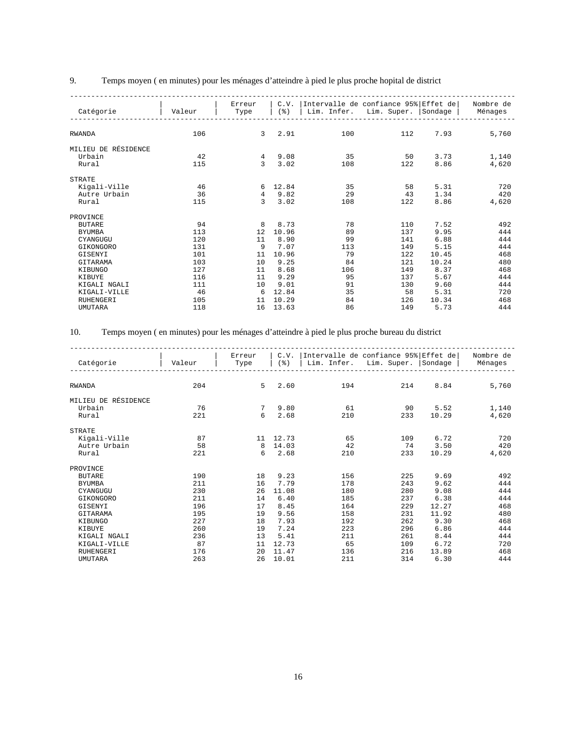9. Temps moyen ( en minutes) pour les ménages d'atteindre à pied le plus proche hopital de district

| Catégorie | Valeur | Erreur Type | C.V. (%) | Intervalle de confiance 95% Lim. Infer. | Lim. Super. | Effet de Sondage | Nombre de Ménages |
|---|---|---|---|---|---|---|---|
| RWANDA | 106 | 3 | 2.91 | 100 | 112 | 7.93 | 5,760 |
| MILIEU DE RÉSIDENCE | | | | | | | |
| Urbain | 42 | 4 | 9.08 | 35 | 50 | 3.73 | 1,140 |
| Rural | 115 | 3 | 3.02 | 108 | 122 | 8.86 | 4,620 |
| STRATE | | | | | | | |
| Kigali-Ville | 46 | 6 | 12.84 | 35 | 58 | 5.31 | 720 |
| Autre Urbain | 36 | 4 | 9.82 | 29 | 43 | 1.34 | 420 |
| Rural | 115 | 3 | 3.02 | 108 | 122 | 8.86 | 4,620 |
| PROVINCE | | | | | | | |
| BUTARE | 94 | 8 | 8.73 | 78 | 110 | 7.52 | 492 |
| BYUMBA | 113 | 12 | 10.96 | 89 | 137 | 9.95 | 444 |
| CYANGUGU | 120 | 11 | 8.90 | 99 | 141 | 6.88 | 444 |
| GIKONGORO | 131 | 9 | 7.07 | 113 | 149 | 5.15 | 444 |
| GISENYI | 101 | 11 | 10.96 | 79 | 122 | 10.45 | 468 |
| GITARAMA | 103 | 10 | 9.25 | 84 | 121 | 10.24 | 480 |
| KIBUNGO | 127 | 11 | 8.68 | 106 | 149 | 8.37 | 468 |
| KIBUYE | 116 | 11 | 9.29 | 95 | 137 | 5.67 | 444 |
| KIGALI NGALI | 111 | 10 | 9.01 | 91 | 130 | 9.60 | 444 |
| KIGALI-VILLE | 46 | 6 | 12.84 | 35 | 58 | 5.31 | 720 |
| RUHENGERI | 105 | 11 | 10.29 | 84 | 126 | 10.34 | 468 |
| UMUTARA | 118 | 16 | 13.63 | 86 | 149 | 5.73 | 444 |

10. Temps moyen ( en minutes) pour les ménages d'atteindre à pied le plus proche bureau du district

| Catégorie | Valeur | Erreur Type | C.V. (%) | Intervalle de confiance 95% Lim. Infer. | Lim. Super. | Effet de Sondage | Nombre de Ménages |
|---|---|---|---|---|---|---|---|
| RWANDA | 204 | 5 | 2.60 | 194 | 214 | 8.84 | 5,760 |
| MILIEU DE RÉSIDENCE | | | | | | | |
| Urbain | 76 | 7 | 9.80 | 61 | 90 | 5.52 | 1,140 |
| Rural | 221 | 6 | 2.68 | 210 | 233 | 10.29 | 4,620 |
| STRATE | | | | | | | |
| Kigali-Ville | 87 | 11 | 12.73 | 65 | 109 | 6.72 | 720 |
| Autre Urbain | 58 | 8 | 14.03 | 42 | 74 | 3.50 | 420 |
| Rural | 221 | 6 | 2.68 | 210 | 233 | 10.29 | 4,620 |
| PROVINCE | | | | | | | |
| BUTARE | 190 | 18 | 9.23 | 156 | 225 | 9.69 | 492 |
| BYUMBA | 211 | 16 | 7.79 | 178 | 243 | 9.62 | 444 |
| CYANGUGU | 230 | 26 | 11.08 | 180 | 280 | 9.08 | 444 |
| GIKONGORO | 211 | 14 | 6.40 | 185 | 237 | 6.38 | 444 |
| GISENYI | 196 | 17 | 8.45 | 164 | 229 | 12.27 | 468 |
| GITARAMA | 195 | 19 | 9.56 | 158 | 231 | 11.92 | 480 |
| KIBUNGO | 227 | 18 | 7.93 | 192 | 262 | 9.30 | 468 |
| KIBUYE | 260 | 19 | 7.24 | 223 | 296 | 6.86 | 444 |
| KIGALI NGALI | 236 | 13 | 5.41 | 211 | 261 | 8.44 | 444 |
| KIGALI-VILLE | 87 | 11 | 12.73 | 65 | 109 | 6.72 | 720 |
| RUHENGERI | 176 | 20 | 11.47 | 136 | 216 | 13.89 | 468 |
| UMUTARA | 263 | 26 | 10.01 | 211 | 314 | 6.30 | 444 |